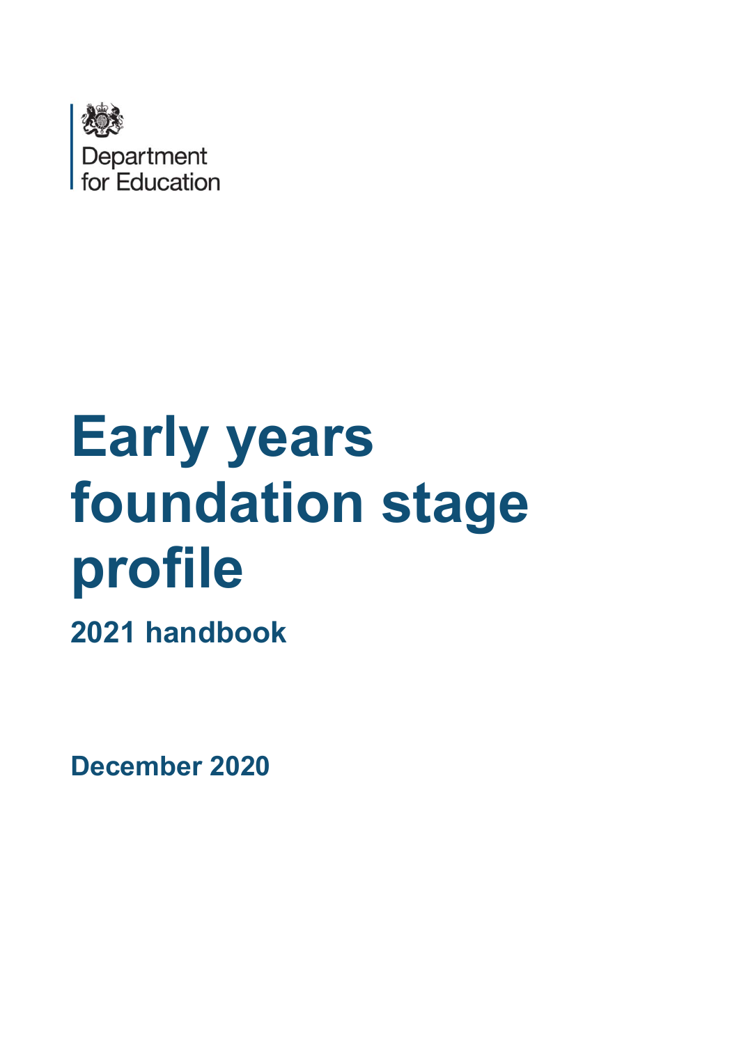Department for Education

# Early years foundation stage profile

## 2021 handbook

**December 2020**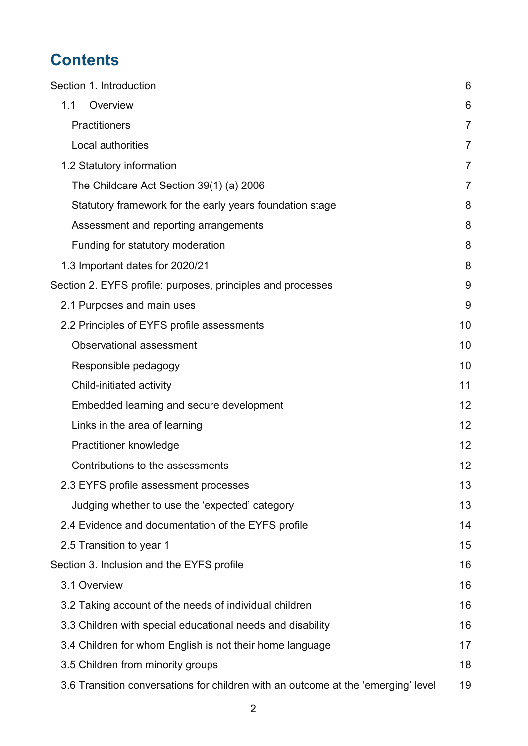# Contents

| | |
|---|---|
| Section 1. Introduction | 6 |
| 1.1 Overview | 6 |
| Practitioners | 7 |
| Local authorities | 7 |
| 1.2 Statutory information | 7 |
| The Childcare Act Section 39(1) (a) 2006 | 7 |
| Statutory framework for the early years foundation stage | 8 |
| Assessment and reporting arrangements | 8 |
| Funding for statutory moderation | 8 |
| 1.3 Important dates for 2020/21 | 8 |
| Section 2. EYFS profile: purposes, principles and processes | 9 |
| 2.1 Purposes and main uses | 9 |
| 2.2 Principles of EYFS profile assessments | 10 |
| Observational assessment | 10 |
| Responsible pedagogy | 10 |
| Child-initiated activity | 11 |
| Embedded learning and secure development | 12 |
| Links in the area of learning | 12 |
| Practitioner knowledge | 12 |
| Contributions to the assessments | 12 |
| 2.3 EYFS profile assessment processes | 13 |
| Judging whether to use the 'expected' category | 13 |
| 2.4 Evidence and documentation of the EYFS profile | 14 |
| 2.5 Transition to year 1 | 15 |
| Section 3. Inclusion and the EYFS profile | 16 |
| 3.1 Overview | 16 |
| 3.2 Taking account of the needs of individual children | 16 |
| 3.3 Children with special educational needs and disability | 16 |
| 3.4 Children for whom English is not their home language | 17 |
| 3.5 Children from minority groups | 18 |
| 3.6 Transition conversations for children with an outcome at the 'emerging' level | 19 |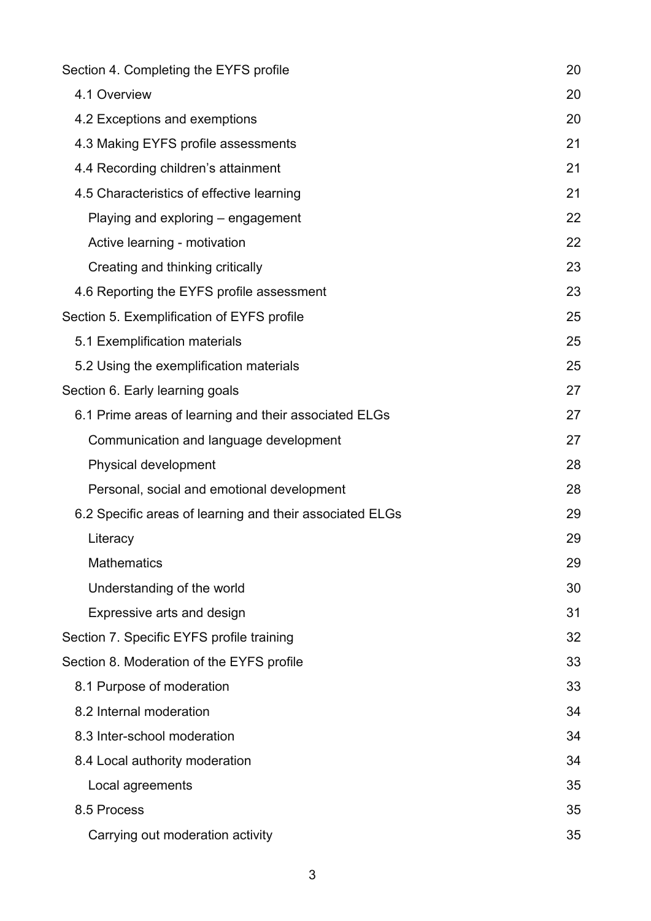| | |
|---|---|
| Section 4. Completing the EYFS profile | 20 |
| 4.1 Overview | 20 |
| 4.2 Exceptions and exemptions | 20 |
| 4.3 Making EYFS profile assessments | 21 |
| 4.4 Recording children's attainment | 21 |
| 4.5 Characteristics of effective learning | 21 |
| Playing and exploring – engagement | 22 |
| Active learning - motivation | 22 |
| Creating and thinking critically | 23 |
| 4.6 Reporting the EYFS profile assessment | 23 |
| Section 5. Exemplification of EYFS profile | 25 |
| 5.1 Exemplification materials | 25 |
| 5.2 Using the exemplification materials | 25 |
| Section 6. Early learning goals | 27 |
| 6.1 Prime areas of learning and their associated ELGs | 27 |
| Communication and language development | 27 |
| Physical development | 28 |
| Personal, social and emotional development | 28 |
| 6.2 Specific areas of learning and their associated ELGs | 29 |
| Literacy | 29 |
| Mathematics | 29 |
| Understanding of the world | 30 |
| Expressive arts and design | 31 |
| Section 7. Specific EYFS profile training | 32 |
| Section 8. Moderation of the EYFS profile | 33 |
| 8.1 Purpose of moderation | 33 |
| 8.2 Internal moderation | 34 |
| 8.3 Inter-school moderation | 34 |
| 8.4 Local authority moderation | 34 |
| Local agreements | 35 |
| 8.5 Process | 35 |
| Carrying out moderation activity | 35 |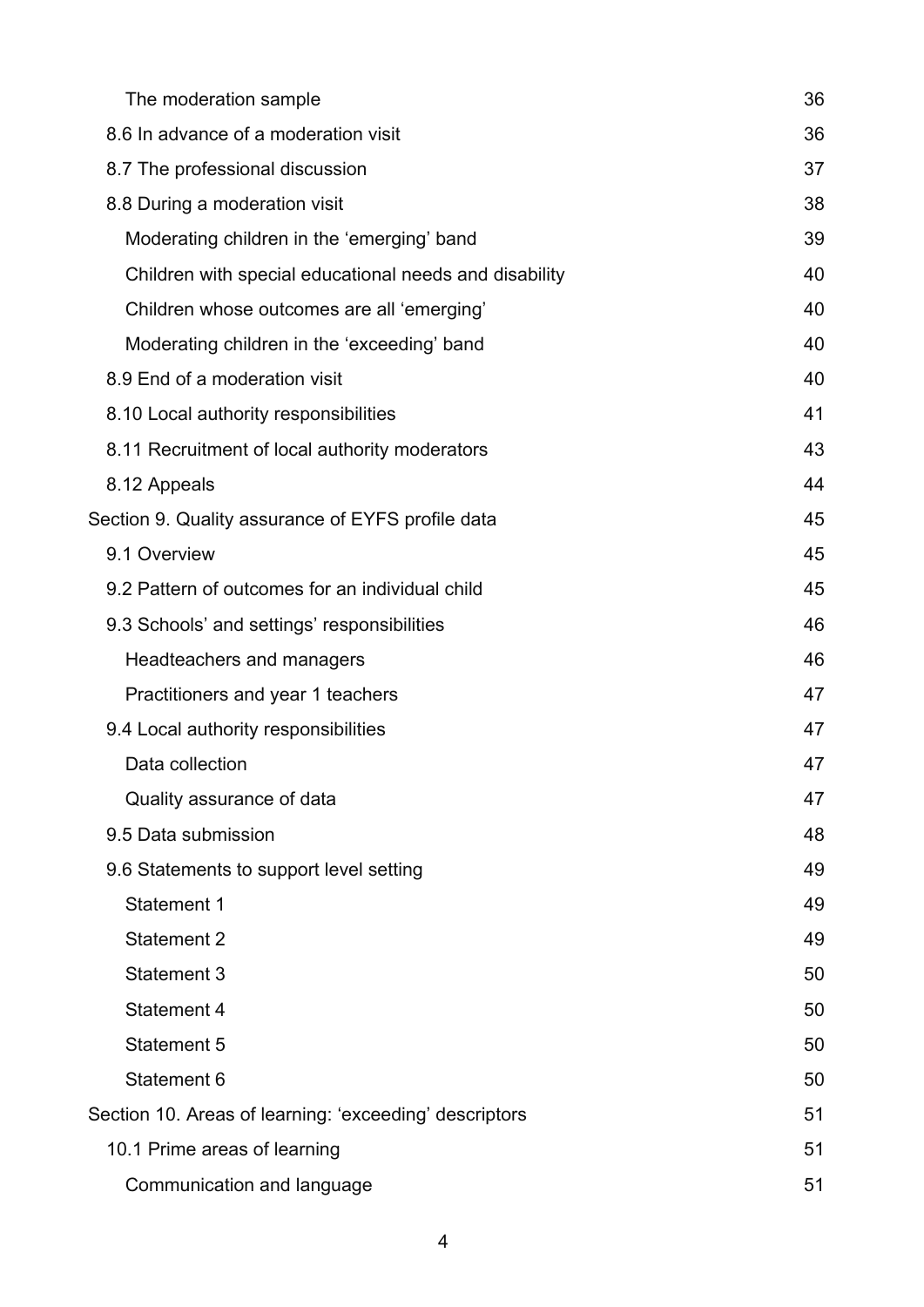| | |
|---|---|
| The moderation sample | 36 |
| 8.6 In advance of a moderation visit | 36 |
| 8.7 The professional discussion | 37 |
| 8.8 During a moderation visit | 38 |
| Moderating children in the 'emerging' band | 39 |
| Children with special educational needs and disability | 40 |
| Children whose outcomes are all 'emerging' | 40 |
| Moderating children in the 'exceeding' band | 40 |
| 8.9 End of a moderation visit | 40 |
| 8.10 Local authority responsibilities | 41 |
| 8.11 Recruitment of local authority moderators | 43 |
| 8.12 Appeals | 44 |
| Section 9. Quality assurance of EYFS profile data | 45 |
| 9.1 Overview | 45 |
| 9.2 Pattern of outcomes for an individual child | 45 |
| 9.3 Schools' and settings' responsibilities | 46 |
| Headteachers and managers | 46 |
| Practitioners and year 1 teachers | 47 |
| 9.4 Local authority responsibilities | 47 |
| Data collection | 47 |
| Quality assurance of data | 47 |
| 9.5 Data submission | 48 |
| 9.6 Statements to support level setting | 49 |
| Statement 1 | 49 |
| Statement 2 | 49 |
| Statement 3 | 50 |
| Statement 4 | 50 |
| Statement 5 | 50 |
| Statement 6 | 50 |
| Section 10. Areas of learning: 'exceeding' descriptors | 51 |
| 10.1 Prime areas of learning | 51 |
| Communication and language | 51 |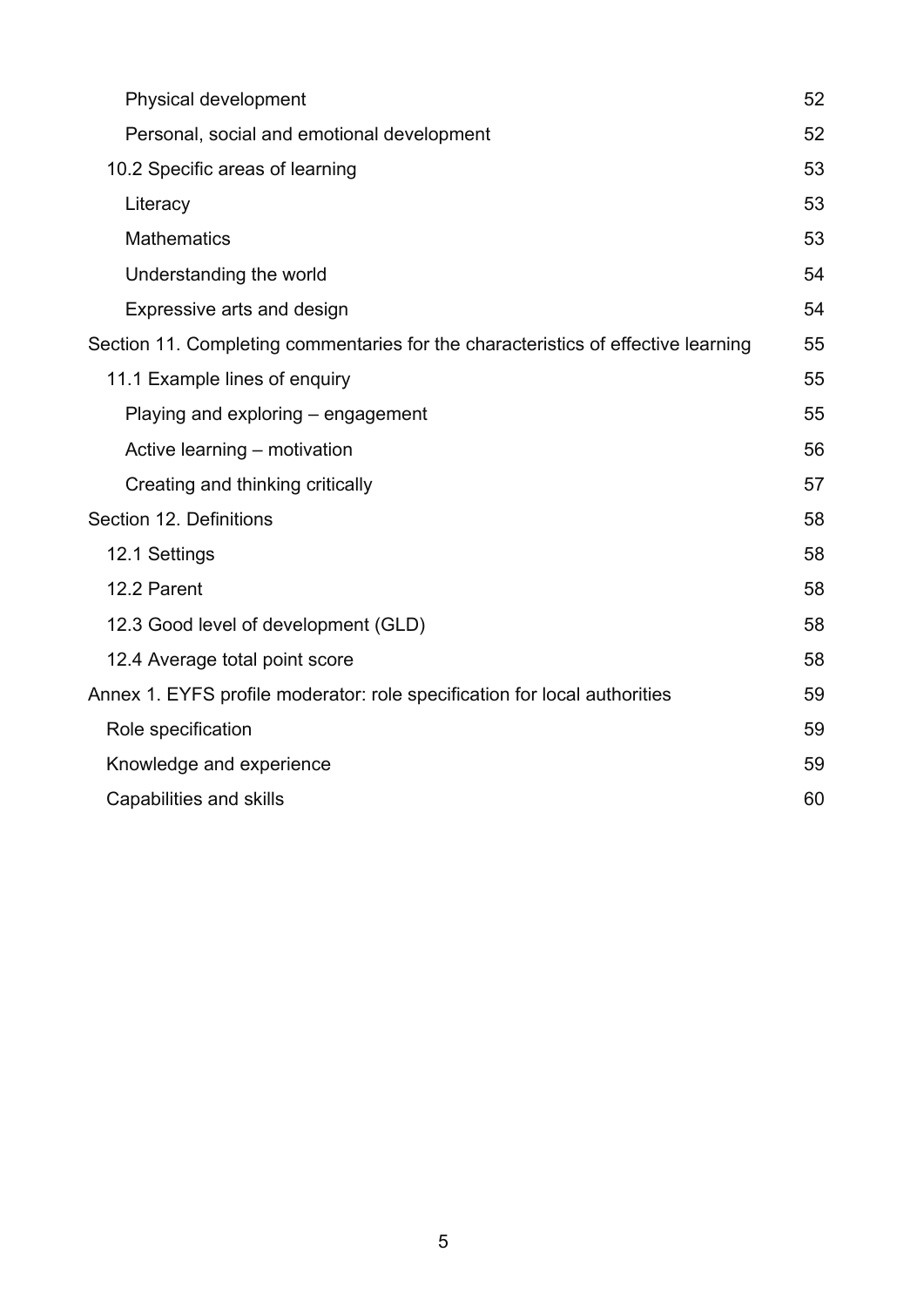- Physical development 52
- Personal, social and emotional development 52
- 10.2 Specific areas of learning 53
  - Literacy 53
  - Mathematics 53
  - Understanding the world 54
  - Expressive arts and design 54

Section 11. Completing commentaries for the characteristics of effective learning 55

- 11.1 Example lines of enquiry 55
  - Playing and exploring – engagement 55
  - Active learning – motivation 56
  - Creating and thinking critically 57

Section 12. Definitions 58

- 12.1 Settings 58
- 12.2 Parent 58
- 12.3 Good level of development (GLD) 58
- 12.4 Average total point score 58

Annex 1. EYFS profile moderator: role specification for local authorities 59

- Role specification 59
- Knowledge and experience 59
- Capabilities and skills 60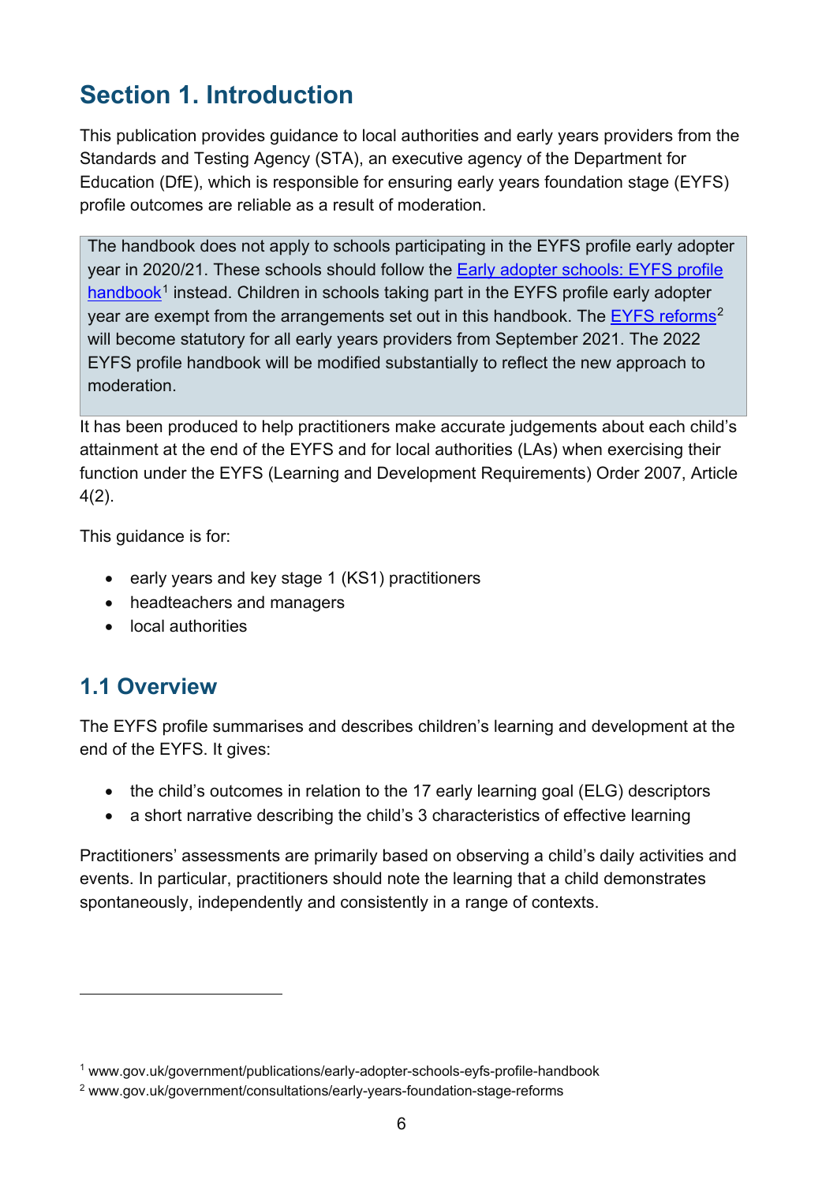# Section 1. Introduction

This publication provides guidance to local authorities and early years providers from the Standards and Testing Agency (STA), an executive agency of the Department for Education (DfE), which is responsible for ensuring early years foundation stage (EYFS) profile outcomes are reliable as a result of moderation.

> The handbook does not apply to schools participating in the EYFS profile early adopter year in 2020/21. These schools should follow the [Early adopter schools: EYFS profile handbook](www.gov.uk/government/publications/early-adopter-schools-eyfs-profile-handbook)[1] instead. Children in schools taking part in the EYFS profile early adopter year are exempt from the arrangements set out in this handbook. The [EYFS reforms](www.gov.uk/government/consultations/early-years-foundation-stage-reforms)[2] will become statutory for all early years providers from September 2021. The 2022 EYFS profile handbook will be modified substantially to reflect the new approach to moderation.

It has been produced to help practitioners make accurate judgements about each child's attainment at the end of the EYFS and for local authorities (LAs) when exercising their function under the EYFS (Learning and Development Requirements) Order 2007, Article 4(2).

This guidance is for:

- early years and key stage 1 (KS1) practitioners
- headteachers and managers
- local authorities

## 1.1 Overview

The EYFS profile summarises and describes children's learning and development at the end of the EYFS. It gives:

- the child's outcomes in relation to the 17 early learning goal (ELG) descriptors
- a short narrative describing the child's 3 characteristics of effective learning

Practitioners' assessments are primarily based on observing a child's daily activities and events. In particular, practitioners should note the learning that a child demonstrates spontaneously, independently and consistently in a range of contexts.

---

[1] www.gov.uk/government/publications/early-adopter-schools-eyfs-profile-handbook

[2] www.gov.uk/government/consultations/early-years-foundation-stage-reforms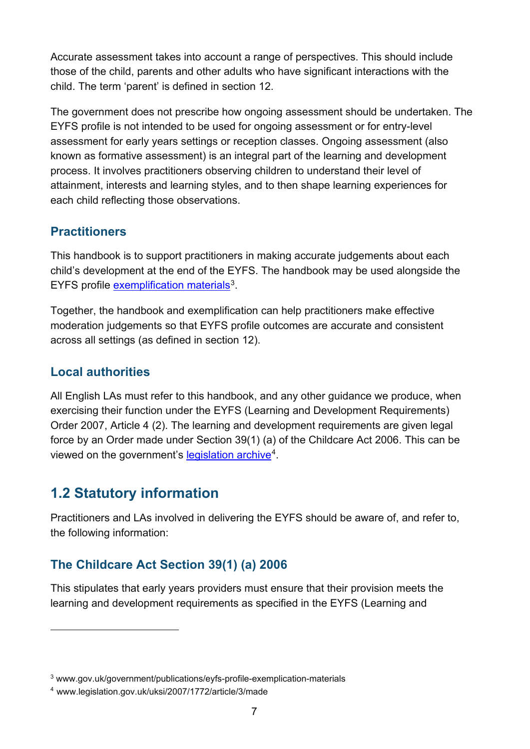Accurate assessment takes into account a range of perspectives. This should include those of the child, parents and other adults who have significant interactions with the child. The term 'parent' is defined in section 12.

The government does not prescribe how ongoing assessment should be undertaken. The EYFS profile is not intended to be used for ongoing assessment or for entry-level assessment for early years settings or reception classes. Ongoing assessment (also known as formative assessment) is an integral part of the learning and development process. It involves practitioners observing children to understand their level of attainment, interests and learning styles, and to then shape learning experiences for each child reflecting those observations.

### Practitioners

This handbook is to support practitioners in making accurate judgements about each child's development at the end of the EYFS. The handbook may be used alongside the EYFS profile exemplification materials[3].

Together, the handbook and exemplification can help practitioners make effective moderation judgements so that EYFS profile outcomes are accurate and consistent across all settings (as defined in section 12).

### Local authorities

All English LAs must refer to this handbook, and any other guidance we produce, when exercising their function under the EYFS (Learning and Development Requirements) Order 2007, Article 4 (2). The learning and development requirements are given legal force by an Order made under Section 39(1) (a) of the Childcare Act 2006. This can be viewed on the government's legislation archive[4].

## 1.2 Statutory information

Practitioners and LAs involved in delivering the EYFS should be aware of, and refer to, the following information:

### The Childcare Act Section 39(1) (a) 2006

This stipulates that early years providers must ensure that their provision meets the learning and development requirements as specified in the EYFS (Learning and

---

[3] www.gov.uk/government/publications/eyfs-profile-exemplification-materials

[4] www.legislation.gov.uk/uksi/2007/1772/article/3/made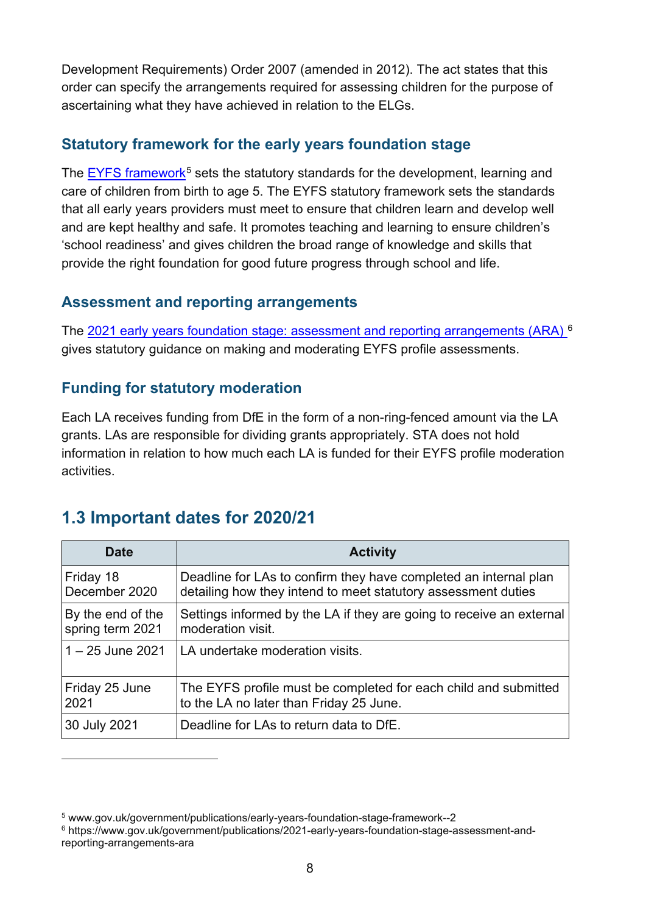Development Requirements) Order 2007 (amended in 2012). The act states that this order can specify the arrangements required for assessing children for the purpose of ascertaining what they have achieved in relation to the ELGs.

### Statutory framework for the early years foundation stage

The EYFS framework[5] sets the statutory standards for the development, learning and care of children from birth to age 5. The EYFS statutory framework sets the standards that all early years providers must meet to ensure that children learn and develop well and are kept healthy and safe. It promotes teaching and learning to ensure children's 'school readiness' and gives children the broad range of knowledge and skills that provide the right foundation for good future progress through school and life.

### Assessment and reporting arrangements

The 2021 early years foundation stage: assessment and reporting arrangements (ARA) [6] gives statutory guidance on making and moderating EYFS profile assessments.

### Funding for statutory moderation

Each LA receives funding from DfE in the form of a non-ring-fenced amount via the LA grants. LAs are responsible for dividing grants appropriately. STA does not hold information in relation to how much each LA is funded for their EYFS profile moderation activities.

## 1.3 Important dates for 2020/21

| Date | Activity |
|---|---|
| Friday 18 December 2020 | Deadline for LAs to confirm they have completed an internal plan detailing how they intend to meet statutory assessment duties |
| By the end of the spring term 2021 | Settings informed by the LA if they are going to receive an external moderation visit. |
| 1 – 25 June 2021 | LA undertake moderation visits. |
| Friday 25 June 2021 | The EYFS profile must be completed for each child and submitted to the LA no later than Friday 25 June. |
| 30 July 2021 | Deadline for LAs to return data to DfE. |

[5] www.gov.uk/government/publications/early-years-foundation-stage-framework--2

[6] https://www.gov.uk/government/publications/2021-early-years-foundation-stage-assessment-and-reporting-arrangements-ara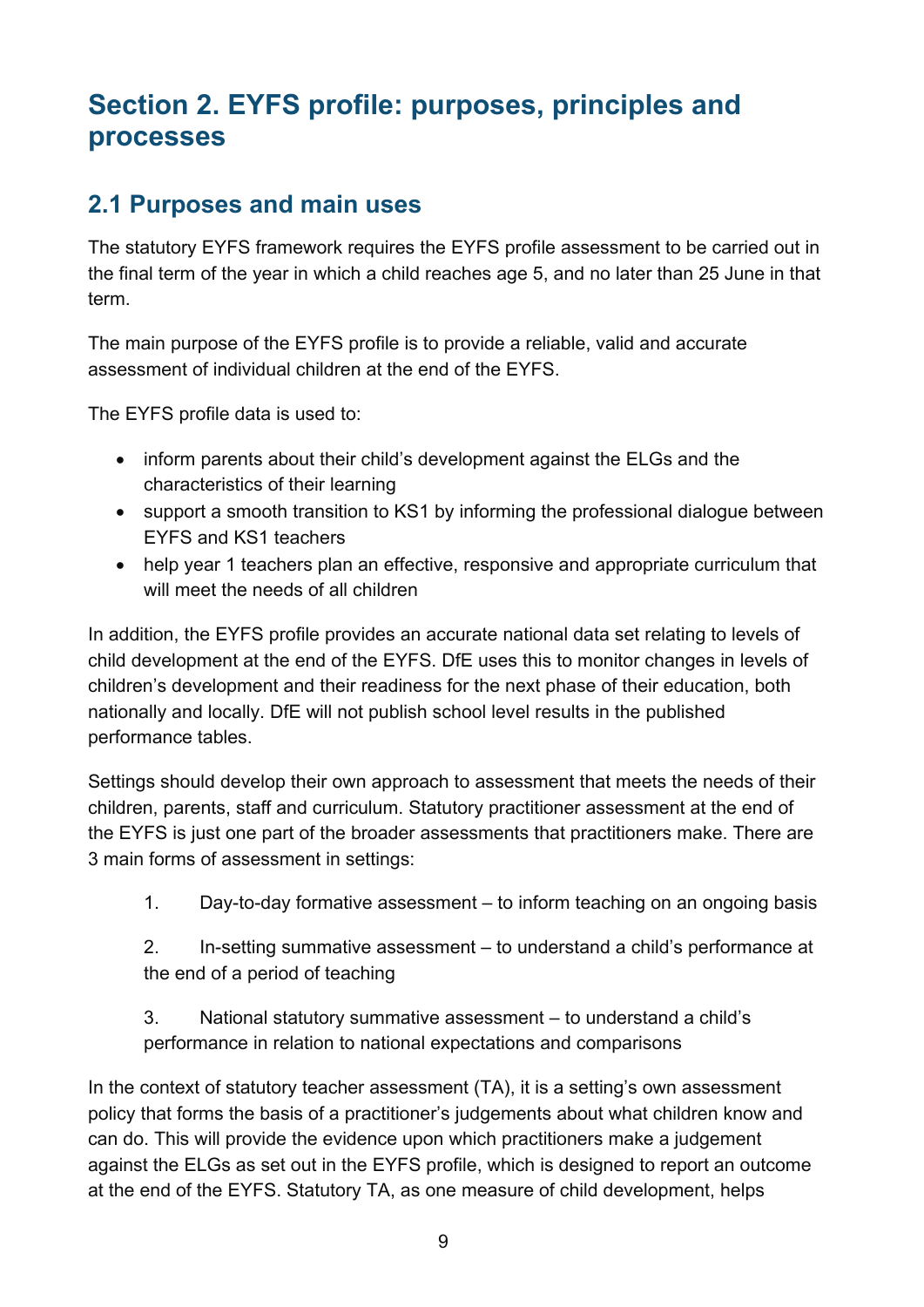# Section 2. EYFS profile: purposes, principles and processes

## 2.1 Purposes and main uses

The statutory EYFS framework requires the EYFS profile assessment to be carried out in the final term of the year in which a child reaches age 5, and no later than 25 June in that term.

The main purpose of the EYFS profile is to provide a reliable, valid and accurate assessment of individual children at the end of the EYFS.

The EYFS profile data is used to:

- inform parents about their child's development against the ELGs and the characteristics of their learning
- support a smooth transition to KS1 by informing the professional dialogue between EYFS and KS1 teachers
- help year 1 teachers plan an effective, responsive and appropriate curriculum that will meet the needs of all children

In addition, the EYFS profile provides an accurate national data set relating to levels of child development at the end of the EYFS. DfE uses this to monitor changes in levels of children's development and their readiness for the next phase of their education, both nationally and locally. DfE will not publish school level results in the published performance tables.

Settings should develop their own approach to assessment that meets the needs of their children, parents, staff and curriculum. Statutory practitioner assessment at the end of the EYFS is just one part of the broader assessments that practitioners make. There are 3 main forms of assessment in settings:

1. Day-to-day formative assessment – to inform teaching on an ongoing basis
2. In-setting summative assessment – to understand a child's performance at the end of a period of teaching
3. National statutory summative assessment – to understand a child's performance in relation to national expectations and comparisons

In the context of statutory teacher assessment (TA), it is a setting's own assessment policy that forms the basis of a practitioner's judgements about what children know and can do. This will provide the evidence upon which practitioners make a judgement against the ELGs as set out in the EYFS profile, which is designed to report an outcome at the end of the EYFS. Statutory TA, as one measure of child development, helps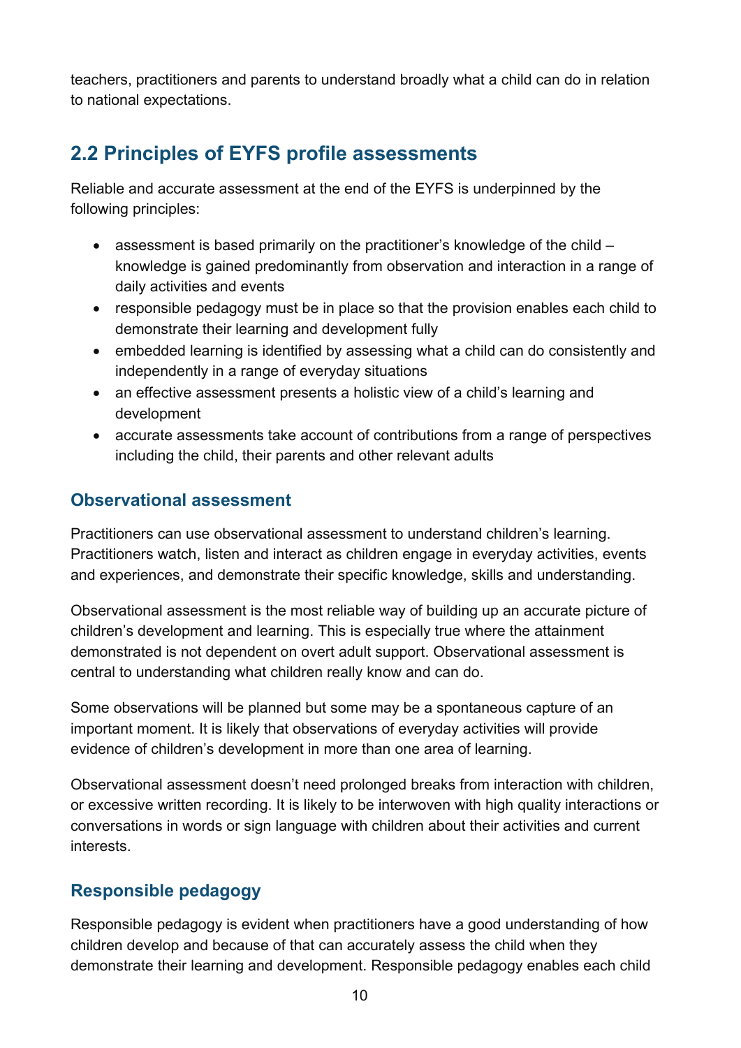teachers, practitioners and parents to understand broadly what a child can do in relation to national expectations.

## 2.2 Principles of EYFS profile assessments

Reliable and accurate assessment at the end of the EYFS is underpinned by the following principles:

- assessment is based primarily on the practitioner's knowledge of the child – knowledge is gained predominantly from observation and interaction in a range of daily activities and events
- responsible pedagogy must be in place so that the provision enables each child to demonstrate their learning and development fully
- embedded learning is identified by assessing what a child can do consistently and independently in a range of everyday situations
- an effective assessment presents a holistic view of a child's learning and development
- accurate assessments take account of contributions from a range of perspectives including the child, their parents and other relevant adults

### Observational assessment

Practitioners can use observational assessment to understand children's learning. Practitioners watch, listen and interact as children engage in everyday activities, events and experiences, and demonstrate their specific knowledge, skills and understanding.

Observational assessment is the most reliable way of building up an accurate picture of children's development and learning. This is especially true where the attainment demonstrated is not dependent on overt adult support. Observational assessment is central to understanding what children really know and can do.

Some observations will be planned but some may be a spontaneous capture of an important moment. It is likely that observations of everyday activities will provide evidence of children's development in more than one area of learning.

Observational assessment doesn't need prolonged breaks from interaction with children, or excessive written recording. It is likely to be interwoven with high quality interactions or conversations in words or sign language with children about their activities and current interests.

### Responsible pedagogy

Responsible pedagogy is evident when practitioners have a good understanding of how children develop and because of that can accurately assess the child when they demonstrate their learning and development. Responsible pedagogy enables each child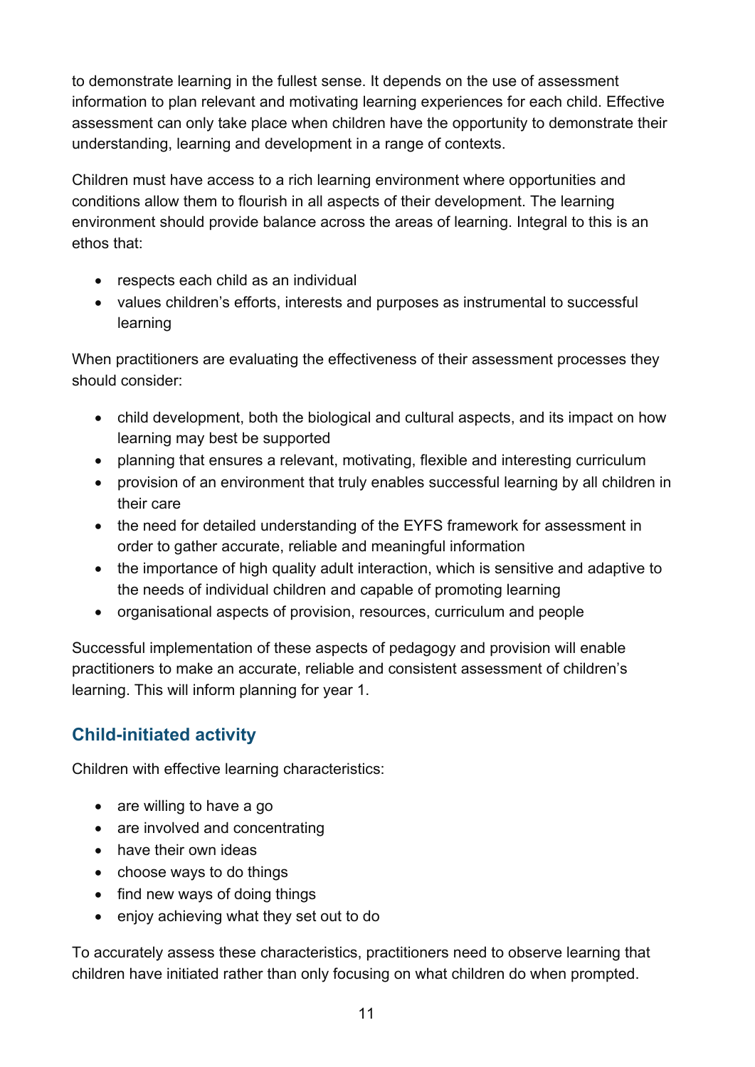to demonstrate learning in the fullest sense. It depends on the use of assessment information to plan relevant and motivating learning experiences for each child. Effective assessment can only take place when children have the opportunity to demonstrate their understanding, learning and development in a range of contexts.

Children must have access to a rich learning environment where opportunities and conditions allow them to flourish in all aspects of their development. The learning environment should provide balance across the areas of learning. Integral to this is an ethos that:

- respects each child as an individual
- values children's efforts, interests and purposes as instrumental to successful learning

When practitioners are evaluating the effectiveness of their assessment processes they should consider:

- child development, both the biological and cultural aspects, and its impact on how learning may best be supported
- planning that ensures a relevant, motivating, flexible and interesting curriculum
- provision of an environment that truly enables successful learning by all children in their care
- the need for detailed understanding of the EYFS framework for assessment in order to gather accurate, reliable and meaningful information
- the importance of high quality adult interaction, which is sensitive and adaptive to the needs of individual children and capable of promoting learning
- organisational aspects of provision, resources, curriculum and people

Successful implementation of these aspects of pedagogy and provision will enable practitioners to make an accurate, reliable and consistent assessment of children's learning. This will inform planning for year 1.

## Child-initiated activity

Children with effective learning characteristics:

- are willing to have a go
- are involved and concentrating
- have their own ideas
- choose ways to do things
- find new ways of doing things
- enjoy achieving what they set out to do

To accurately assess these characteristics, practitioners need to observe learning that children have initiated rather than only focusing on what children do when prompted.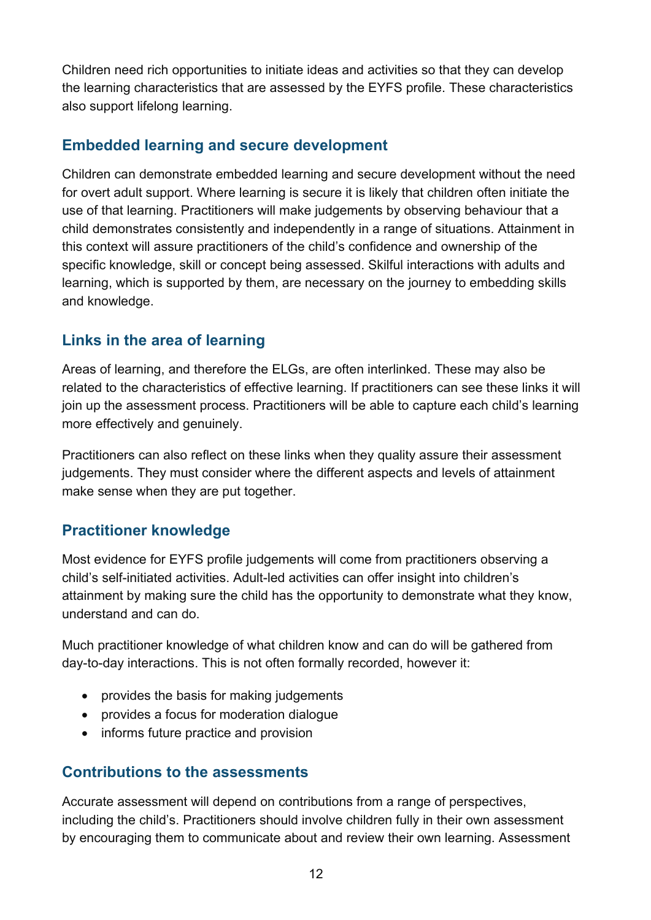Children need rich opportunities to initiate ideas and activities so that they can develop the learning characteristics that are assessed by the EYFS profile. These characteristics also support lifelong learning.

## Embedded learning and secure development

Children can demonstrate embedded learning and secure development without the need for overt adult support. Where learning is secure it is likely that children often initiate the use of that learning. Practitioners will make judgements by observing behaviour that a child demonstrates consistently and independently in a range of situations. Attainment in this context will assure practitioners of the child's confidence and ownership of the specific knowledge, skill or concept being assessed. Skilful interactions with adults and learning, which is supported by them, are necessary on the journey to embedding skills and knowledge.

## Links in the area of learning

Areas of learning, and therefore the ELGs, are often interlinked. These may also be related to the characteristics of effective learning. If practitioners can see these links it will join up the assessment process. Practitioners will be able to capture each child's learning more effectively and genuinely.

Practitioners can also reflect on these links when they quality assure their assessment judgements. They must consider where the different aspects and levels of attainment make sense when they are put together.

## Practitioner knowledge

Most evidence for EYFS profile judgements will come from practitioners observing a child's self-initiated activities. Adult-led activities can offer insight into children's attainment by making sure the child has the opportunity to demonstrate what they know, understand and can do.

Much practitioner knowledge of what children know and can do will be gathered from day-to-day interactions. This is not often formally recorded, however it:

- provides the basis for making judgements
- provides a focus for moderation dialogue
- informs future practice and provision

## Contributions to the assessments

Accurate assessment will depend on contributions from a range of perspectives, including the child's. Practitioners should involve children fully in their own assessment by encouraging them to communicate about and review their own learning. Assessment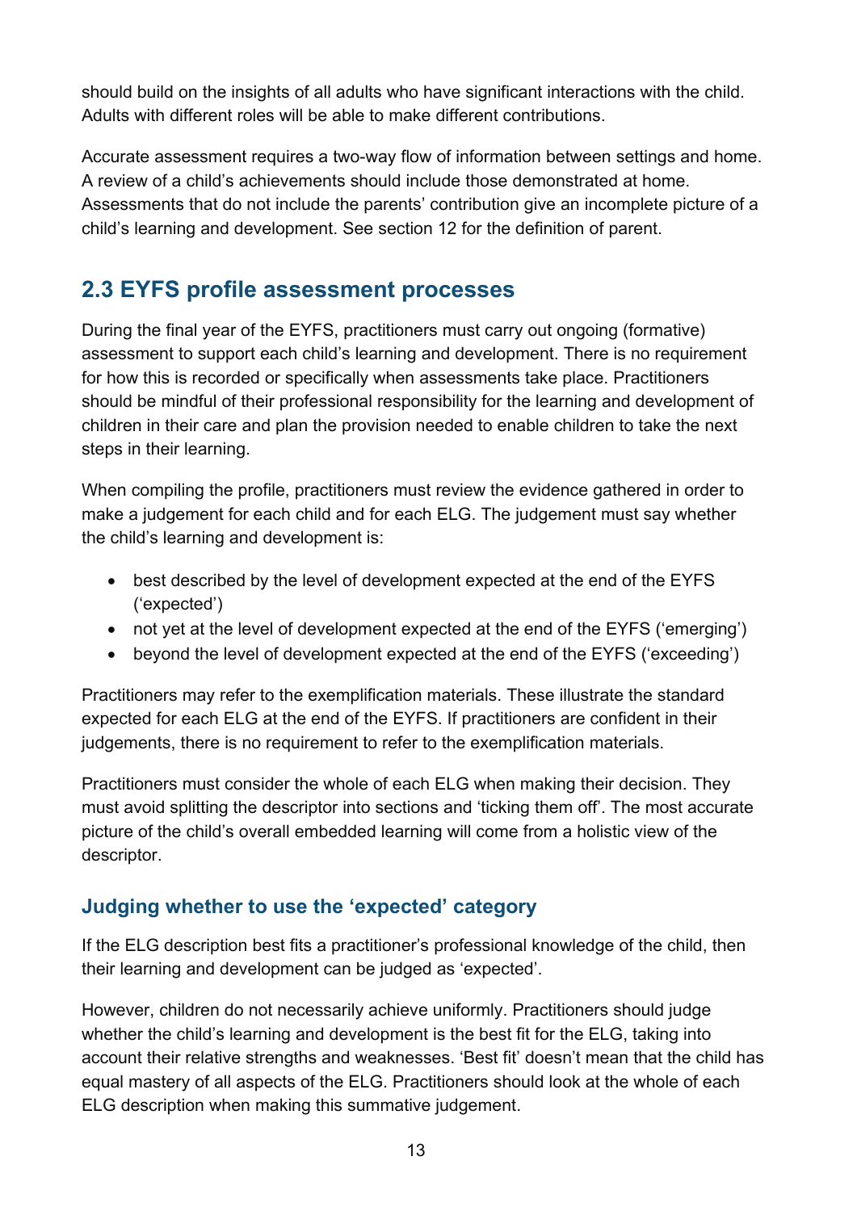should build on the insights of all adults who have significant interactions with the child. Adults with different roles will be able to make different contributions.

Accurate assessment requires a two-way flow of information between settings and home. A review of a child's achievements should include those demonstrated at home. Assessments that do not include the parents' contribution give an incomplete picture of a child's learning and development. See section 12 for the definition of parent.

## 2.3 EYFS profile assessment processes

During the final year of the EYFS, practitioners must carry out ongoing (formative) assessment to support each child's learning and development. There is no requirement for how this is recorded or specifically when assessments take place. Practitioners should be mindful of their professional responsibility for the learning and development of children in their care and plan the provision needed to enable children to take the next steps in their learning.

When compiling the profile, practitioners must review the evidence gathered in order to make a judgement for each child and for each ELG. The judgement must say whether the child's learning and development is:

- best described by the level of development expected at the end of the EYFS ('expected')
- not yet at the level of development expected at the end of the EYFS ('emerging')
- beyond the level of development expected at the end of the EYFS ('exceeding')

Practitioners may refer to the exemplification materials. These illustrate the standard expected for each ELG at the end of the EYFS. If practitioners are confident in their judgements, there is no requirement to refer to the exemplification materials.

Practitioners must consider the whole of each ELG when making their decision. They must avoid splitting the descriptor into sections and 'ticking them off'. The most accurate picture of the child's overall embedded learning will come from a holistic view of the descriptor.

### Judging whether to use the 'expected' category

If the ELG description best fits a practitioner's professional knowledge of the child, then their learning and development can be judged as 'expected'.

However, children do not necessarily achieve uniformly. Practitioners should judge whether the child's learning and development is the best fit for the ELG, taking into account their relative strengths and weaknesses. 'Best fit' doesn't mean that the child has equal mastery of all aspects of the ELG. Practitioners should look at the whole of each ELG description when making this summative judgement.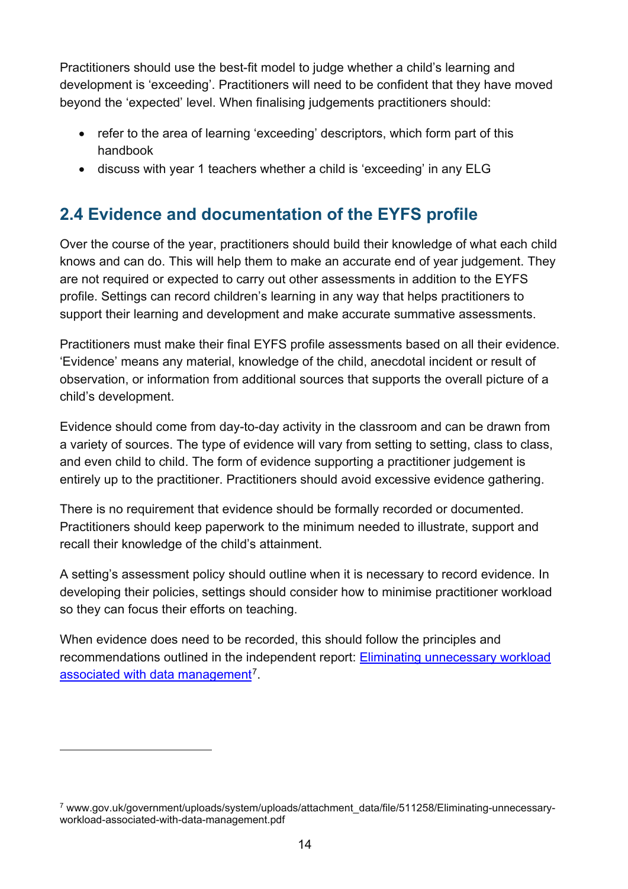Practitioners should use the best-fit model to judge whether a child's learning and development is 'exceeding'. Practitioners will need to be confident that they have moved beyond the 'expected' level. When finalising judgements practitioners should:

- refer to the area of learning 'exceeding' descriptors, which form part of this handbook
- discuss with year 1 teachers whether a child is 'exceeding' in any ELG

## 2.4 Evidence and documentation of the EYFS profile

Over the course of the year, practitioners should build their knowledge of what each child knows and can do. This will help them to make an accurate end of year judgement. They are not required or expected to carry out other assessments in addition to the EYFS profile. Settings can record children's learning in any way that helps practitioners to support their learning and development and make accurate summative assessments.

Practitioners must make their final EYFS profile assessments based on all their evidence. 'Evidence' means any material, knowledge of the child, anecdotal incident or result of observation, or information from additional sources that supports the overall picture of a child's development.

Evidence should come from day-to-day activity in the classroom and can be drawn from a variety of sources. The type of evidence will vary from setting to setting, class to class, and even child to child. The form of evidence supporting a practitioner judgement is entirely up to the practitioner. Practitioners should avoid excessive evidence gathering.

There is no requirement that evidence should be formally recorded or documented. Practitioners should keep paperwork to the minimum needed to illustrate, support and recall their knowledge of the child's attainment.

A setting's assessment policy should outline when it is necessary to record evidence. In developing their policies, settings should consider how to minimise practitioner workload so they can focus their efforts on teaching.

When evidence does need to be recorded, this should follow the principles and recommendations outlined in the independent report: [Eliminating unnecessary workload associated with data management](www.gov.uk/government/uploads/system/uploads/attachment_data/file/511258/Eliminating-unnecessary-workload-associated-with-data-management.pdf)[7].

---

[7] www.gov.uk/government/uploads/system/uploads/attachment_data/file/511258/Eliminating-unnecessary-workload-associated-with-data-management.pdf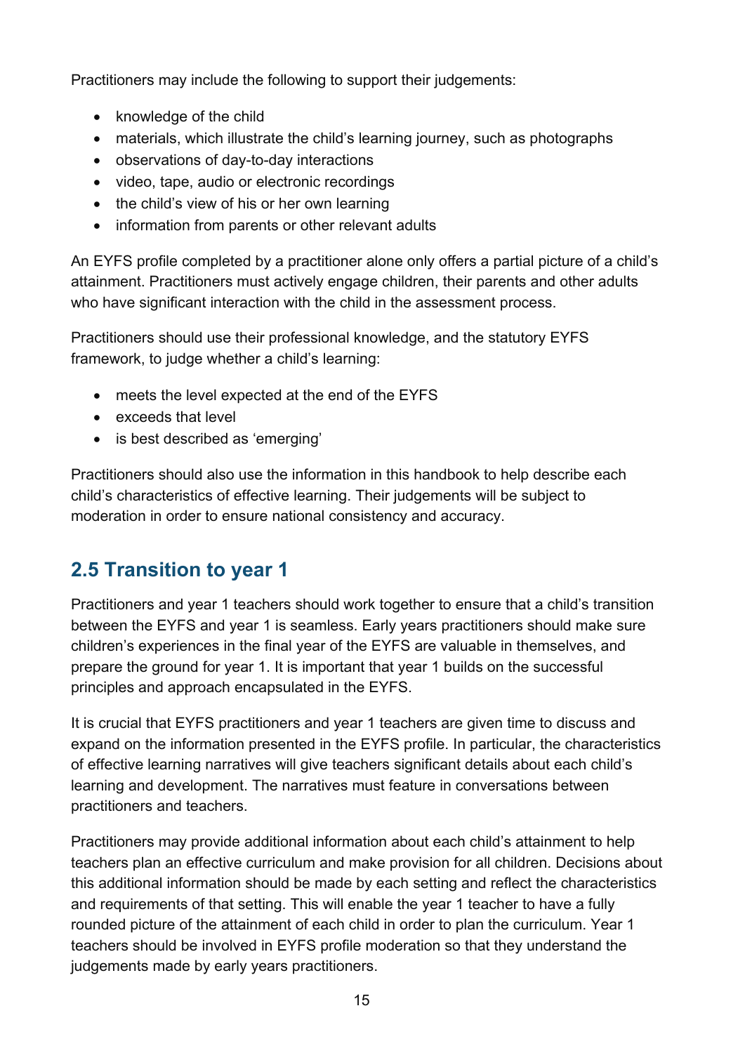Practitioners may include the following to support their judgements:

- knowledge of the child
- materials, which illustrate the child's learning journey, such as photographs
- observations of day-to-day interactions
- video, tape, audio or electronic recordings
- the child's view of his or her own learning
- information from parents or other relevant adults

An EYFS profile completed by a practitioner alone only offers a partial picture of a child's attainment. Practitioners must actively engage children, their parents and other adults who have significant interaction with the child in the assessment process.

Practitioners should use their professional knowledge, and the statutory EYFS framework, to judge whether a child's learning:

- meets the level expected at the end of the EYFS
- exceeds that level
- is best described as 'emerging'

Practitioners should also use the information in this handbook to help describe each child's characteristics of effective learning. Their judgements will be subject to moderation in order to ensure national consistency and accuracy.

## 2.5 Transition to year 1

Practitioners and year 1 teachers should work together to ensure that a child's transition between the EYFS and year 1 is seamless. Early years practitioners should make sure children's experiences in the final year of the EYFS are valuable in themselves, and prepare the ground for year 1. It is important that year 1 builds on the successful principles and approach encapsulated in the EYFS.

It is crucial that EYFS practitioners and year 1 teachers are given time to discuss and expand on the information presented in the EYFS profile. In particular, the characteristics of effective learning narratives will give teachers significant details about each child's learning and development. The narratives must feature in conversations between practitioners and teachers.

Practitioners may provide additional information about each child's attainment to help teachers plan an effective curriculum and make provision for all children. Decisions about this additional information should be made by each setting and reflect the characteristics and requirements of that setting. This will enable the year 1 teacher to have a fully rounded picture of the attainment of each child in order to plan the curriculum. Year 1 teachers should be involved in EYFS profile moderation so that they understand the judgements made by early years practitioners.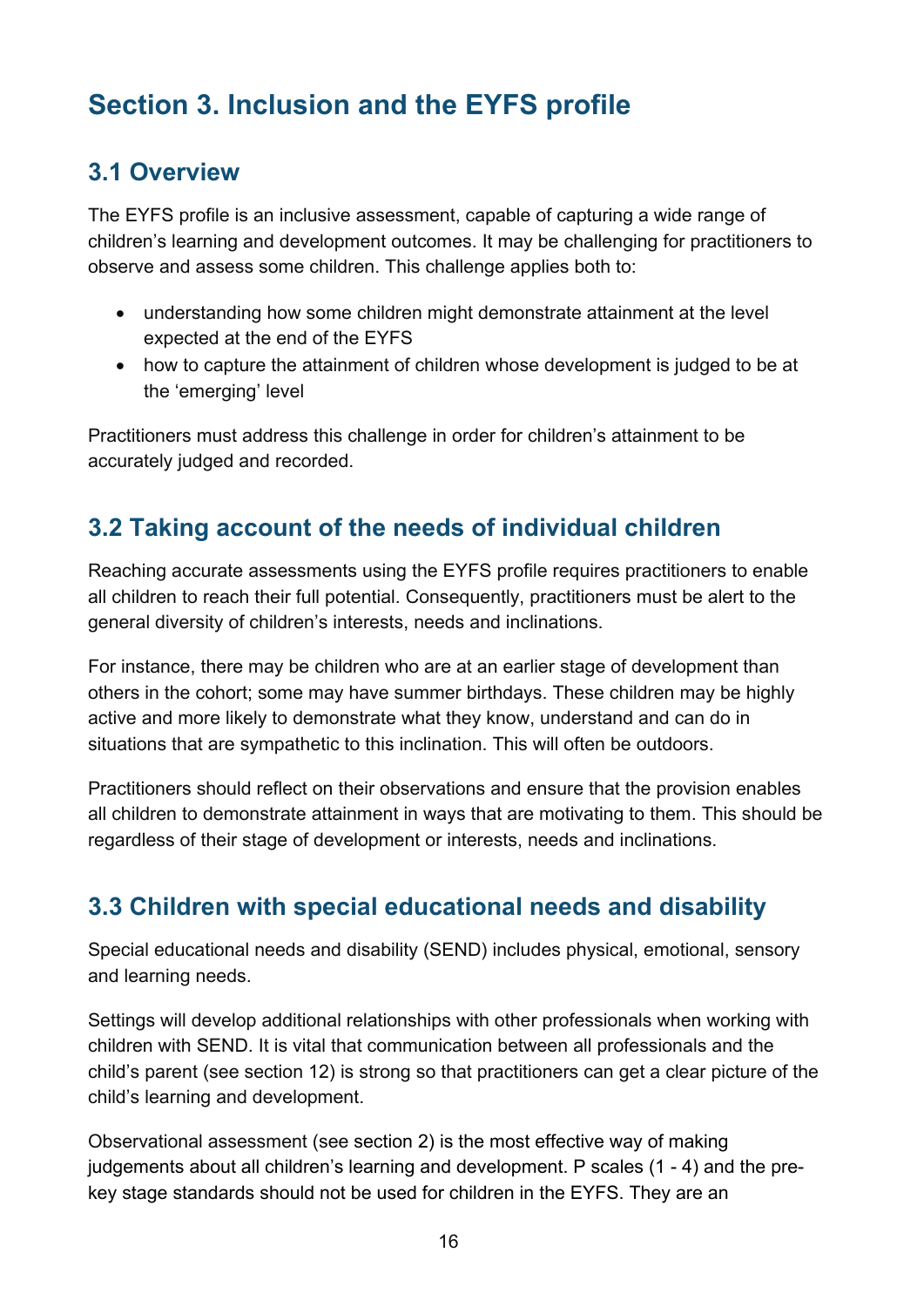# Section 3. Inclusion and the EYFS profile

## 3.1 Overview

The EYFS profile is an inclusive assessment, capable of capturing a wide range of children's learning and development outcomes. It may be challenging for practitioners to observe and assess some children. This challenge applies both to:

- understanding how some children might demonstrate attainment at the level expected at the end of the EYFS
- how to capture the attainment of children whose development is judged to be at the 'emerging' level

Practitioners must address this challenge in order for children's attainment to be accurately judged and recorded.

## 3.2 Taking account of the needs of individual children

Reaching accurate assessments using the EYFS profile requires practitioners to enable all children to reach their full potential. Consequently, practitioners must be alert to the general diversity of children's interests, needs and inclinations.

For instance, there may be children who are at an earlier stage of development than others in the cohort; some may have summer birthdays. These children may be highly active and more likely to demonstrate what they know, understand and can do in situations that are sympathetic to this inclination. This will often be outdoors.

Practitioners should reflect on their observations and ensure that the provision enables all children to demonstrate attainment in ways that are motivating to them. This should be regardless of their stage of development or interests, needs and inclinations.

## 3.3 Children with special educational needs and disability

Special educational needs and disability (SEND) includes physical, emotional, sensory and learning needs.

Settings will develop additional relationships with other professionals when working with children with SEND. It is vital that communication between all professionals and the child's parent (see section 12) is strong so that practitioners can get a clear picture of the child's learning and development.

Observational assessment (see section 2) is the most effective way of making judgements about all children's learning and development. P scales (1 - 4) and the pre-key stage standards should not be used for children in the EYFS. They are an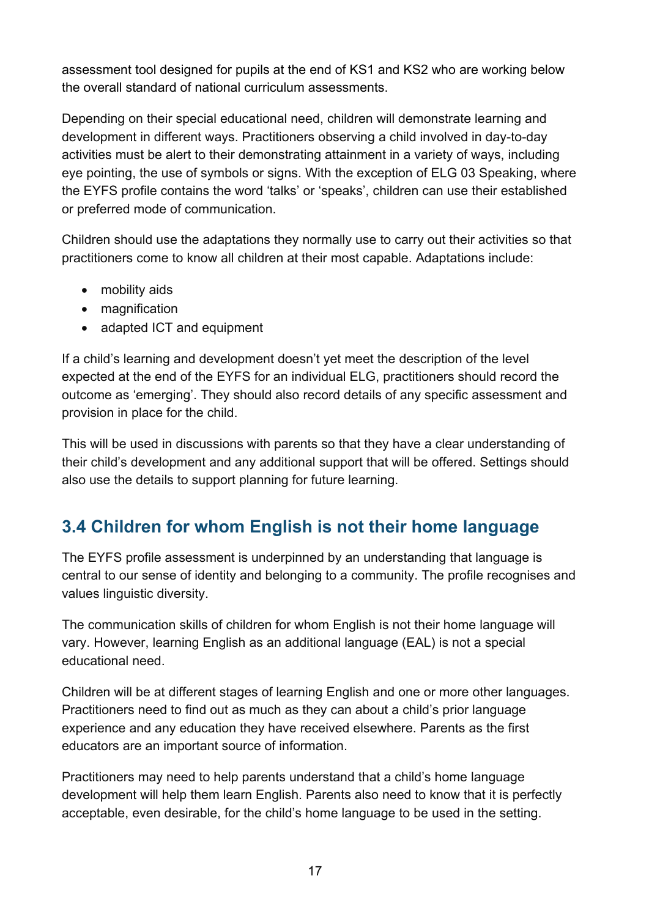assessment tool designed for pupils at the end of KS1 and KS2 who are working below the overall standard of national curriculum assessments.

Depending on their special educational need, children will demonstrate learning and development in different ways. Practitioners observing a child involved in day-to-day activities must be alert to their demonstrating attainment in a variety of ways, including eye pointing, the use of symbols or signs. With the exception of ELG 03 Speaking, where the EYFS profile contains the word 'talks' or 'speaks', children can use their established or preferred mode of communication.

Children should use the adaptations they normally use to carry out their activities so that practitioners come to know all children at their most capable. Adaptations include:

- mobility aids
- magnification
- adapted ICT and equipment

If a child's learning and development doesn't yet meet the description of the level expected at the end of the EYFS for an individual ELG, practitioners should record the outcome as 'emerging'. They should also record details of any specific assessment and provision in place for the child.

This will be used in discussions with parents so that they have a clear understanding of their child's development and any additional support that will be offered. Settings should also use the details to support planning for future learning.

## 3.4 Children for whom English is not their home language

The EYFS profile assessment is underpinned by an understanding that language is central to our sense of identity and belonging to a community. The profile recognises and values linguistic diversity.

The communication skills of children for whom English is not their home language will vary. However, learning English as an additional language (EAL) is not a special educational need.

Children will be at different stages of learning English and one or more other languages. Practitioners need to find out as much as they can about a child's prior language experience and any education they have received elsewhere. Parents as the first educators are an important source of information.

Practitioners may need to help parents understand that a child's home language development will help them learn English. Parents also need to know that it is perfectly acceptable, even desirable, for the child's home language to be used in the setting.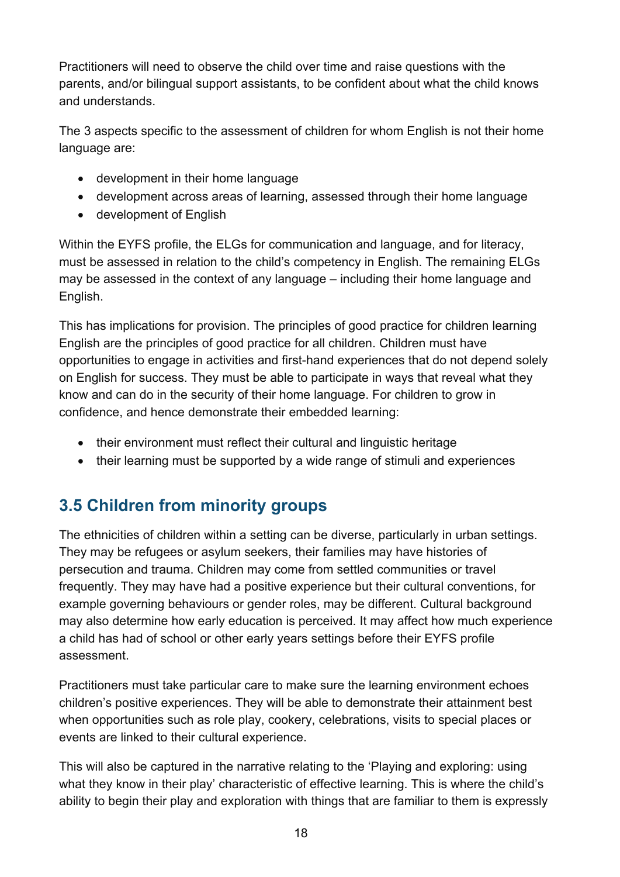Practitioners will need to observe the child over time and raise questions with the parents, and/or bilingual support assistants, to be confident about what the child knows and understands.

The 3 aspects specific to the assessment of children for whom English is not their home language are:

- development in their home language
- development across areas of learning, assessed through their home language
- development of English

Within the EYFS profile, the ELGs for communication and language, and for literacy, must be assessed in relation to the child's competency in English. The remaining ELGs may be assessed in the context of any language – including their home language and English.

This has implications for provision. The principles of good practice for children learning English are the principles of good practice for all children. Children must have opportunities to engage in activities and first-hand experiences that do not depend solely on English for success. They must be able to participate in ways that reveal what they know and can do in the security of their home language. For children to grow in confidence, and hence demonstrate their embedded learning:

- their environment must reflect their cultural and linguistic heritage
- their learning must be supported by a wide range of stimuli and experiences

## 3.5 Children from minority groups

The ethnicities of children within a setting can be diverse, particularly in urban settings. They may be refugees or asylum seekers, their families may have histories of persecution and trauma. Children may come from settled communities or travel frequently. They may have had a positive experience but their cultural conventions, for example governing behaviours or gender roles, may be different. Cultural background may also determine how early education is perceived. It may affect how much experience a child has had of school or other early years settings before their EYFS profile assessment.

Practitioners must take particular care to make sure the learning environment echoes children's positive experiences. They will be able to demonstrate their attainment best when opportunities such as role play, cookery, celebrations, visits to special places or events are linked to their cultural experience.

This will also be captured in the narrative relating to the 'Playing and exploring: using what they know in their play' characteristic of effective learning. This is where the child's ability to begin their play and exploration with things that are familiar to them is expressly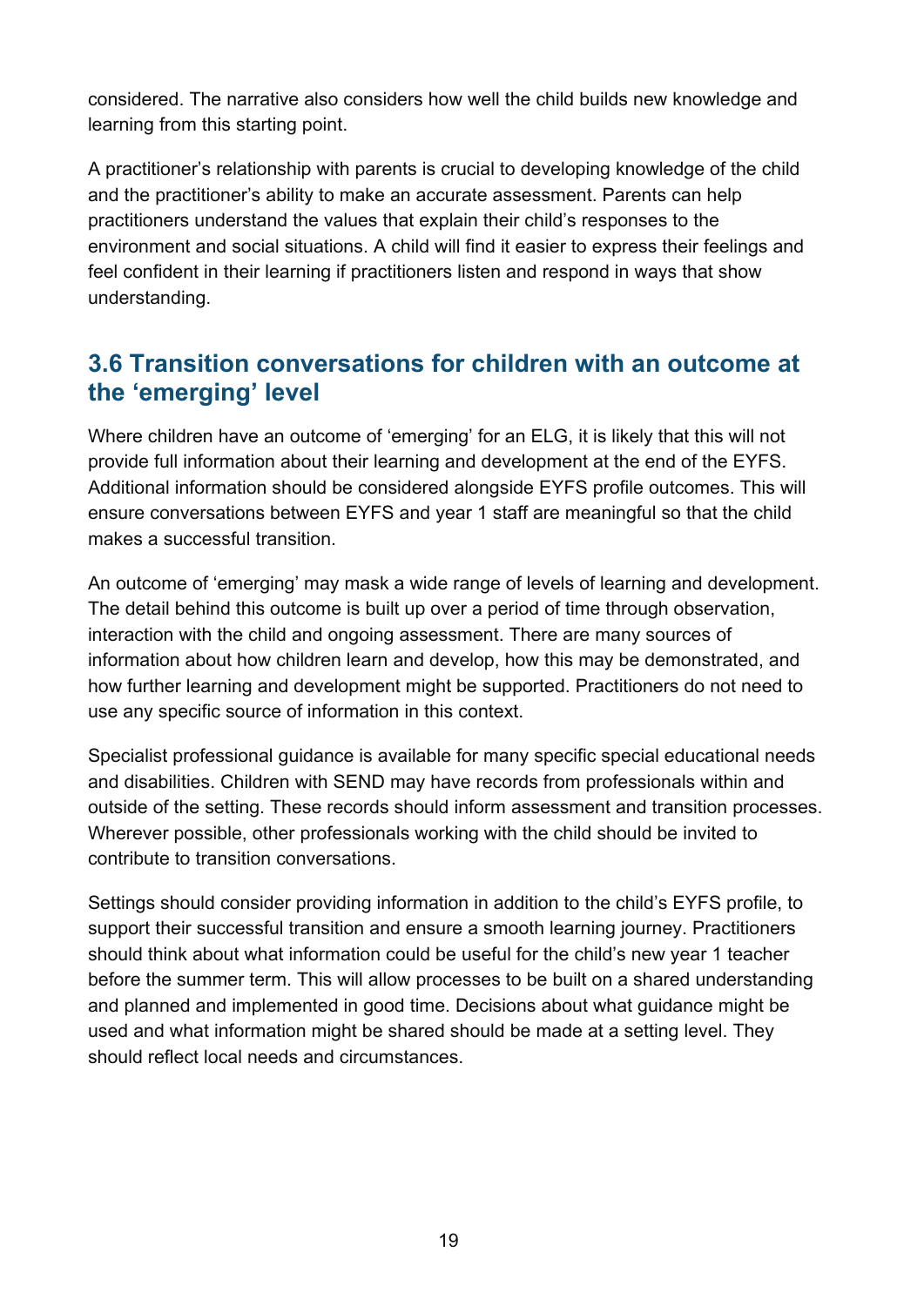considered. The narrative also considers how well the child builds new knowledge and learning from this starting point.

A practitioner's relationship with parents is crucial to developing knowledge of the child and the practitioner's ability to make an accurate assessment. Parents can help practitioners understand the values that explain their child's responses to the environment and social situations. A child will find it easier to express their feelings and feel confident in their learning if practitioners listen and respond in ways that show understanding.

## 3.6 Transition conversations for children with an outcome at the 'emerging' level

Where children have an outcome of 'emerging' for an ELG, it is likely that this will not provide full information about their learning and development at the end of the EYFS. Additional information should be considered alongside EYFS profile outcomes. This will ensure conversations between EYFS and year 1 staff are meaningful so that the child makes a successful transition.

An outcome of 'emerging' may mask a wide range of levels of learning and development. The detail behind this outcome is built up over a period of time through observation, interaction with the child and ongoing assessment. There are many sources of information about how children learn and develop, how this may be demonstrated, and how further learning and development might be supported. Practitioners do not need to use any specific source of information in this context.

Specialist professional guidance is available for many specific special educational needs and disabilities. Children with SEND may have records from professionals within and outside of the setting. These records should inform assessment and transition processes. Wherever possible, other professionals working with the child should be invited to contribute to transition conversations.

Settings should consider providing information in addition to the child's EYFS profile, to support their successful transition and ensure a smooth learning journey. Practitioners should think about what information could be useful for the child's new year 1 teacher before the summer term. This will allow processes to be built on a shared understanding and planned and implemented in good time. Decisions about what guidance might be used and what information might be shared should be made at a setting level. They should reflect local needs and circumstances.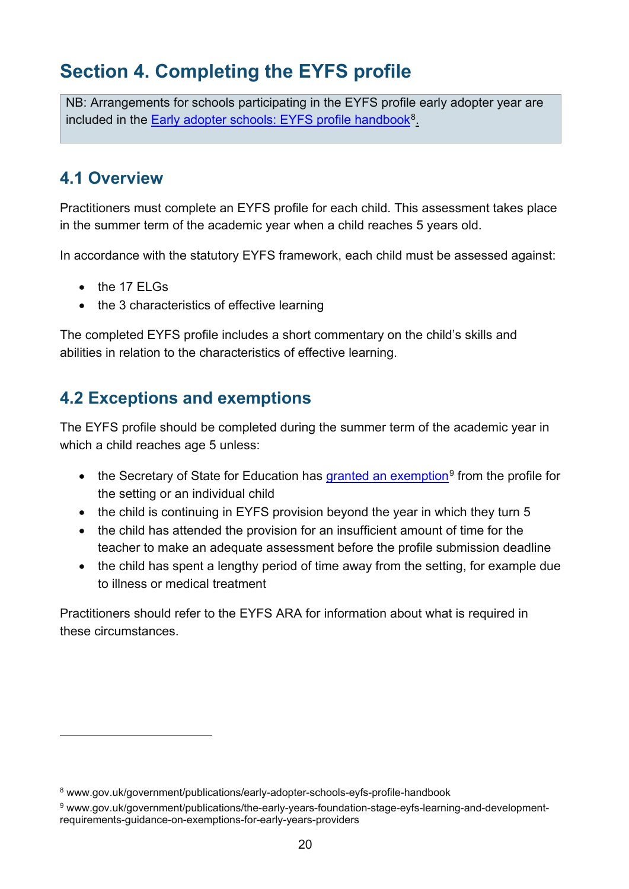# Section 4. Completing the EYFS profile

NB: Arrangements for schools participating in the EYFS profile early adopter year are included in the Early adopter schools: EYFS profile handbook[8].

## 4.1 Overview

Practitioners must complete an EYFS profile for each child. This assessment takes place in the summer term of the academic year when a child reaches 5 years old.

In accordance with the statutory EYFS framework, each child must be assessed against:

- the 17 ELGs
- the 3 characteristics of effective learning

The completed EYFS profile includes a short commentary on the child's skills and abilities in relation to the characteristics of effective learning.

## 4.2 Exceptions and exemptions

The EYFS profile should be completed during the summer term of the academic year in which a child reaches age 5 unless:

- the Secretary of State for Education has granted an exemption[9] from the profile for the setting or an individual child
- the child is continuing in EYFS provision beyond the year in which they turn 5
- the child has attended the provision for an insufficient amount of time for the teacher to make an adequate assessment before the profile submission deadline
- the child has spent a lengthy period of time away from the setting, for example due to illness or medical treatment

Practitioners should refer to the EYFS ARA for information about what is required in these circumstances.

---

[8] www.gov.uk/government/publications/early-adopter-schools-eyfs-profile-handbook

[9] www.gov.uk/government/publications/the-early-years-foundation-stage-eyfs-learning-and-development-requirements-guidance-on-exemptions-for-early-years-providers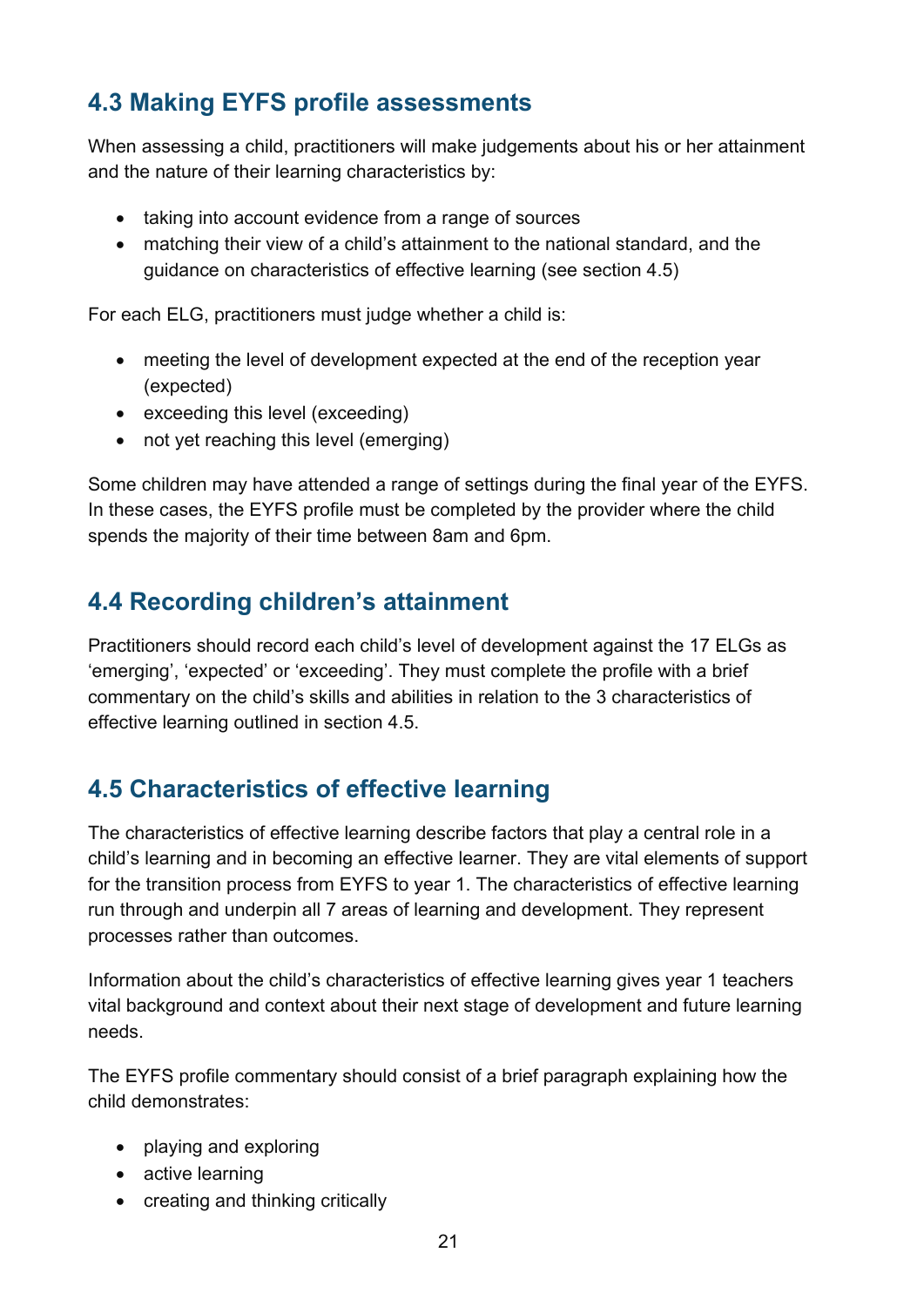## 4.3 Making EYFS profile assessments

When assessing a child, practitioners will make judgements about his or her attainment and the nature of their learning characteristics by:

- taking into account evidence from a range of sources
- matching their view of a child's attainment to the national standard, and the guidance on characteristics of effective learning (see section 4.5)

For each ELG, practitioners must judge whether a child is:

- meeting the level of development expected at the end of the reception year (expected)
- exceeding this level (exceeding)
- not yet reaching this level (emerging)

Some children may have attended a range of settings during the final year of the EYFS. In these cases, the EYFS profile must be completed by the provider where the child spends the majority of their time between 8am and 6pm.

## 4.4 Recording children's attainment

Practitioners should record each child's level of development against the 17 ELGs as 'emerging', 'expected' or 'exceeding'. They must complete the profile with a brief commentary on the child's skills and abilities in relation to the 3 characteristics of effective learning outlined in section 4.5.

## 4.5 Characteristics of effective learning

The characteristics of effective learning describe factors that play a central role in a child's learning and in becoming an effective learner. They are vital elements of support for the transition process from EYFS to year 1. The characteristics of effective learning run through and underpin all 7 areas of learning and development. They represent processes rather than outcomes.

Information about the child's characteristics of effective learning gives year 1 teachers vital background and context about their next stage of development and future learning needs.

The EYFS profile commentary should consist of a brief paragraph explaining how the child demonstrates:

- playing and exploring
- active learning
- creating and thinking critically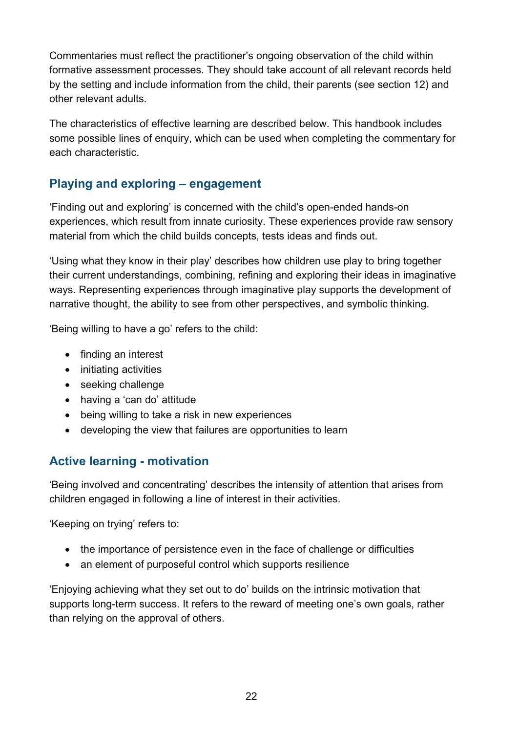Commentaries must reflect the practitioner's ongoing observation of the child within formative assessment processes. They should take account of all relevant records held by the setting and include information from the child, their parents (see section 12) and other relevant adults.

The characteristics of effective learning are described below. This handbook includes some possible lines of enquiry, which can be used when completing the commentary for each characteristic.

## Playing and exploring – engagement

'Finding out and exploring' is concerned with the child's open-ended hands-on experiences, which result from innate curiosity. These experiences provide raw sensory material from which the child builds concepts, tests ideas and finds out.

'Using what they know in their play' describes how children use play to bring together their current understandings, combining, refining and exploring their ideas in imaginative ways. Representing experiences through imaginative play supports the development of narrative thought, the ability to see from other perspectives, and symbolic thinking.

'Being willing to have a go' refers to the child:

- finding an interest
- initiating activities
- seeking challenge
- having a 'can do' attitude
- being willing to take a risk in new experiences
- developing the view that failures are opportunities to learn

## Active learning - motivation

'Being involved and concentrating' describes the intensity of attention that arises from children engaged in following a line of interest in their activities.

'Keeping on trying' refers to:

- the importance of persistence even in the face of challenge or difficulties
- an element of purposeful control which supports resilience

'Enjoying achieving what they set out to do' builds on the intrinsic motivation that supports long-term success. It refers to the reward of meeting one's own goals, rather than relying on the approval of others.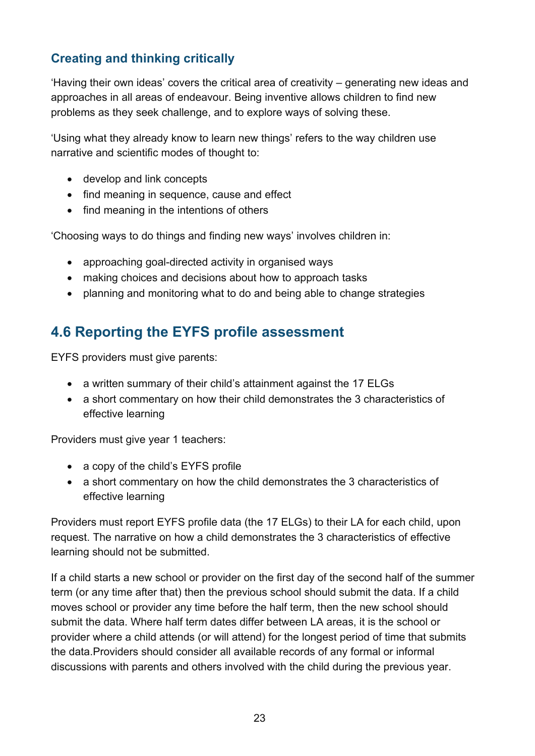### Creating and thinking critically

'Having their own ideas' covers the critical area of creativity – generating new ideas and approaches in all areas of endeavour. Being inventive allows children to find new problems as they seek challenge, and to explore ways of solving these.

'Using what they already know to learn new things' refers to the way children use narrative and scientific modes of thought to:

- develop and link concepts
- find meaning in sequence, cause and effect
- find meaning in the intentions of others

'Choosing ways to do things and finding new ways' involves children in:

- approaching goal-directed activity in organised ways
- making choices and decisions about how to approach tasks
- planning and monitoring what to do and being able to change strategies

## 4.6 Reporting the EYFS profile assessment

EYFS providers must give parents:

- a written summary of their child's attainment against the 17 ELGs
- a short commentary on how their child demonstrates the 3 characteristics of effective learning

Providers must give year 1 teachers:

- a copy of the child's EYFS profile
- a short commentary on how the child demonstrates the 3 characteristics of effective learning

Providers must report EYFS profile data (the 17 ELGs) to their LA for each child, upon request. The narrative on how a child demonstrates the 3 characteristics of effective learning should not be submitted.

If a child starts a new school or provider on the first day of the second half of the summer term (or any time after that) then the previous school should submit the data. If a child moves school or provider any time before the half term, then the new school should submit the data. Where half term dates differ between LA areas, it is the school or provider where a child attends (or will attend) for the longest period of time that submits the data.Providers should consider all available records of any formal or informal discussions with parents and others involved with the child during the previous year.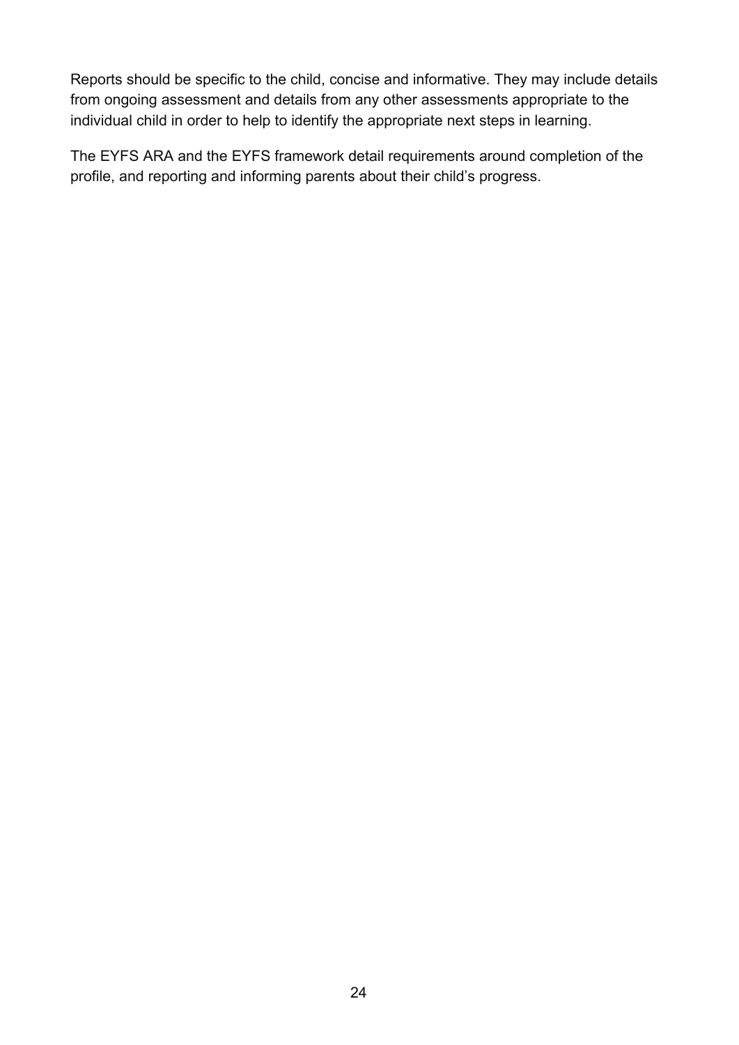Reports should be specific to the child, concise and informative. They may include details from ongoing assessment and details from any other assessments appropriate to the individual child in order to help to identify the appropriate next steps in learning.

The EYFS ARA and the EYFS framework detail requirements around completion of the profile, and reporting and informing parents about their child's progress.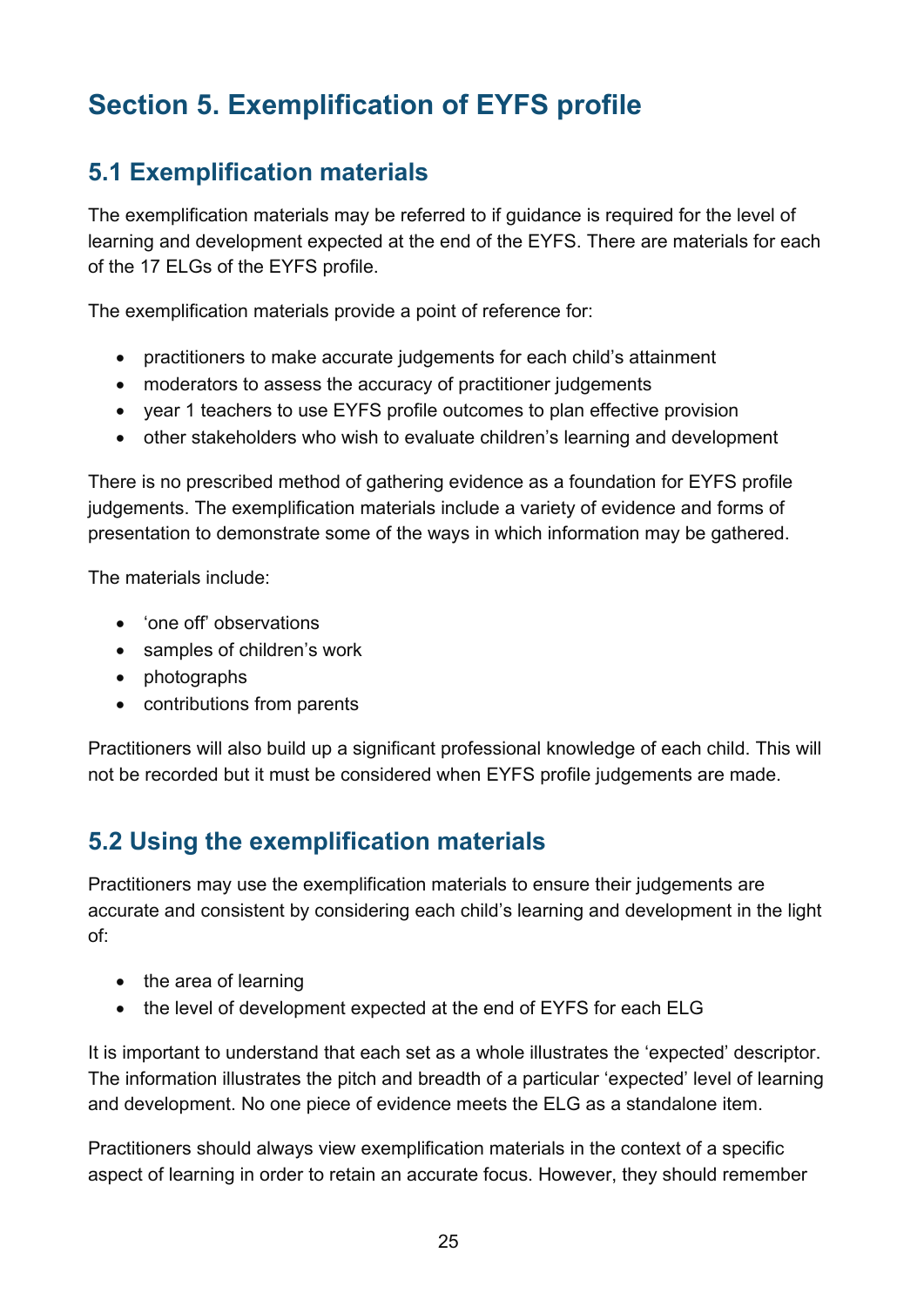# Section 5. Exemplification of EYFS profile

## 5.1 Exemplification materials

The exemplification materials may be referred to if guidance is required for the level of learning and development expected at the end of the EYFS. There are materials for each of the 17 ELGs of the EYFS profile.

The exemplification materials provide a point of reference for:

- practitioners to make accurate judgements for each child's attainment
- moderators to assess the accuracy of practitioner judgements
- year 1 teachers to use EYFS profile outcomes to plan effective provision
- other stakeholders who wish to evaluate children's learning and development

There is no prescribed method of gathering evidence as a foundation for EYFS profile judgements. The exemplification materials include a variety of evidence and forms of presentation to demonstrate some of the ways in which information may be gathered.

The materials include:

- 'one off' observations
- samples of children's work
- photographs
- contributions from parents

Practitioners will also build up a significant professional knowledge of each child. This will not be recorded but it must be considered when EYFS profile judgements are made.

## 5.2 Using the exemplification materials

Practitioners may use the exemplification materials to ensure their judgements are accurate and consistent by considering each child's learning and development in the light of:

- the area of learning
- the level of development expected at the end of EYFS for each ELG

It is important to understand that each set as a whole illustrates the 'expected' descriptor. The information illustrates the pitch and breadth of a particular 'expected' level of learning and development. No one piece of evidence meets the ELG as a standalone item.

Practitioners should always view exemplification materials in the context of a specific aspect of learning in order to retain an accurate focus. However, they should remember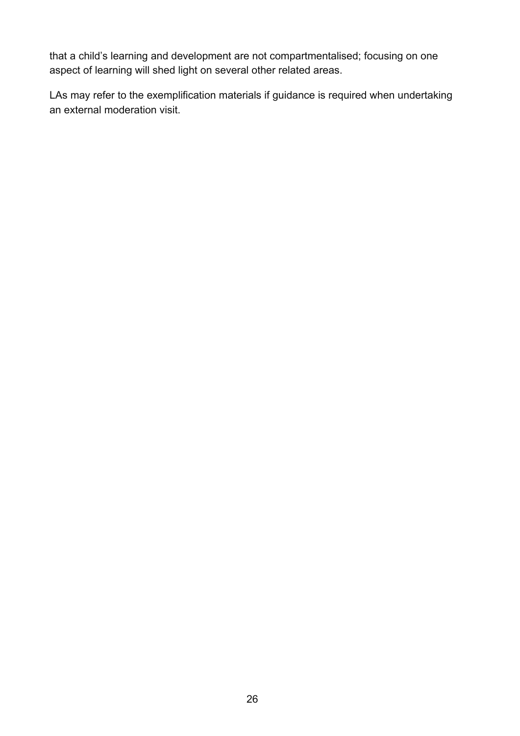that a child's learning and development are not compartmentalised; focusing on one aspect of learning will shed light on several other related areas.

LAs may refer to the exemplification materials if guidance is required when undertaking an external moderation visit.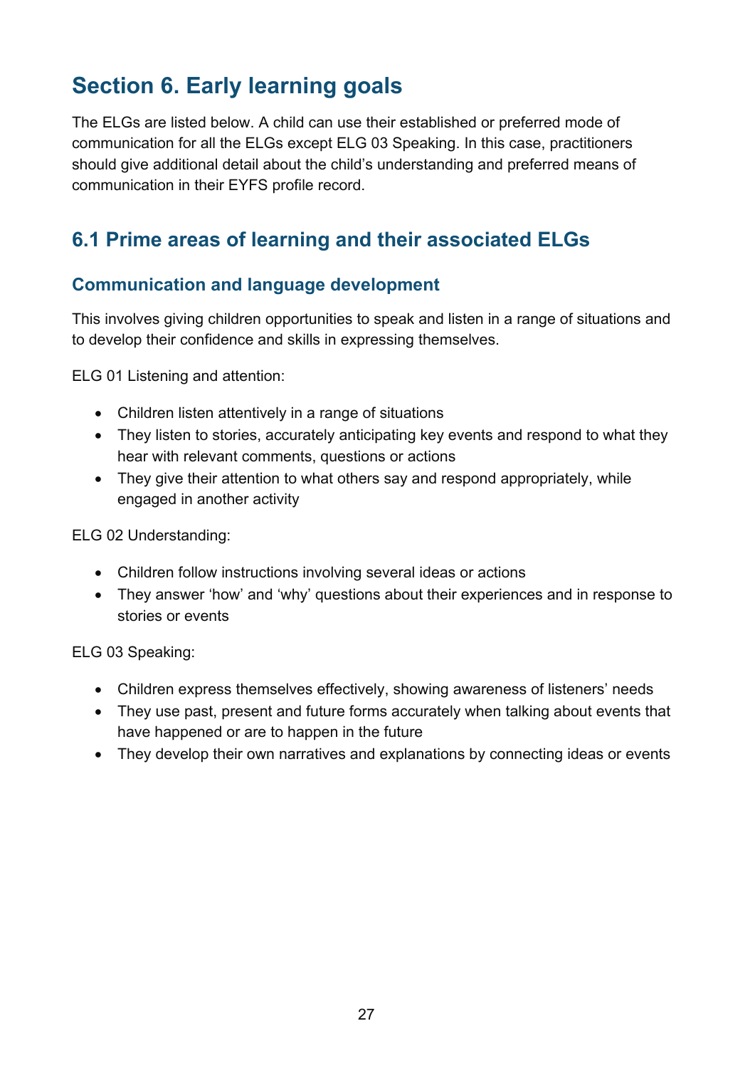# Section 6. Early learning goals

The ELGs are listed below. A child can use their established or preferred mode of communication for all the ELGs except ELG 03 Speaking. In this case, practitioners should give additional detail about the child's understanding and preferred means of communication in their EYFS profile record.

## 6.1 Prime areas of learning and their associated ELGs

### Communication and language development

This involves giving children opportunities to speak and listen in a range of situations and to develop their confidence and skills in expressing themselves.

ELG 01 Listening and attention:

- Children listen attentively in a range of situations
- They listen to stories, accurately anticipating key events and respond to what they hear with relevant comments, questions or actions
- They give their attention to what others say and respond appropriately, while engaged in another activity

ELG 02 Understanding:

- Children follow instructions involving several ideas or actions
- They answer 'how' and 'why' questions about their experiences and in response to stories or events

ELG 03 Speaking:

- Children express themselves effectively, showing awareness of listeners' needs
- They use past, present and future forms accurately when talking about events that have happened or are to happen in the future
- They develop their own narratives and explanations by connecting ideas or events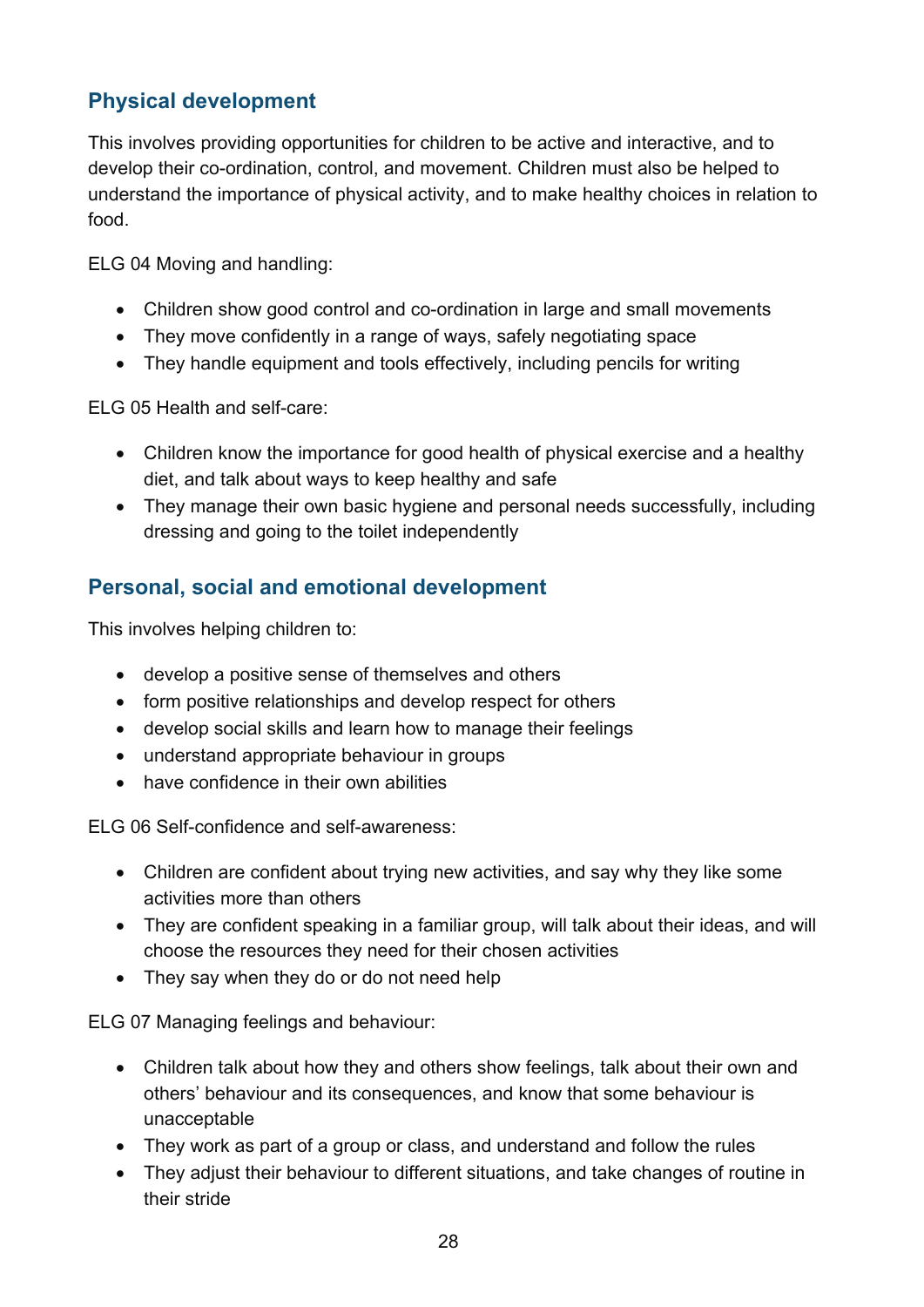## Physical development

This involves providing opportunities for children to be active and interactive, and to develop their co-ordination, control, and movement. Children must also be helped to understand the importance of physical activity, and to make healthy choices in relation to food.

ELG 04 Moving and handling:

- Children show good control and co-ordination in large and small movements
- They move confidently in a range of ways, safely negotiating space
- They handle equipment and tools effectively, including pencils for writing

ELG 05 Health and self-care:

- Children know the importance for good health of physical exercise and a healthy diet, and talk about ways to keep healthy and safe
- They manage their own basic hygiene and personal needs successfully, including dressing and going to the toilet independently

## Personal, social and emotional development

This involves helping children to:

- develop a positive sense of themselves and others
- form positive relationships and develop respect for others
- develop social skills and learn how to manage their feelings
- understand appropriate behaviour in groups
- have confidence in their own abilities

ELG 06 Self-confidence and self-awareness:

- Children are confident about trying new activities, and say why they like some activities more than others
- They are confident speaking in a familiar group, will talk about their ideas, and will choose the resources they need for their chosen activities
- They say when they do or do not need help

ELG 07 Managing feelings and behaviour:

- Children talk about how they and others show feelings, talk about their own and others' behaviour and its consequences, and know that some behaviour is unacceptable
- They work as part of a group or class, and understand and follow the rules
- They adjust their behaviour to different situations, and take changes of routine in their stride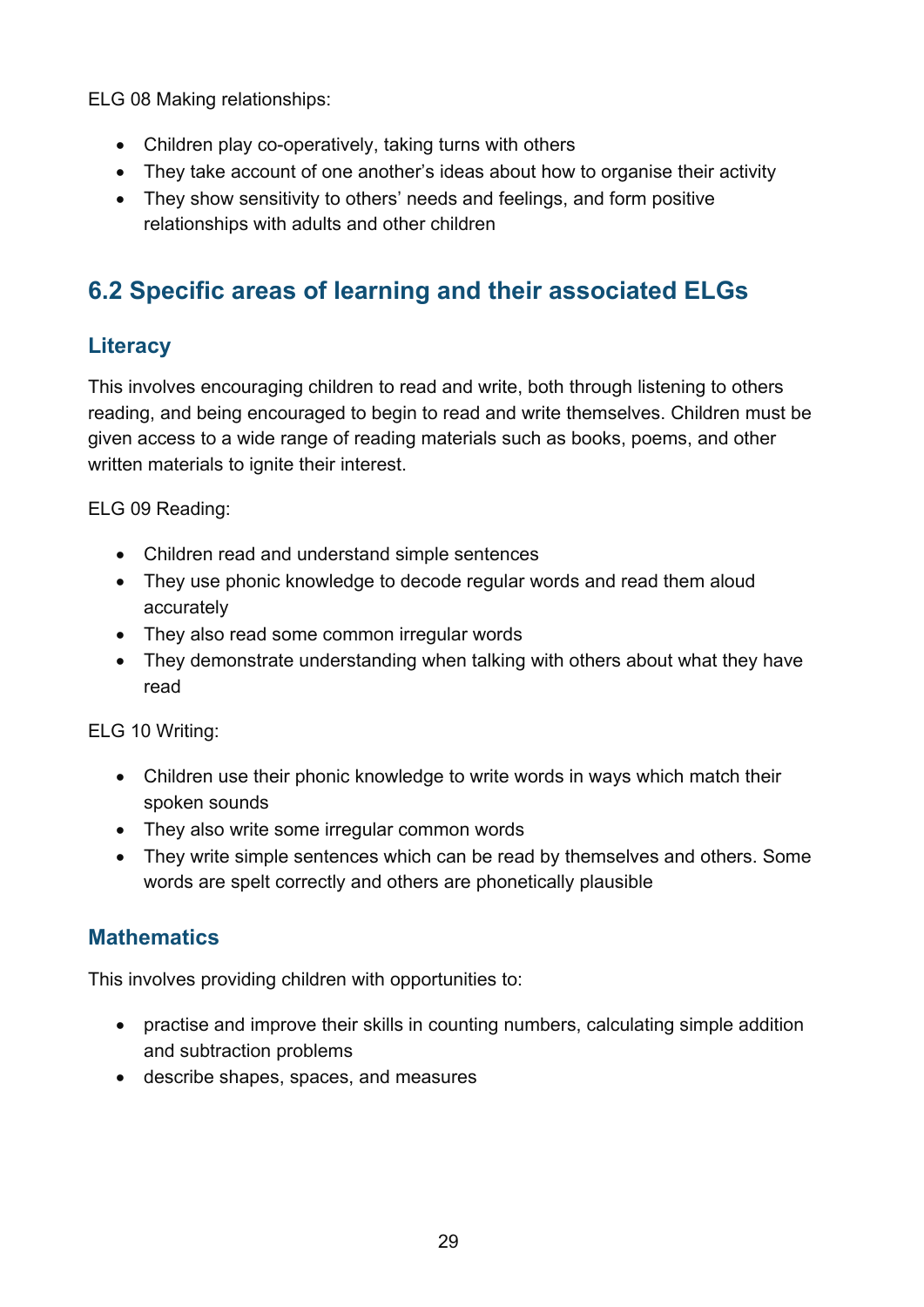ELG 08 Making relationships:

- Children play co-operatively, taking turns with others
- They take account of one another's ideas about how to organise their activity
- They show sensitivity to others' needs and feelings, and form positive relationships with adults and other children

## 6.2 Specific areas of learning and their associated ELGs

### Literacy

This involves encouraging children to read and write, both through listening to others reading, and being encouraged to begin to read and write themselves. Children must be given access to a wide range of reading materials such as books, poems, and other written materials to ignite their interest.

ELG 09 Reading:

- Children read and understand simple sentences
- They use phonic knowledge to decode regular words and read them aloud accurately
- They also read some common irregular words
- They demonstrate understanding when talking with others about what they have read

ELG 10 Writing:

- Children use their phonic knowledge to write words in ways which match their spoken sounds
- They also write some irregular common words
- They write simple sentences which can be read by themselves and others. Some words are spelt correctly and others are phonetically plausible

### Mathematics

This involves providing children with opportunities to:

- practise and improve their skills in counting numbers, calculating simple addition and subtraction problems
- describe shapes, spaces, and measures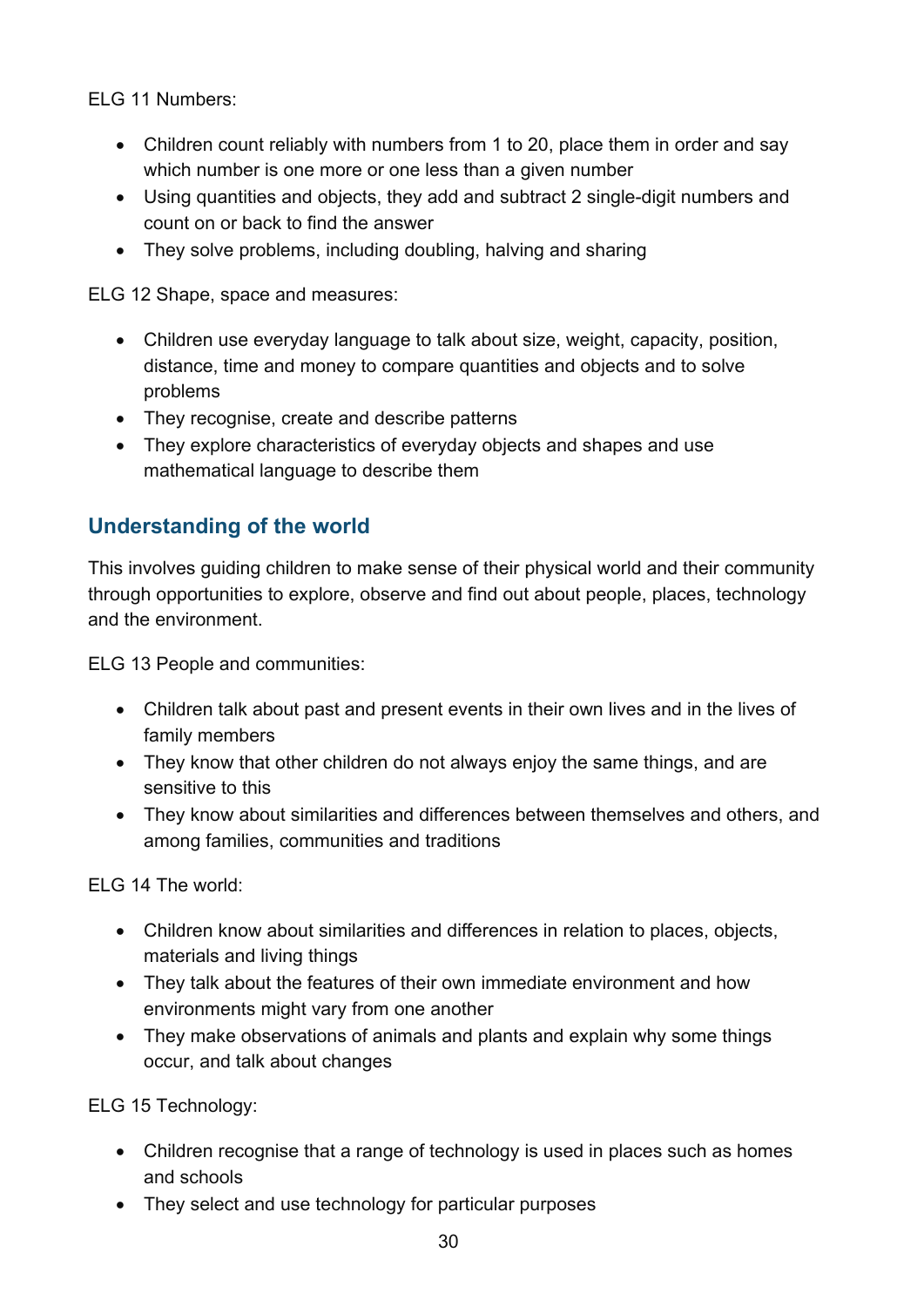ELG 11 Numbers:

- Children count reliably with numbers from 1 to 20, place them in order and say which number is one more or one less than a given number
- Using quantities and objects, they add and subtract 2 single-digit numbers and count on or back to find the answer
- They solve problems, including doubling, halving and sharing

ELG 12 Shape, space and measures:

- Children use everyday language to talk about size, weight, capacity, position, distance, time and money to compare quantities and objects and to solve problems
- They recognise, create and describe patterns
- They explore characteristics of everyday objects and shapes and use mathematical language to describe them

## Understanding of the world

This involves guiding children to make sense of their physical world and their community through opportunities to explore, observe and find out about people, places, technology and the environment.

ELG 13 People and communities:

- Children talk about past and present events in their own lives and in the lives of family members
- They know that other children do not always enjoy the same things, and are sensitive to this
- They know about similarities and differences between themselves and others, and among families, communities and traditions

ELG 14 The world:

- Children know about similarities and differences in relation to places, objects, materials and living things
- They talk about the features of their own immediate environment and how environments might vary from one another
- They make observations of animals and plants and explain why some things occur, and talk about changes

ELG 15 Technology:

- Children recognise that a range of technology is used in places such as homes and schools
- They select and use technology for particular purposes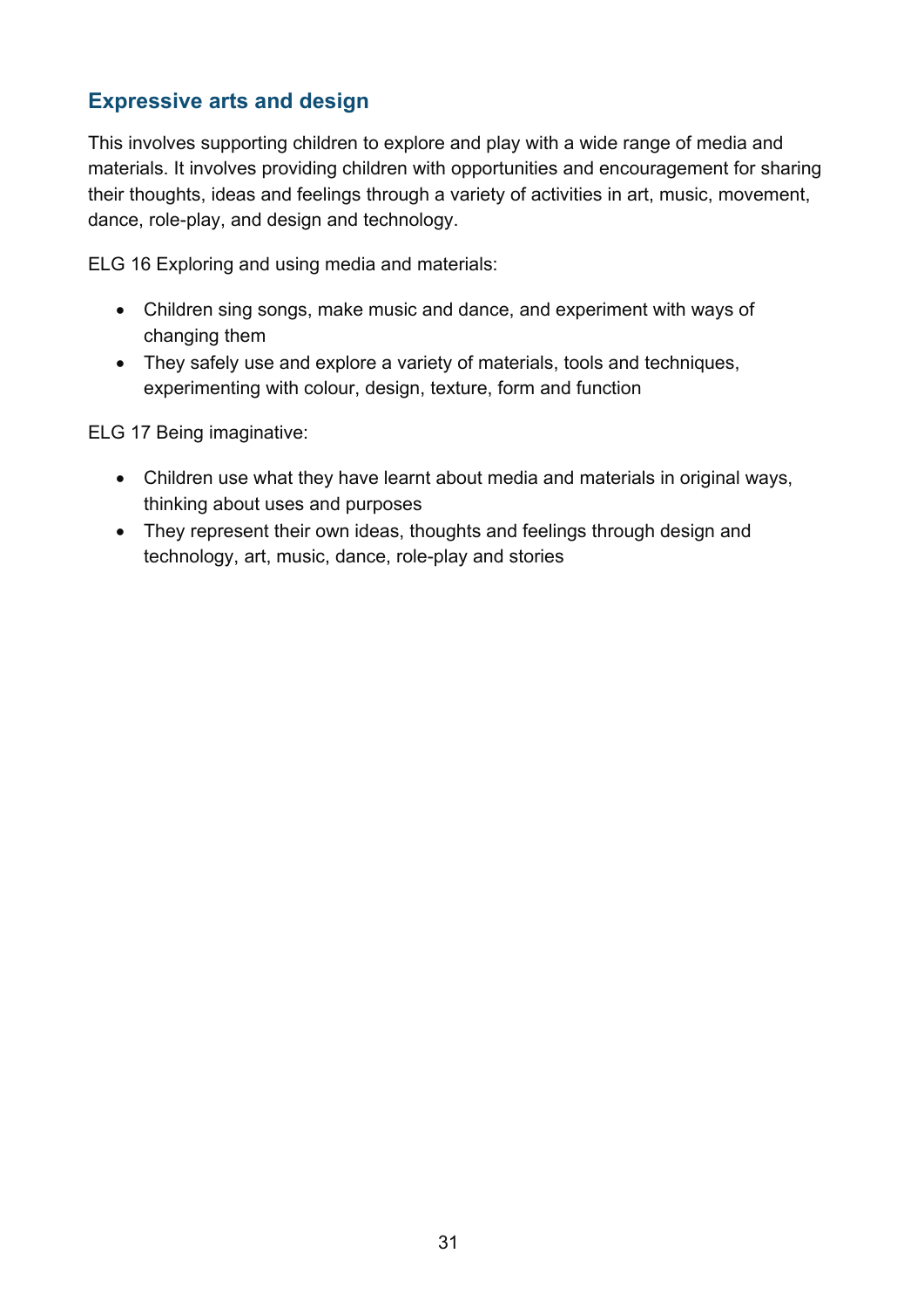## Expressive arts and design

This involves supporting children to explore and play with a wide range of media and materials. It involves providing children with opportunities and encouragement for sharing their thoughts, ideas and feelings through a variety of activities in art, music, movement, dance, role-play, and design and technology.

ELG 16 Exploring and using media and materials:

- Children sing songs, make music and dance, and experiment with ways of changing them
- They safely use and explore a variety of materials, tools and techniques, experimenting with colour, design, texture, form and function

ELG 17 Being imaginative:

- Children use what they have learnt about media and materials in original ways, thinking about uses and purposes
- They represent their own ideas, thoughts and feelings through design and technology, art, music, dance, role-play and stories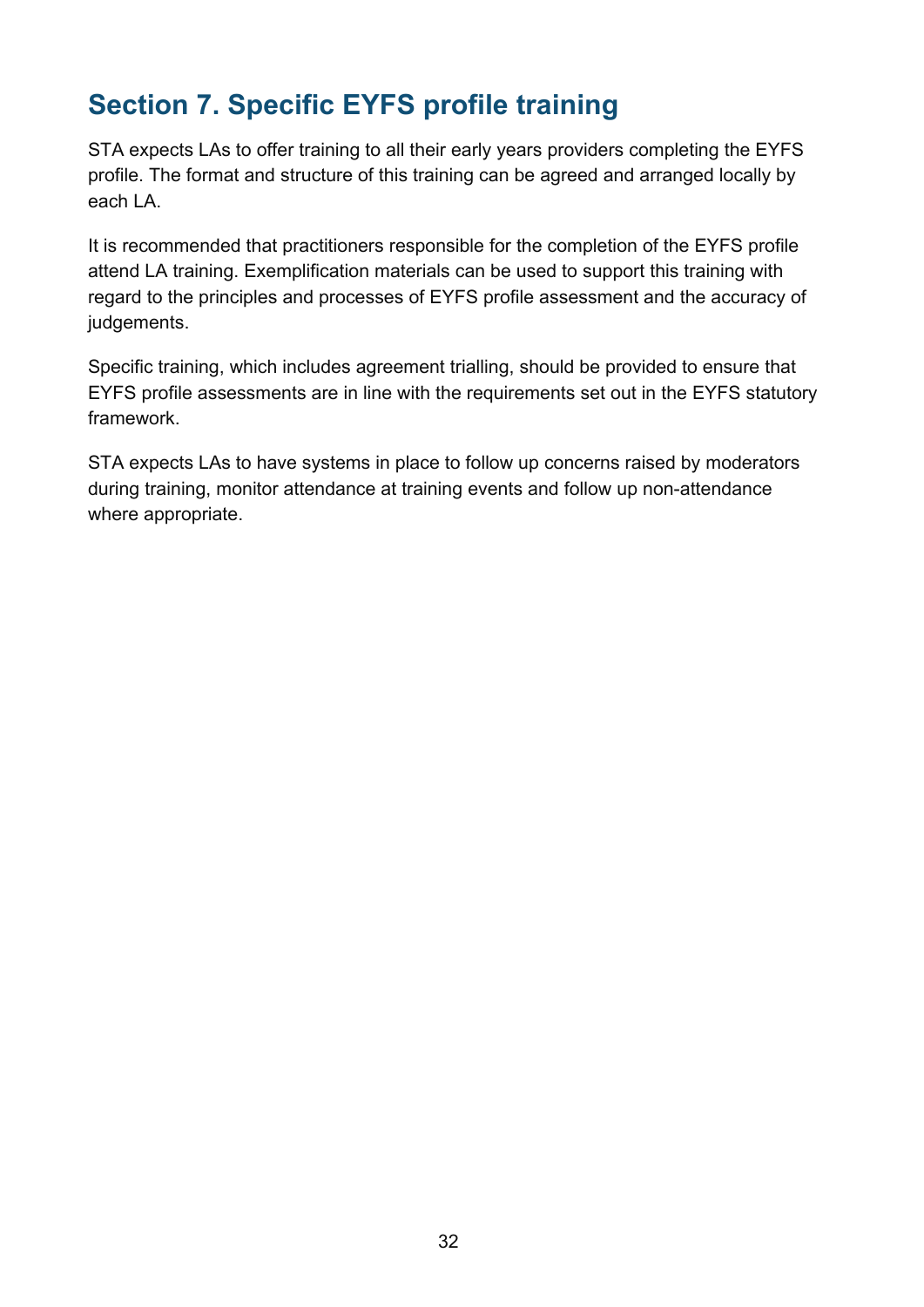## Section 7. Specific EYFS profile training

STA expects LAs to offer training to all their early years providers completing the EYFS profile. The format and structure of this training can be agreed and arranged locally by each LA.

It is recommended that practitioners responsible for the completion of the EYFS profile attend LA training. Exemplification materials can be used to support this training with regard to the principles and processes of EYFS profile assessment and the accuracy of judgements.

Specific training, which includes agreement trialling, should be provided to ensure that EYFS profile assessments are in line with the requirements set out in the EYFS statutory framework.

STA expects LAs to have systems in place to follow up concerns raised by moderators during training, monitor attendance at training events and follow up non-attendance where appropriate.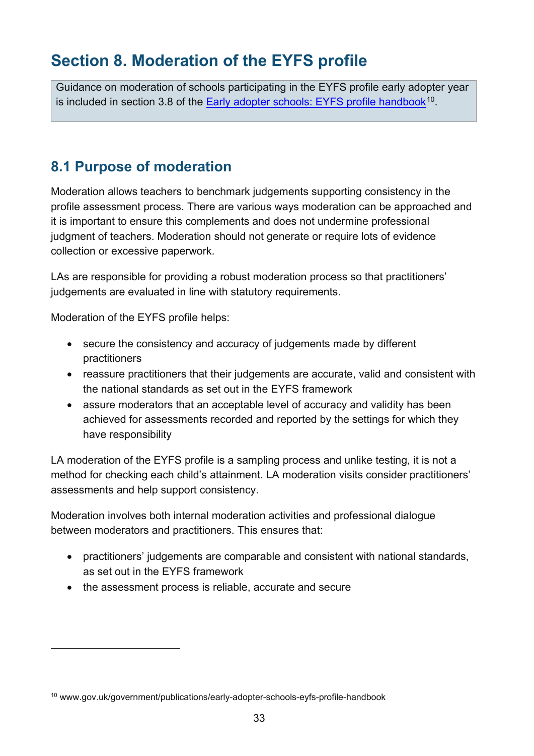# Section 8. Moderation of the EYFS profile

> Guidance on moderation of schools participating in the EYFS profile early adopter year is included in section 3.8 of the [Early adopter schools: EYFS profile handbook](www.gov.uk/government/publications/early-adopter-schools-eyfs-profile-handbook)[10].

## 8.1 Purpose of moderation

Moderation allows teachers to benchmark judgements supporting consistency in the profile assessment process. There are various ways moderation can be approached and it is important to ensure this complements and does not undermine professional judgment of teachers. Moderation should not generate or require lots of evidence collection or excessive paperwork.

LAs are responsible for providing a robust moderation process so that practitioners' judgements are evaluated in line with statutory requirements.

Moderation of the EYFS profile helps:

- secure the consistency and accuracy of judgements made by different practitioners
- reassure practitioners that their judgements are accurate, valid and consistent with the national standards as set out in the EYFS framework
- assure moderators that an acceptable level of accuracy and validity has been achieved for assessments recorded and reported by the settings for which they have responsibility

LA moderation of the EYFS profile is a sampling process and unlike testing, it is not a method for checking each child's attainment. LA moderation visits consider practitioners' assessments and help support consistency.

Moderation involves both internal moderation activities and professional dialogue between moderators and practitioners. This ensures that:

- practitioners' judgements are comparable and consistent with national standards, as set out in the EYFS framework
- the assessment process is reliable, accurate and secure

[10] www.gov.uk/government/publications/early-adopter-schools-eyfs-profile-handbook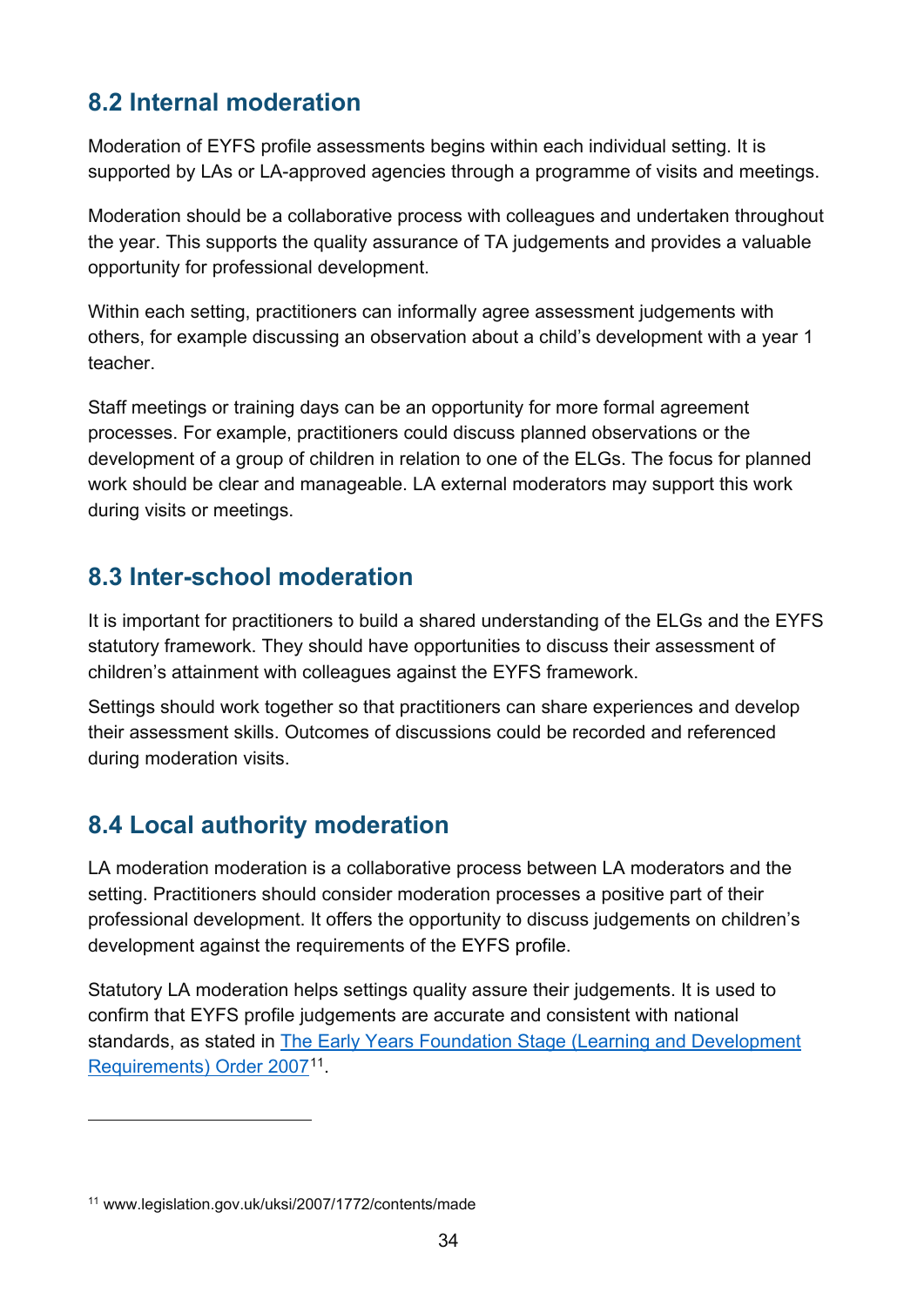## 8.2 Internal moderation

Moderation of EYFS profile assessments begins within each individual setting. It is supported by LAs or LA-approved agencies through a programme of visits and meetings.

Moderation should be a collaborative process with colleagues and undertaken throughout the year. This supports the quality assurance of TA judgements and provides a valuable opportunity for professional development.

Within each setting, practitioners can informally agree assessment judgements with others, for example discussing an observation about a child's development with a year 1 teacher.

Staff meetings or training days can be an opportunity for more formal agreement processes. For example, practitioners could discuss planned observations or the development of a group of children in relation to one of the ELGs. The focus for planned work should be clear and manageable. LA external moderators may support this work during visits or meetings.

## 8.3 Inter-school moderation

It is important for practitioners to build a shared understanding of the ELGs and the EYFS statutory framework. They should have opportunities to discuss their assessment of children's attainment with colleagues against the EYFS framework.

Settings should work together so that practitioners can share experiences and develop their assessment skills. Outcomes of discussions could be recorded and referenced during moderation visits.

## 8.4 Local authority moderation

LA moderation moderation is a collaborative process between LA moderators and the setting. Practitioners should consider moderation processes a positive part of their professional development. It offers the opportunity to discuss judgements on children's development against the requirements of the EYFS profile.

Statutory LA moderation helps settings quality assure their judgements. It is used to confirm that EYFS profile judgements are accurate and consistent with national standards, as stated in [The Early Years Foundation Stage (Learning and Development Requirements) Order 2007](www.legislation.gov.uk/uksi/2007/1772/contents/made)[11].

---

[11] www.legislation.gov.uk/uksi/2007/1772/contents/made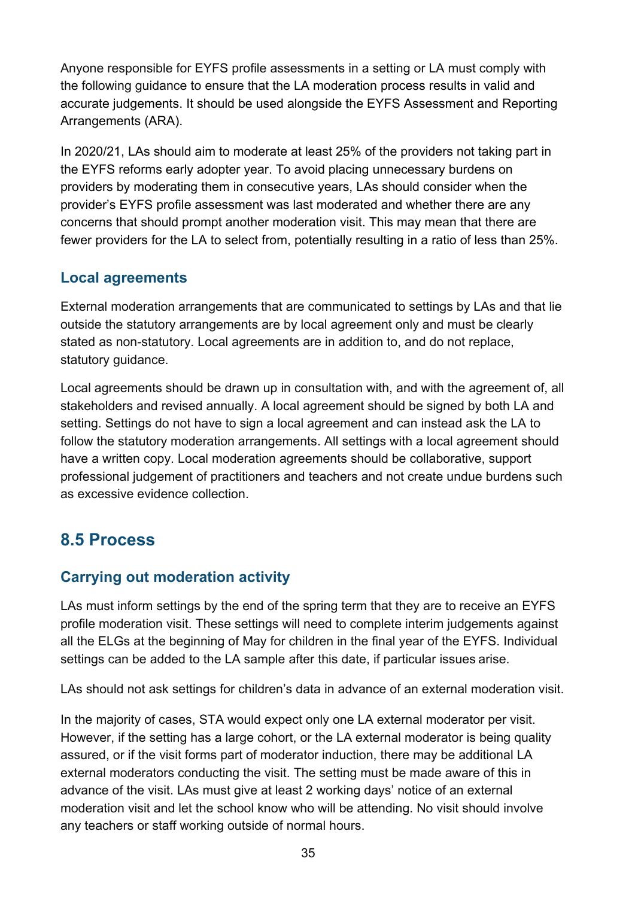Anyone responsible for EYFS profile assessments in a setting or LA must comply with the following guidance to ensure that the LA moderation process results in valid and accurate judgements. It should be used alongside the EYFS Assessment and Reporting Arrangements (ARA).

In 2020/21, LAs should aim to moderate at least 25% of the providers not taking part in the EYFS reforms early adopter year. To avoid placing unnecessary burdens on providers by moderating them in consecutive years, LAs should consider when the provider's EYFS profile assessment was last moderated and whether there are any concerns that should prompt another moderation visit. This may mean that there are fewer providers for the LA to select from, potentially resulting in a ratio of less than 25%.

### Local agreements

External moderation arrangements that are communicated to settings by LAs and that lie outside the statutory arrangements are by local agreement only and must be clearly stated as non-statutory. Local agreements are in addition to, and do not replace, statutory guidance.

Local agreements should be drawn up in consultation with, and with the agreement of, all stakeholders and revised annually. A local agreement should be signed by both LA and setting. Settings do not have to sign a local agreement and can instead ask the LA to follow the statutory moderation arrangements. All settings with a local agreement should have a written copy. Local moderation agreements should be collaborative, support professional judgement of practitioners and teachers and not create undue burdens such as excessive evidence collection.

## 8.5 Process

### Carrying out moderation activity

LAs must inform settings by the end of the spring term that they are to receive an EYFS profile moderation visit. These settings will need to complete interim judgements against all the ELGs at the beginning of May for children in the final year of the EYFS. Individual settings can be added to the LA sample after this date, if particular issues arise.

LAs should not ask settings for children's data in advance of an external moderation visit.

In the majority of cases, STA would expect only one LA external moderator per visit. However, if the setting has a large cohort, or the LA external moderator is being quality assured, or if the visit forms part of moderator induction, there may be additional LA external moderators conducting the visit. The setting must be made aware of this in advance of the visit. LAs must give at least 2 working days' notice of an external moderation visit and let the school know who will be attending. No visit should involve any teachers or staff working outside of normal hours.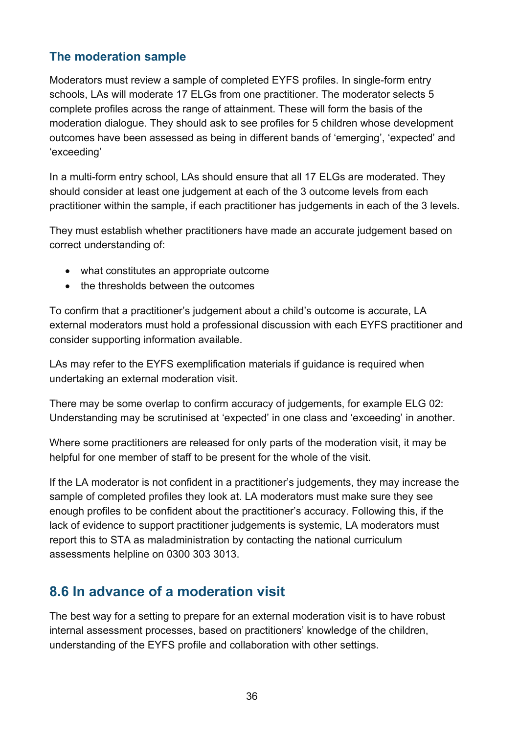### The moderation sample

Moderators must review a sample of completed EYFS profiles. In single-form entry schools, LAs will moderate 17 ELGs from one practitioner. The moderator selects 5 complete profiles across the range of attainment. These will form the basis of the moderation dialogue. They should ask to see profiles for 5 children whose development outcomes have been assessed as being in different bands of 'emerging', 'expected' and 'exceeding'

In a multi-form entry school, LAs should ensure that all 17 ELGs are moderated. They should consider at least one judgement at each of the 3 outcome levels from each practitioner within the sample, if each practitioner has judgements in each of the 3 levels.

They must establish whether practitioners have made an accurate judgement based on correct understanding of:

- what constitutes an appropriate outcome
- the thresholds between the outcomes

To confirm that a practitioner's judgement about a child's outcome is accurate, LA external moderators must hold a professional discussion with each EYFS practitioner and consider supporting information available.

LAs may refer to the EYFS exemplification materials if guidance is required when undertaking an external moderation visit.

There may be some overlap to confirm accuracy of judgements, for example ELG 02: Understanding may be scrutinised at 'expected' in one class and 'exceeding' in another.

Where some practitioners are released for only parts of the moderation visit, it may be helpful for one member of staff to be present for the whole of the visit.

If the LA moderator is not confident in a practitioner's judgements, they may increase the sample of completed profiles they look at. LA moderators must make sure they see enough profiles to be confident about the practitioner's accuracy. Following this, if the lack of evidence to support practitioner judgements is systemic, LA moderators must report this to STA as maladministration by contacting the national curriculum assessments helpline on 0300 303 3013.

## 8.6 In advance of a moderation visit

The best way for a setting to prepare for an external moderation visit is to have robust internal assessment processes, based on practitioners' knowledge of the children, understanding of the EYFS profile and collaboration with other settings.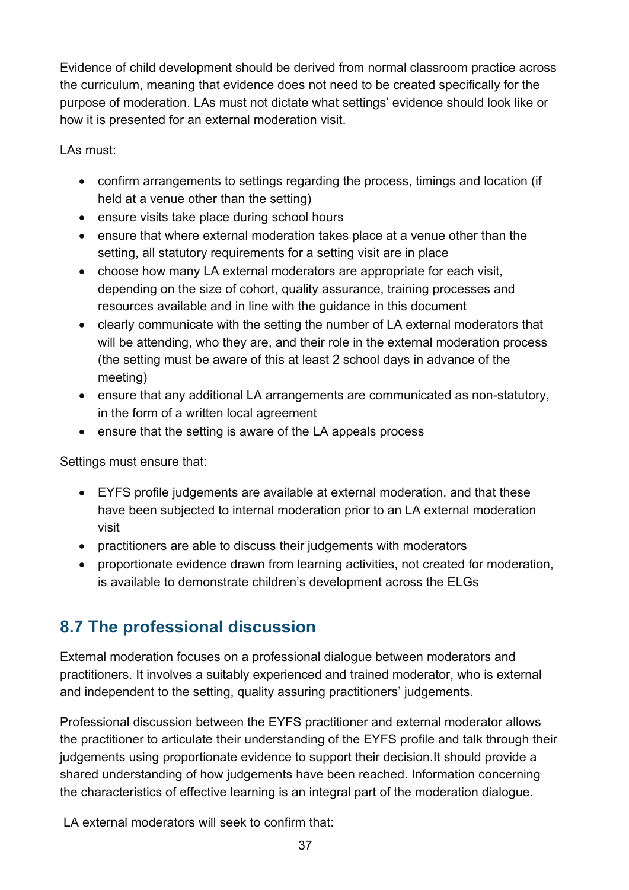Evidence of child development should be derived from normal classroom practice across the curriculum, meaning that evidence does not need to be created specifically for the purpose of moderation. LAs must not dictate what settings' evidence should look like or how it is presented for an external moderation visit.

LAs must:

- confirm arrangements to settings regarding the process, timings and location (if held at a venue other than the setting)
- ensure visits take place during school hours
- ensure that where external moderation takes place at a venue other than the setting, all statutory requirements for a setting visit are in place
- choose how many LA external moderators are appropriate for each visit, depending on the size of cohort, quality assurance, training processes and resources available and in line with the guidance in this document
- clearly communicate with the setting the number of LA external moderators that will be attending, who they are, and their role in the external moderation process (the setting must be aware of this at least 2 school days in advance of the meeting)
- ensure that any additional LA arrangements are communicated as non-statutory, in the form of a written local agreement
- ensure that the setting is aware of the LA appeals process

Settings must ensure that:

- EYFS profile judgements are available at external moderation, and that these have been subjected to internal moderation prior to an LA external moderation visit
- practitioners are able to discuss their judgements with moderators
- proportionate evidence drawn from learning activities, not created for moderation, is available to demonstrate children's development across the ELGs

## 8.7 The professional discussion

External moderation focuses on a professional dialogue between moderators and practitioners. It involves a suitably experienced and trained moderator, who is external and independent to the setting, quality assuring practitioners' judgements.

Professional discussion between the EYFS practitioner and external moderator allows the practitioner to articulate their understanding of the EYFS profile and talk through their judgements using proportionate evidence to support their decision.It should provide a shared understanding of how judgements have been reached. Information concerning the characteristics of effective learning is an integral part of the moderation dialogue.

LA external moderators will seek to confirm that: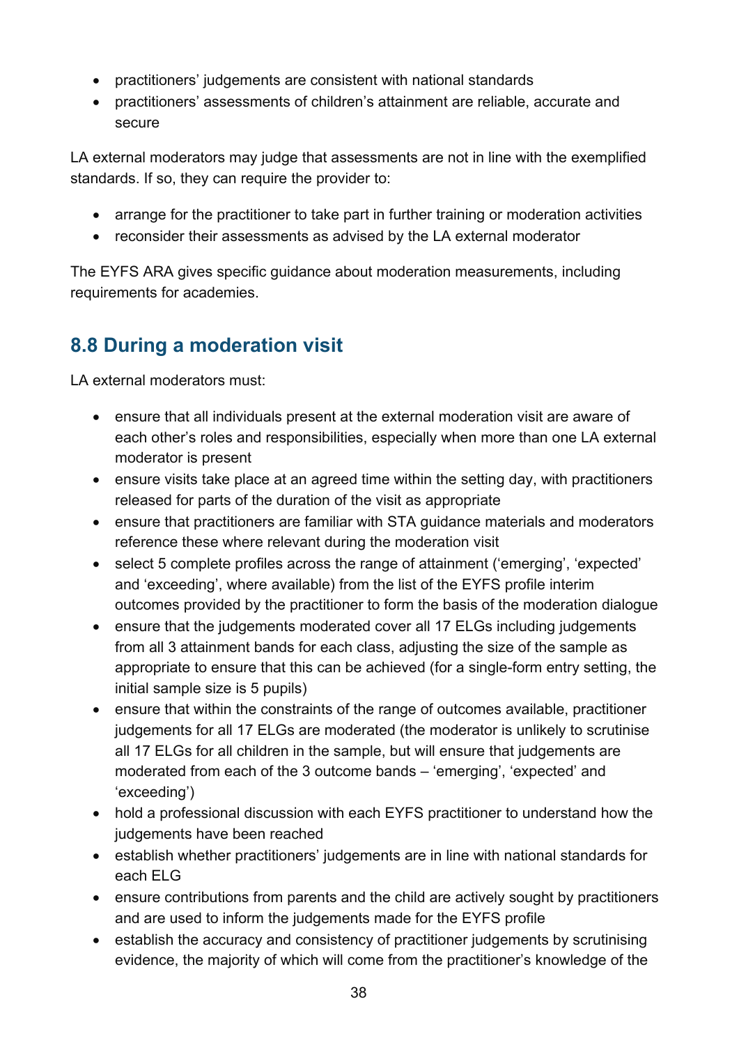- practitioners' judgements are consistent with national standards
- practitioners' assessments of children's attainment are reliable, accurate and secure

LA external moderators may judge that assessments are not in line with the exemplified standards. If so, they can require the provider to:

- arrange for the practitioner to take part in further training or moderation activities
- reconsider their assessments as advised by the LA external moderator

The EYFS ARA gives specific guidance about moderation measurements, including requirements for academies.

## 8.8 During a moderation visit

LA external moderators must:

- ensure that all individuals present at the external moderation visit are aware of each other's roles and responsibilities, especially when more than one LA external moderator is present
- ensure visits take place at an agreed time within the setting day, with practitioners released for parts of the duration of the visit as appropriate
- ensure that practitioners are familiar with STA guidance materials and moderators reference these where relevant during the moderation visit
- select 5 complete profiles across the range of attainment ('emerging', 'expected' and 'exceeding', where available) from the list of the EYFS profile interim outcomes provided by the practitioner to form the basis of the moderation dialogue
- ensure that the judgements moderated cover all 17 ELGs including judgements from all 3 attainment bands for each class, adjusting the size of the sample as appropriate to ensure that this can be achieved (for a single-form entry setting, the initial sample size is 5 pupils)
- ensure that within the constraints of the range of outcomes available, practitioner judgements for all 17 ELGs are moderated (the moderator is unlikely to scrutinise all 17 ELGs for all children in the sample, but will ensure that judgements are moderated from each of the 3 outcome bands – 'emerging', 'expected' and 'exceeding')
- hold a professional discussion with each EYFS practitioner to understand how the judgements have been reached
- establish whether practitioners' judgements are in line with national standards for each ELG
- ensure contributions from parents and the child are actively sought by practitioners and are used to inform the judgements made for the EYFS profile
- establish the accuracy and consistency of practitioner judgements by scrutinising evidence, the majority of which will come from the practitioner's knowledge of the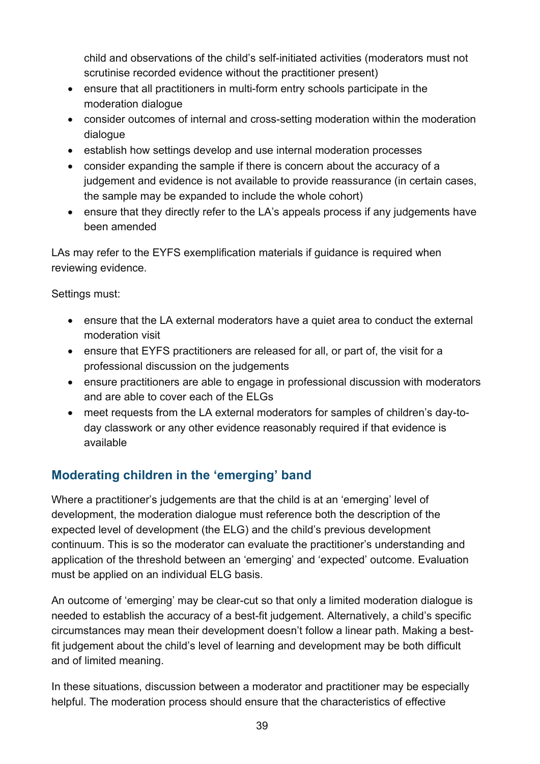child and observations of the child's self-initiated activities (moderators must not scrutinise recorded evidence without the practitioner present)

- ensure that all practitioners in multi-form entry schools participate in the moderation dialogue
- consider outcomes of internal and cross-setting moderation within the moderation dialogue
- establish how settings develop and use internal moderation processes
- consider expanding the sample if there is concern about the accuracy of a judgement and evidence is not available to provide reassurance (in certain cases, the sample may be expanded to include the whole cohort)
- ensure that they directly refer to the LA's appeals process if any judgements have been amended

LAs may refer to the EYFS exemplification materials if guidance is required when reviewing evidence.

Settings must:

- ensure that the LA external moderators have a quiet area to conduct the external moderation visit
- ensure that EYFS practitioners are released for all, or part of, the visit for a professional discussion on the judgements
- ensure practitioners are able to engage in professional discussion with moderators and are able to cover each of the ELGs
- meet requests from the LA external moderators for samples of children's day-to-day classwork or any other evidence reasonably required if that evidence is available

## Moderating children in the 'emerging' band

Where a practitioner's judgements are that the child is at an 'emerging' level of development, the moderation dialogue must reference both the description of the expected level of development (the ELG) and the child's previous development continuum. This is so the moderator can evaluate the practitioner's understanding and application of the threshold between an 'emerging' and 'expected' outcome. Evaluation must be applied on an individual ELG basis.

An outcome of 'emerging' may be clear-cut so that only a limited moderation dialogue is needed to establish the accuracy of a best-fit judgement. Alternatively, a child's specific circumstances may mean their development doesn't follow a linear path. Making a best-fit judgement about the child's level of learning and development may be both difficult and of limited meaning.

In these situations, discussion between a moderator and practitioner may be especially helpful. The moderation process should ensure that the characteristics of effective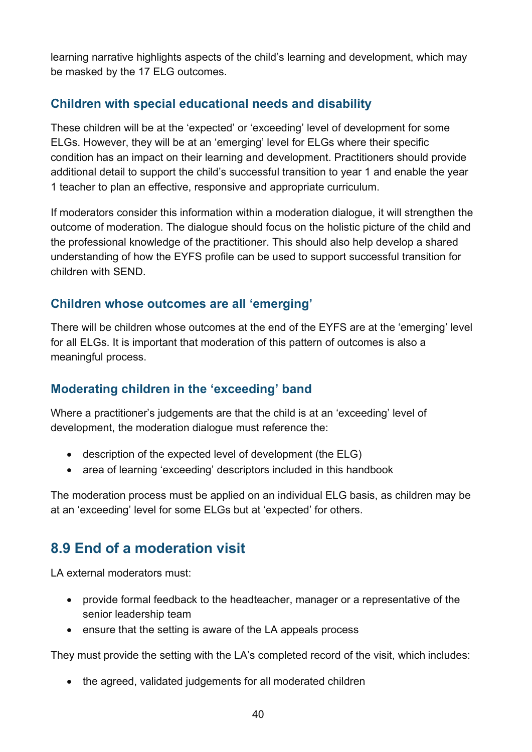learning narrative highlights aspects of the child's learning and development, which may be masked by the 17 ELG outcomes.

### Children with special educational needs and disability

These children will be at the 'expected' or 'exceeding' level of development for some ELGs. However, they will be at an 'emerging' level for ELGs where their specific condition has an impact on their learning and development. Practitioners should provide additional detail to support the child's successful transition to year 1 and enable the year 1 teacher to plan an effective, responsive and appropriate curriculum.

If moderators consider this information within a moderation dialogue, it will strengthen the outcome of moderation. The dialogue should focus on the holistic picture of the child and the professional knowledge of the practitioner. This should also help develop a shared understanding of how the EYFS profile can be used to support successful transition for children with SEND.

### Children whose outcomes are all 'emerging'

There will be children whose outcomes at the end of the EYFS are at the 'emerging' level for all ELGs. It is important that moderation of this pattern of outcomes is also a meaningful process.

### Moderating children in the 'exceeding' band

Where a practitioner's judgements are that the child is at an 'exceeding' level of development, the moderation dialogue must reference the:

- description of the expected level of development (the ELG)
- area of learning 'exceeding' descriptors included in this handbook

The moderation process must be applied on an individual ELG basis, as children may be at an 'exceeding' level for some ELGs but at 'expected' for others.

## 8.9 End of a moderation visit

LA external moderators must:

- provide formal feedback to the headteacher, manager or a representative of the senior leadership team
- ensure that the setting is aware of the LA appeals process

They must provide the setting with the LA's completed record of the visit, which includes:

- the agreed, validated judgements for all moderated children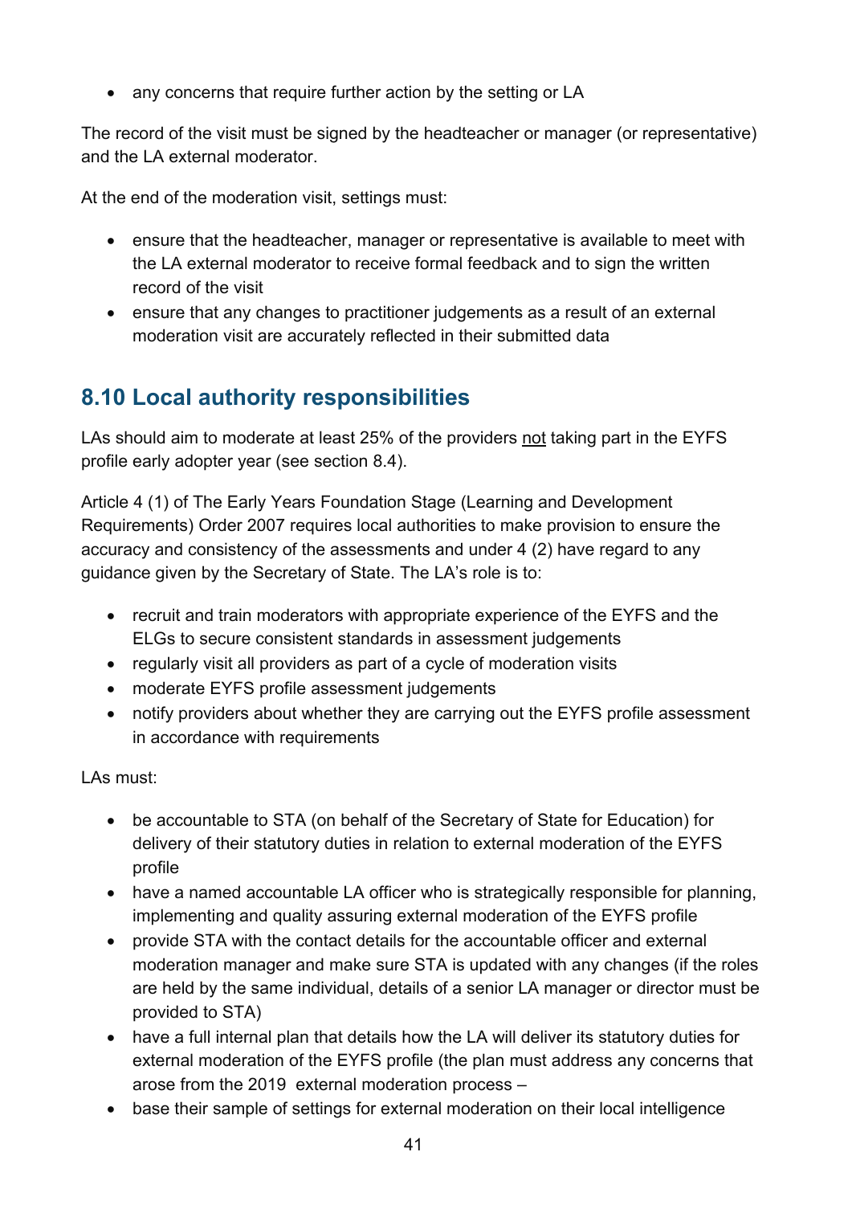- any concerns that require further action by the setting or LA

The record of the visit must be signed by the headteacher or manager (or representative) and the LA external moderator.

At the end of the moderation visit, settings must:

- ensure that the headteacher, manager or representative is available to meet with the LA external moderator to receive formal feedback and to sign the written record of the visit
- ensure that any changes to practitioner judgements as a result of an external moderation visit are accurately reflected in their submitted data

## 8.10 Local authority responsibilities

LAs should aim to moderate at least 25% of the providers not taking part in the EYFS profile early adopter year (see section 8.4).

Article 4 (1) of The Early Years Foundation Stage (Learning and Development Requirements) Order 2007 requires local authorities to make provision to ensure the accuracy and consistency of the assessments and under 4 (2) have regard to any guidance given by the Secretary of State. The LA's role is to:

- recruit and train moderators with appropriate experience of the EYFS and the ELGs to secure consistent standards in assessment judgements
- regularly visit all providers as part of a cycle of moderation visits
- moderate EYFS profile assessment judgements
- notify providers about whether they are carrying out the EYFS profile assessment in accordance with requirements

LAs must:

- be accountable to STA (on behalf of the Secretary of State for Education) for delivery of their statutory duties in relation to external moderation of the EYFS profile
- have a named accountable LA officer who is strategically responsible for planning, implementing and quality assuring external moderation of the EYFS profile
- provide STA with the contact details for the accountable officer and external moderation manager and make sure STA is updated with any changes (if the roles are held by the same individual, details of a senior LA manager or director must be provided to STA)
- have a full internal plan that details how the LA will deliver its statutory duties for external moderation of the EYFS profile (the plan must address any concerns that arose from the 2019 external moderation process –
- base their sample of settings for external moderation on their local intelligence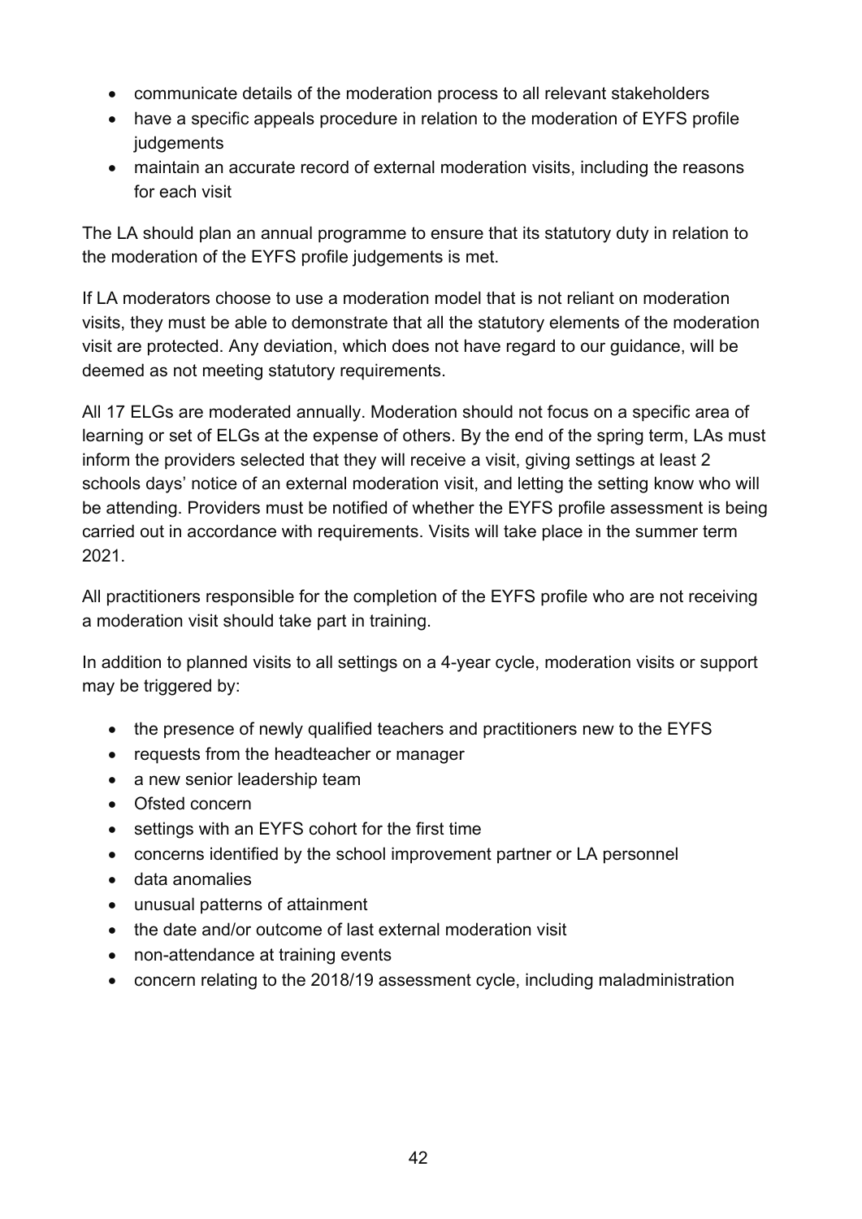- communicate details of the moderation process to all relevant stakeholders
- have a specific appeals procedure in relation to the moderation of EYFS profile judgements
- maintain an accurate record of external moderation visits, including the reasons for each visit

The LA should plan an annual programme to ensure that its statutory duty in relation to the moderation of the EYFS profile judgements is met.

If LA moderators choose to use a moderation model that is not reliant on moderation visits, they must be able to demonstrate that all the statutory elements of the moderation visit are protected. Any deviation, which does not have regard to our guidance, will be deemed as not meeting statutory requirements.

All 17 ELGs are moderated annually. Moderation should not focus on a specific area of learning or set of ELGs at the expense of others. By the end of the spring term, LAs must inform the providers selected that they will receive a visit, giving settings at least 2 schools days' notice of an external moderation visit, and letting the setting know who will be attending. Providers must be notified of whether the EYFS profile assessment is being carried out in accordance with requirements. Visits will take place in the summer term 2021.

All practitioners responsible for the completion of the EYFS profile who are not receiving a moderation visit should take part in training.

In addition to planned visits to all settings on a 4-year cycle, moderation visits or support may be triggered by:

- the presence of newly qualified teachers and practitioners new to the EYFS
- requests from the headteacher or manager
- a new senior leadership team
- Ofsted concern
- settings with an EYFS cohort for the first time
- concerns identified by the school improvement partner or LA personnel
- data anomalies
- unusual patterns of attainment
- the date and/or outcome of last external moderation visit
- non-attendance at training events
- concern relating to the 2018/19 assessment cycle, including maladministration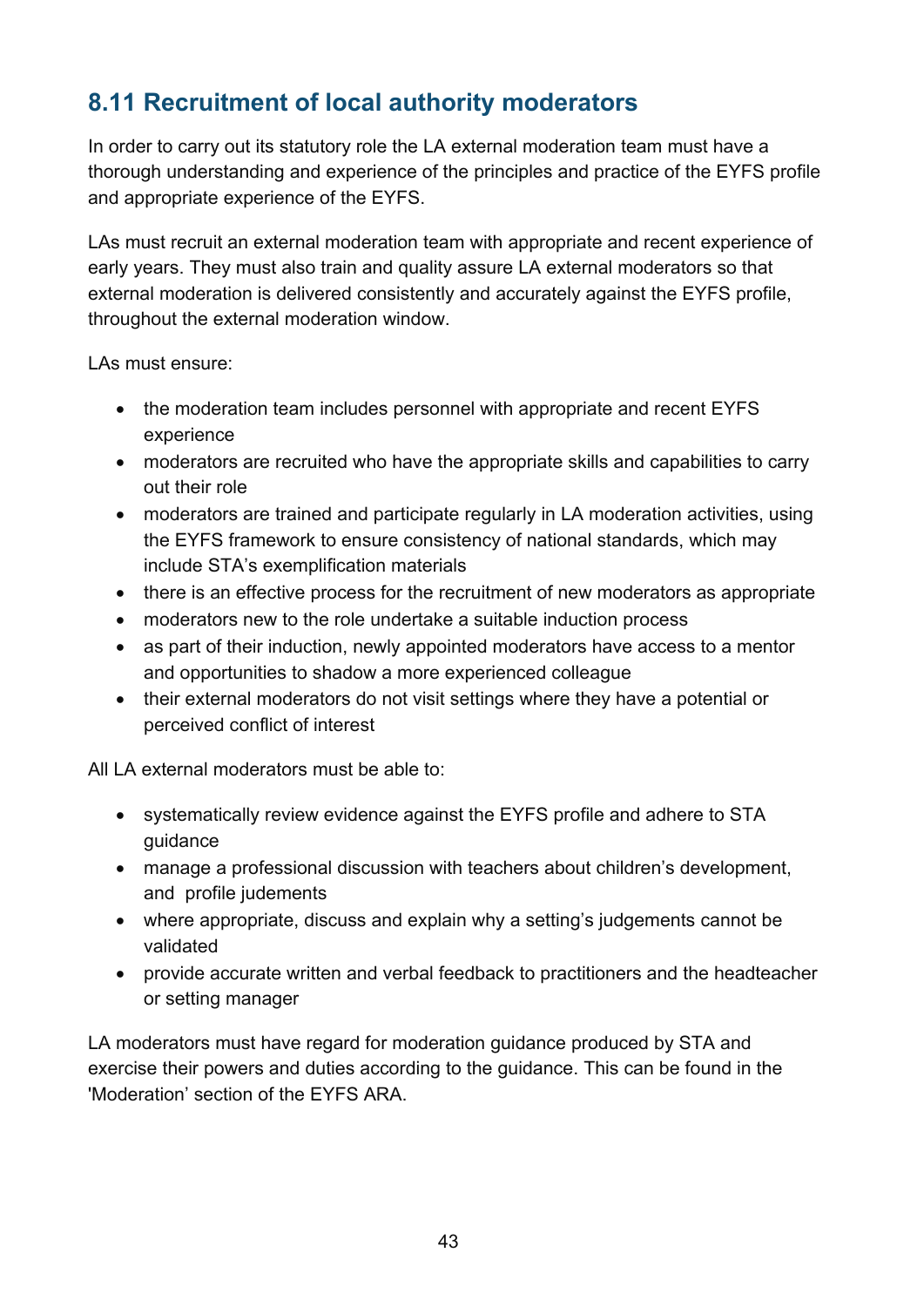## 8.11 Recruitment of local authority moderators

In order to carry out its statutory role the LA external moderation team must have a thorough understanding and experience of the principles and practice of the EYFS profile and appropriate experience of the EYFS.

LAs must recruit an external moderation team with appropriate and recent experience of early years. They must also train and quality assure LA external moderators so that external moderation is delivered consistently and accurately against the EYFS profile, throughout the external moderation window.

LAs must ensure:

- the moderation team includes personnel with appropriate and recent EYFS experience
- moderators are recruited who have the appropriate skills and capabilities to carry out their role
- moderators are trained and participate regularly in LA moderation activities, using the EYFS framework to ensure consistency of national standards, which may include STA's exemplification materials
- there is an effective process for the recruitment of new moderators as appropriate
- moderators new to the role undertake a suitable induction process
- as part of their induction, newly appointed moderators have access to a mentor and opportunities to shadow a more experienced colleague
- their external moderators do not visit settings where they have a potential or perceived conflict of interest

All LA external moderators must be able to:

- systematically review evidence against the EYFS profile and adhere to STA guidance
- manage a professional discussion with teachers about children's development, and profile judements
- where appropriate, discuss and explain why a setting's judgements cannot be validated
- provide accurate written and verbal feedback to practitioners and the headteacher or setting manager

LA moderators must have regard for moderation guidance produced by STA and exercise their powers and duties according to the guidance. This can be found in the 'Moderation' section of the EYFS ARA.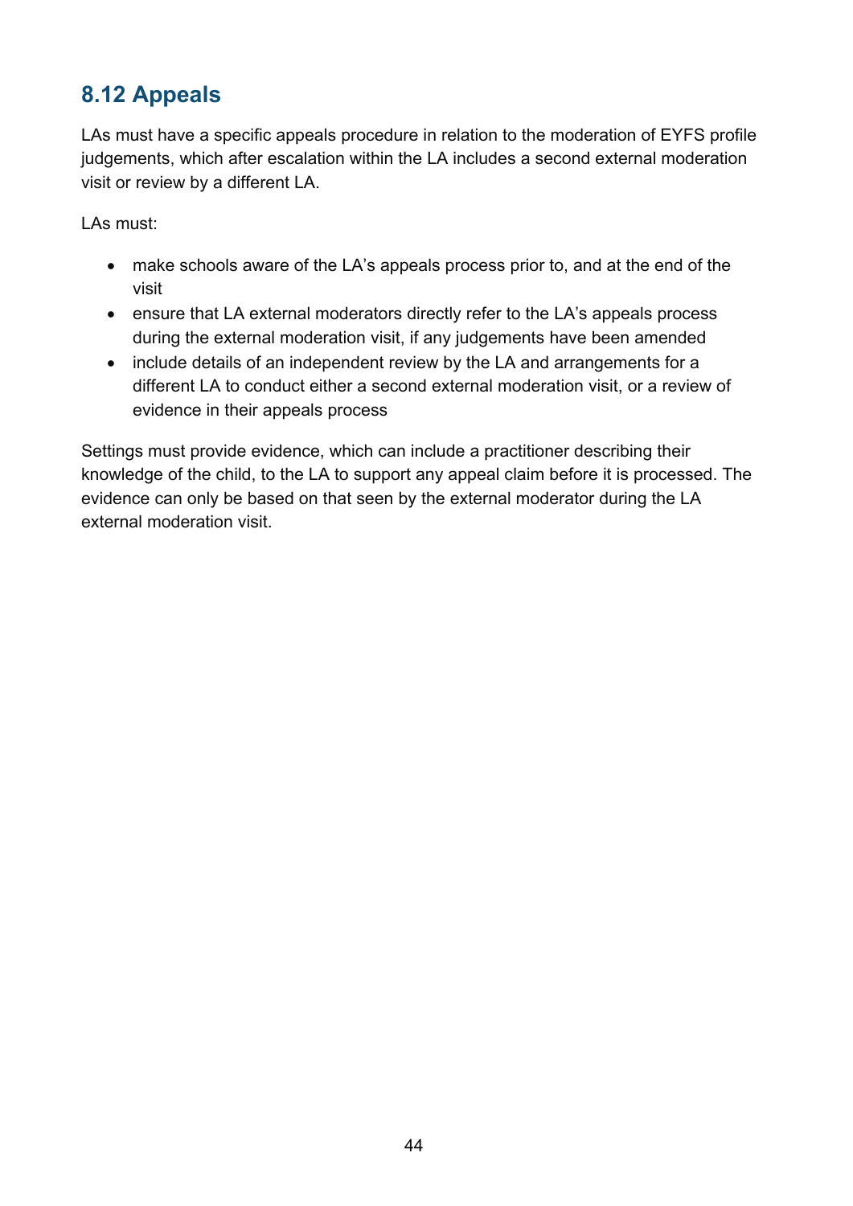## 8.12 Appeals

LAs must have a specific appeals procedure in relation to the moderation of EYFS profile judgements, which after escalation within the LA includes a second external moderation visit or review by a different LA.

LAs must:

- make schools aware of the LA's appeals process prior to, and at the end of the visit
- ensure that LA external moderators directly refer to the LA's appeals process during the external moderation visit, if any judgements have been amended
- include details of an independent review by the LA and arrangements for a different LA to conduct either a second external moderation visit, or a review of evidence in their appeals process

Settings must provide evidence, which can include a practitioner describing their knowledge of the child, to the LA to support any appeal claim before it is processed. The evidence can only be based on that seen by the external moderator during the LA external moderation visit.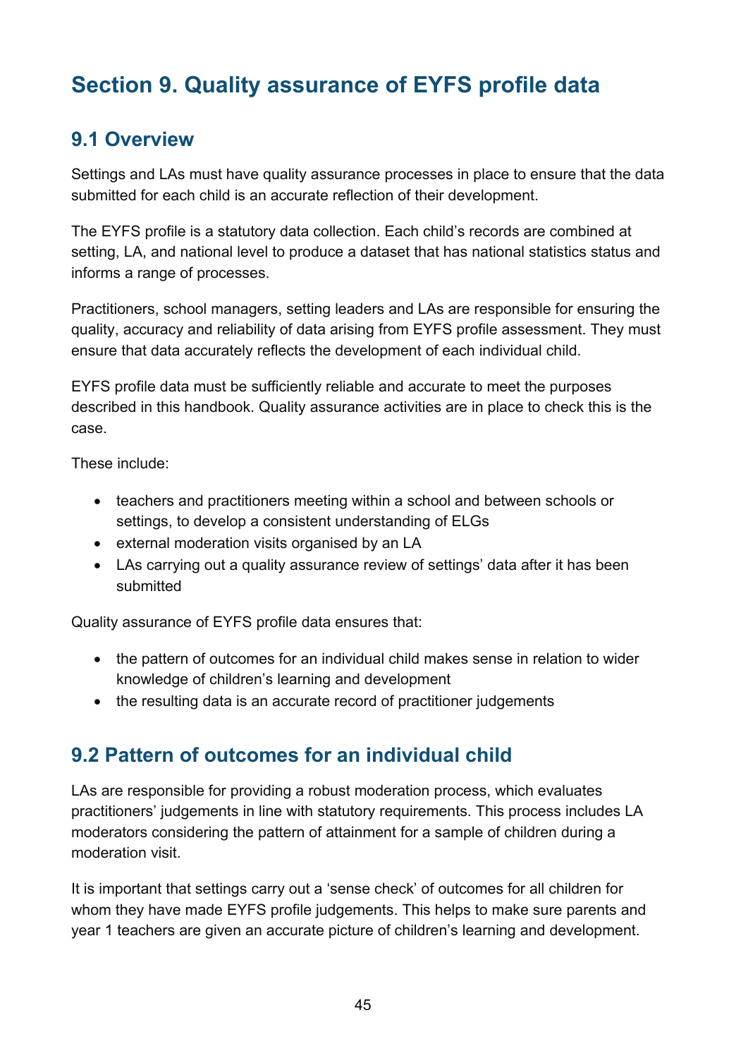# Section 9. Quality assurance of EYFS profile data

## 9.1 Overview

Settings and LAs must have quality assurance processes in place to ensure that the data submitted for each child is an accurate reflection of their development.

The EYFS profile is a statutory data collection. Each child's records are combined at setting, LA, and national level to produce a dataset that has national statistics status and informs a range of processes.

Practitioners, school managers, setting leaders and LAs are responsible for ensuring the quality, accuracy and reliability of data arising from EYFS profile assessment. They must ensure that data accurately reflects the development of each individual child.

EYFS profile data must be sufficiently reliable and accurate to meet the purposes described in this handbook. Quality assurance activities are in place to check this is the case.

These include:

- teachers and practitioners meeting within a school and between schools or settings, to develop a consistent understanding of ELGs
- external moderation visits organised by an LA
- LAs carrying out a quality assurance review of settings' data after it has been submitted

Quality assurance of EYFS profile data ensures that:

- the pattern of outcomes for an individual child makes sense in relation to wider knowledge of children's learning and development
- the resulting data is an accurate record of practitioner judgements

## 9.2 Pattern of outcomes for an individual child

LAs are responsible for providing a robust moderation process, which evaluates practitioners' judgements in line with statutory requirements. This process includes LA moderators considering the pattern of attainment for a sample of children during a moderation visit.

It is important that settings carry out a 'sense check' of outcomes for all children for whom they have made EYFS profile judgements. This helps to make sure parents and year 1 teachers are given an accurate picture of children's learning and development.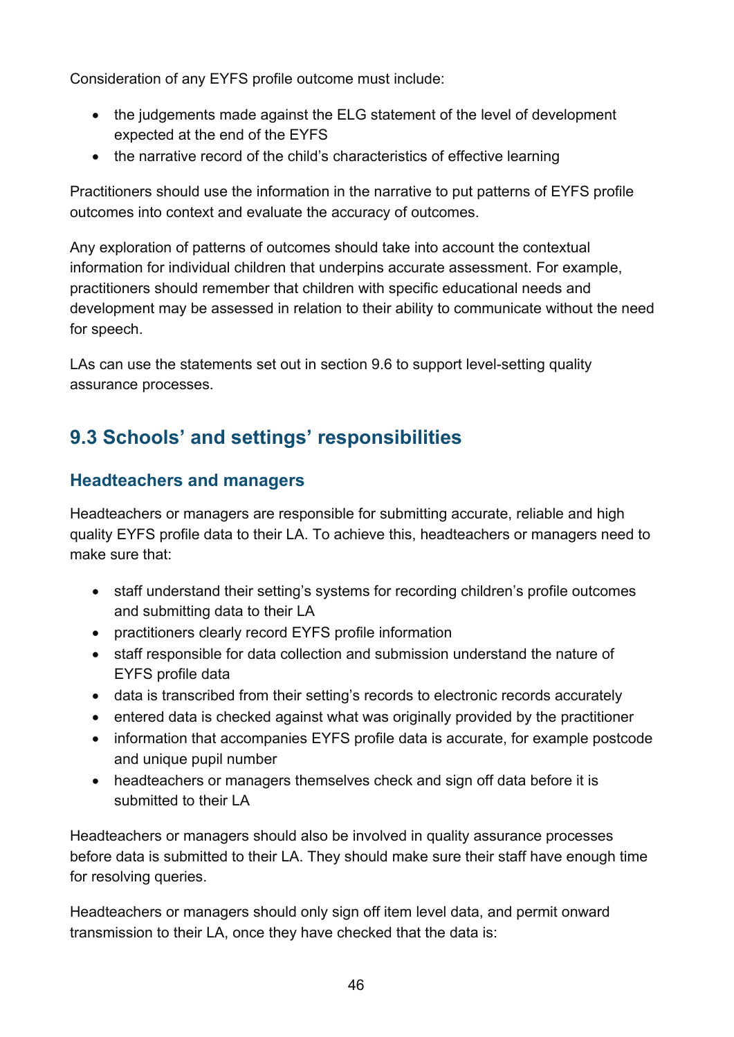Consideration of any EYFS profile outcome must include:

- the judgements made against the ELG statement of the level of development expected at the end of the EYFS
- the narrative record of the child's characteristics of effective learning

Practitioners should use the information in the narrative to put patterns of EYFS profile outcomes into context and evaluate the accuracy of outcomes.

Any exploration of patterns of outcomes should take into account the contextual information for individual children that underpins accurate assessment. For example, practitioners should remember that children with specific educational needs and development may be assessed in relation to their ability to communicate without the need for speech.

LAs can use the statements set out in section 9.6 to support level-setting quality assurance processes.

## 9.3 Schools' and settings' responsibilities

### Headteachers and managers

Headteachers or managers are responsible for submitting accurate, reliable and high quality EYFS profile data to their LA. To achieve this, headteachers or managers need to make sure that:

- staff understand their setting's systems for recording children's profile outcomes and submitting data to their LA
- practitioners clearly record EYFS profile information
- staff responsible for data collection and submission understand the nature of EYFS profile data
- data is transcribed from their setting's records to electronic records accurately
- entered data is checked against what was originally provided by the practitioner
- information that accompanies EYFS profile data is accurate, for example postcode and unique pupil number
- headteachers or managers themselves check and sign off data before it is submitted to their LA

Headteachers or managers should also be involved in quality assurance processes before data is submitted to their LA. They should make sure their staff have enough time for resolving queries.

Headteachers or managers should only sign off item level data, and permit onward transmission to their LA, once they have checked that the data is: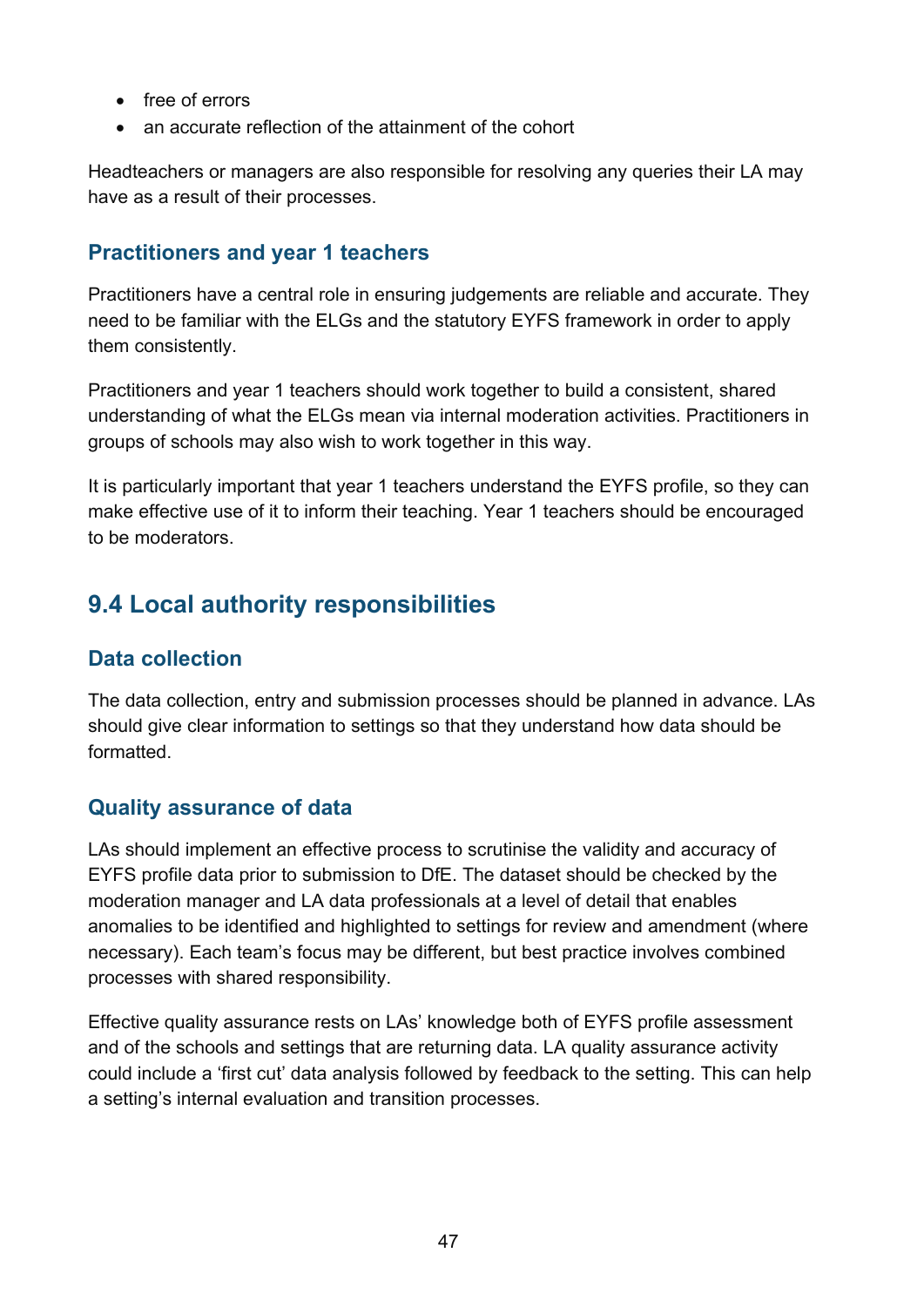- free of errors
- an accurate reflection of the attainment of the cohort

Headteachers or managers are also responsible for resolving any queries their LA may have as a result of their processes.

### Practitioners and year 1 teachers

Practitioners have a central role in ensuring judgements are reliable and accurate. They need to be familiar with the ELGs and the statutory EYFS framework in order to apply them consistently.

Practitioners and year 1 teachers should work together to build a consistent, shared understanding of what the ELGs mean via internal moderation activities. Practitioners in groups of schools may also wish to work together in this way.

It is particularly important that year 1 teachers understand the EYFS profile, so they can make effective use of it to inform their teaching. Year 1 teachers should be encouraged to be moderators.

## 9.4 Local authority responsibilities

### Data collection

The data collection, entry and submission processes should be planned in advance. LAs should give clear information to settings so that they understand how data should be formatted.

### Quality assurance of data

LAs should implement an effective process to scrutinise the validity and accuracy of EYFS profile data prior to submission to DfE. The dataset should be checked by the moderation manager and LA data professionals at a level of detail that enables anomalies to be identified and highlighted to settings for review and amendment (where necessary). Each team's focus may be different, but best practice involves combined processes with shared responsibility.

Effective quality assurance rests on LAs' knowledge both of EYFS profile assessment and of the schools and settings that are returning data. LA quality assurance activity could include a 'first cut' data analysis followed by feedback to the setting. This can help a setting's internal evaluation and transition processes.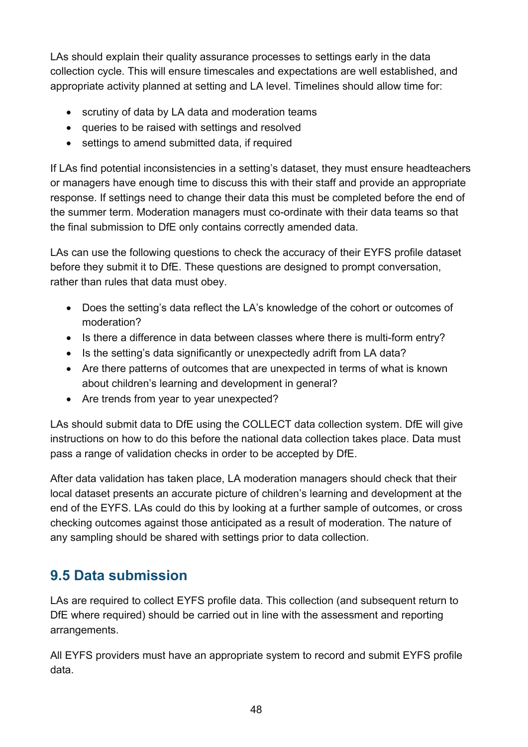LAs should explain their quality assurance processes to settings early in the data collection cycle. This will ensure timescales and expectations are well established, and appropriate activity planned at setting and LA level. Timelines should allow time for:

- scrutiny of data by LA data and moderation teams
- queries to be raised with settings and resolved
- settings to amend submitted data, if required

If LAs find potential inconsistencies in a setting's dataset, they must ensure headteachers or managers have enough time to discuss this with their staff and provide an appropriate response. If settings need to change their data this must be completed before the end of the summer term. Moderation managers must co-ordinate with their data teams so that the final submission to DfE only contains correctly amended data.

LAs can use the following questions to check the accuracy of their EYFS profile dataset before they submit it to DfE. These questions are designed to prompt conversation, rather than rules that data must obey.

- Does the setting's data reflect the LA's knowledge of the cohort or outcomes of moderation?
- Is there a difference in data between classes where there is multi-form entry?
- Is the setting's data significantly or unexpectedly adrift from LA data?
- Are there patterns of outcomes that are unexpected in terms of what is known about children's learning and development in general?
- Are trends from year to year unexpected?

LAs should submit data to DfE using the COLLECT data collection system. DfE will give instructions on how to do this before the national data collection takes place. Data must pass a range of validation checks in order to be accepted by DfE.

After data validation has taken place, LA moderation managers should check that their local dataset presents an accurate picture of children's learning and development at the end of the EYFS. LAs could do this by looking at a further sample of outcomes, or cross checking outcomes against those anticipated as a result of moderation. The nature of any sampling should be shared with settings prior to data collection.

## 9.5 Data submission

LAs are required to collect EYFS profile data. This collection (and subsequent return to DfE where required) should be carried out in line with the assessment and reporting arrangements.

All EYFS providers must have an appropriate system to record and submit EYFS profile data.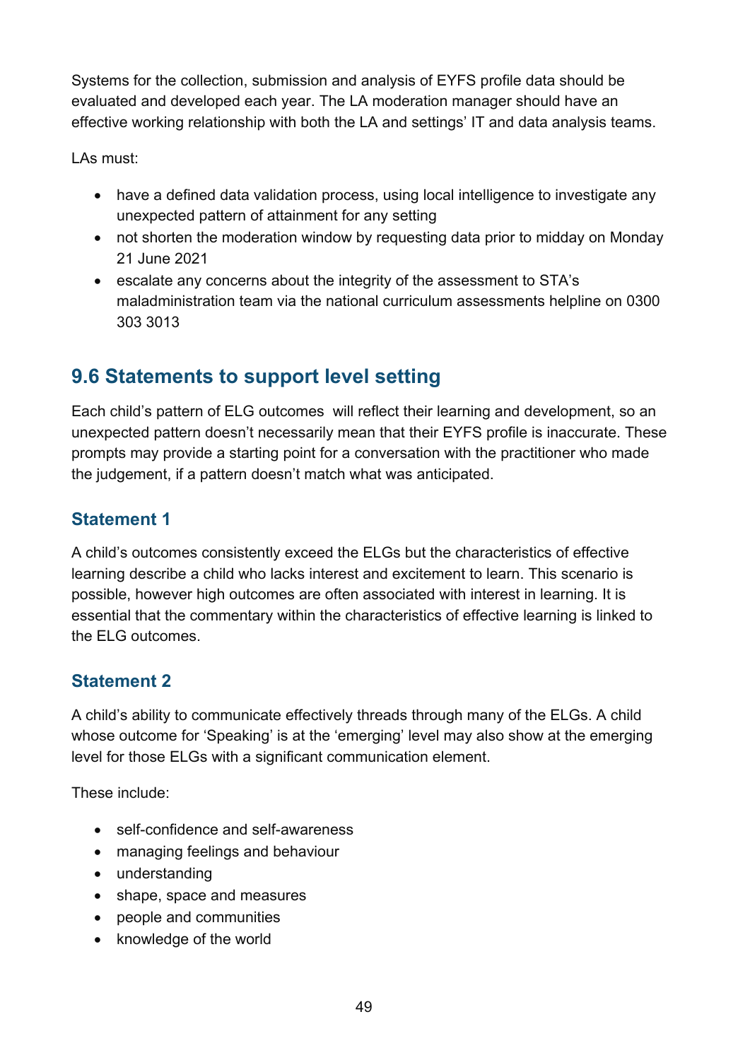Systems for the collection, submission and analysis of EYFS profile data should be evaluated and developed each year. The LA moderation manager should have an effective working relationship with both the LA and settings' IT and data analysis teams.

LAs must:

- have a defined data validation process, using local intelligence to investigate any unexpected pattern of attainment for any setting
- not shorten the moderation window by requesting data prior to midday on Monday 21 June 2021
- escalate any concerns about the integrity of the assessment to STA's maladministration team via the national curriculum assessments helpline on 0300 303 3013

## 9.6 Statements to support level setting

Each child's pattern of ELG outcomes will reflect their learning and development, so an unexpected pattern doesn't necessarily mean that their EYFS profile is inaccurate. These prompts may provide a starting point for a conversation with the practitioner who made the judgement, if a pattern doesn't match what was anticipated.

### Statement 1

A child's outcomes consistently exceed the ELGs but the characteristics of effective learning describe a child who lacks interest and excitement to learn. This scenario is possible, however high outcomes are often associated with interest in learning. It is essential that the commentary within the characteristics of effective learning is linked to the ELG outcomes.

### Statement 2

A child's ability to communicate effectively threads through many of the ELGs. A child whose outcome for 'Speaking' is at the 'emerging' level may also show at the emerging level for those ELGs with a significant communication element.

These include:

- self-confidence and self-awareness
- managing feelings and behaviour
- understanding
- shape, space and measures
- people and communities
- knowledge of the world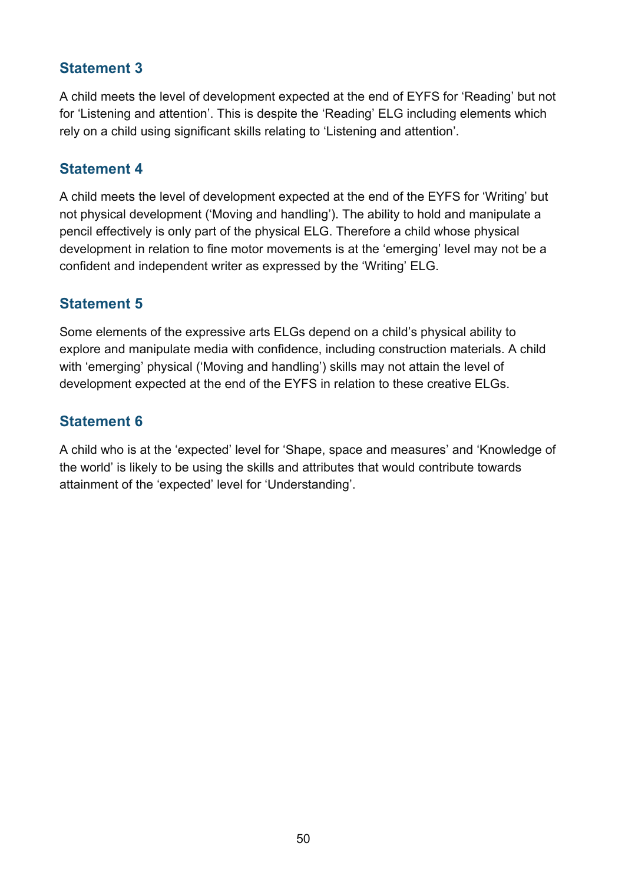### Statement 3

A child meets the level of development expected at the end of EYFS for 'Reading' but not for 'Listening and attention'. This is despite the 'Reading' ELG including elements which rely on a child using significant skills relating to 'Listening and attention'.

### Statement 4

A child meets the level of development expected at the end of the EYFS for 'Writing' but not physical development ('Moving and handling'). The ability to hold and manipulate a pencil effectively is only part of the physical ELG. Therefore a child whose physical development in relation to fine motor movements is at the 'emerging' level may not be a confident and independent writer as expressed by the 'Writing' ELG.

### Statement 5

Some elements of the expressive arts ELGs depend on a child's physical ability to explore and manipulate media with confidence, including construction materials. A child with 'emerging' physical ('Moving and handling') skills may not attain the level of development expected at the end of the EYFS in relation to these creative ELGs.

### Statement 6

A child who is at the 'expected' level for 'Shape, space and measures' and 'Knowledge of the world' is likely to be using the skills and attributes that would contribute towards attainment of the 'expected' level for 'Understanding'.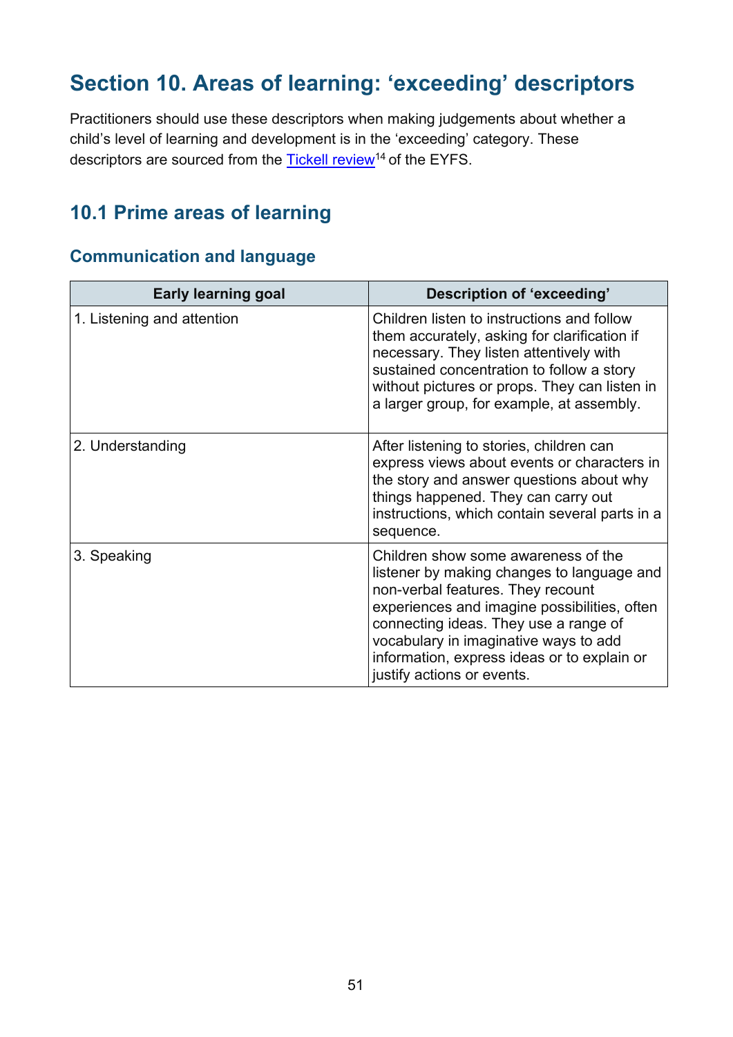# Section 10. Areas of learning: 'exceeding' descriptors

Practitioners should use these descriptors when making judgements about whether a child's level of learning and development is in the 'exceeding' category. These descriptors are sourced from the Tickell review[14] of the EYFS.

## 10.1 Prime areas of learning

### Communication and language

| Early learning goal | Description of 'exceeding' |
|---|---|
| 1. Listening and attention | Children listen to instructions and follow them accurately, asking for clarification if necessary. They listen attentively with sustained concentration to follow a story without pictures or props. They can listen in a larger group, for example, at assembly. |
| 2. Understanding | After listening to stories, children can express views about events or characters in the story and answer questions about why things happened. They can carry out instructions, which contain several parts in a sequence. |
| 3. Speaking | Children show some awareness of the listener by making changes to language and non-verbal features. They recount experiences and imagine possibilities, often connecting ideas. They use a range of vocabulary in imaginative ways to add information, express ideas or to explain or justify actions or events. |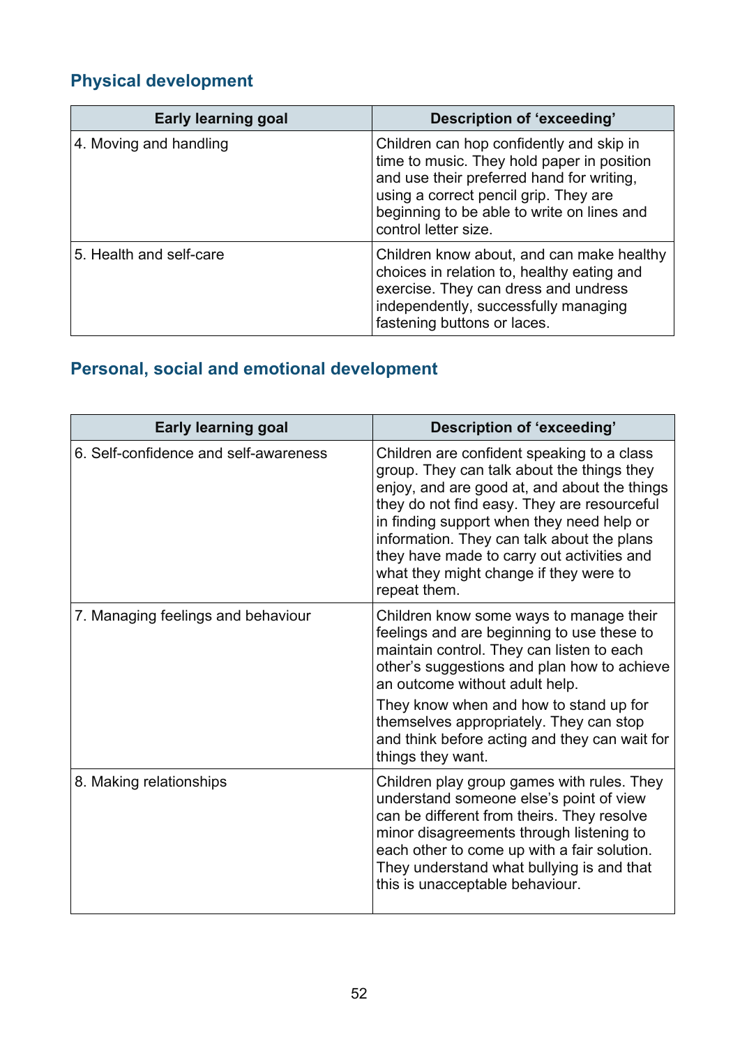## Physical development

| Early learning goal | Description of 'exceeding' |
| --- | --- |
| 4. Moving and handling | Children can hop confidently and skip in time to music. They hold paper in position and use their preferred hand for writing, using a correct pencil grip. They are beginning to be able to write on lines and control letter size. |
| 5. Health and self-care | Children know about, and can make healthy choices in relation to, healthy eating and exercise. They can dress and undress independently, successfully managing fastening buttons or laces. |

## Personal, social and emotional development

| Early learning goal | Description of 'exceeding' |
| --- | --- |
| 6. Self-confidence and self-awareness | Children are confident speaking to a class group. They can talk about the things they enjoy, and are good at, and about the things they do not find easy. They are resourceful in finding support when they need help or information. They can talk about the plans they have made to carry out activities and what they might change if they were to repeat them. |
| 7. Managing feelings and behaviour | Children know some ways to manage their feelings and are beginning to use these to maintain control. They can listen to each other's suggestions and plan how to achieve an outcome without adult help.<br><br>They know when and how to stand up for themselves appropriately. They can stop and think before acting and they can wait for things they want. |
| 8. Making relationships | Children play group games with rules. They understand someone else's point of view can be different from theirs. They resolve minor disagreements through listening to each other to come up with a fair solution. They understand what bullying is and that this is unacceptable behaviour. |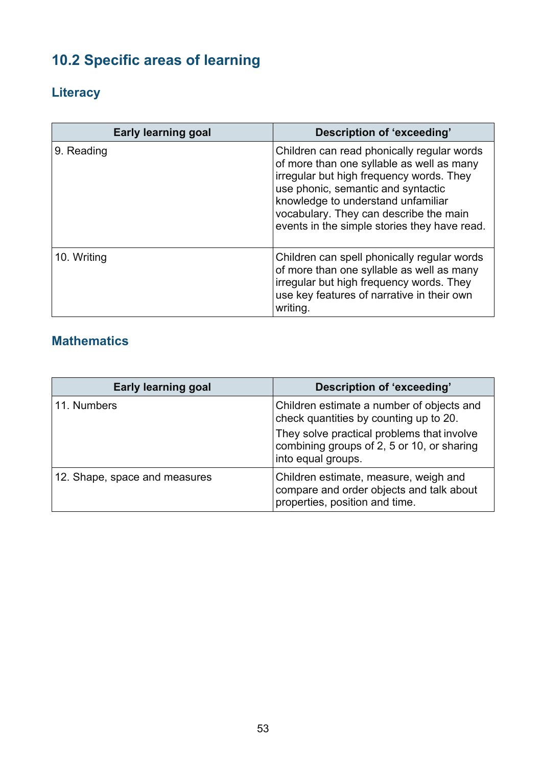## 10.2 Specific areas of learning

### Literacy

| Early learning goal | Description of 'exceeding' |
|---|---|
| 9. Reading | Children can read phonically regular words of more than one syllable as well as many irregular but high frequency words. They use phonic, semantic and syntactic knowledge to understand unfamiliar vocabulary. They can describe the main events in the simple stories they have read. |
| 10. Writing | Children can spell phonically regular words of more than one syllable as well as many irregular but high frequency words. They use key features of narrative in their own writing. |

### Mathematics

| Early learning goal | Description of 'exceeding' |
|---|---|
| 11. Numbers | Children estimate a number of objects and check quantities by counting up to 20. They solve practical problems that involve combining groups of 2, 5 or 10, or sharing into equal groups. |
| 12. Shape, space and measures | Children estimate, measure, weigh and compare and order objects and talk about properties, position and time. |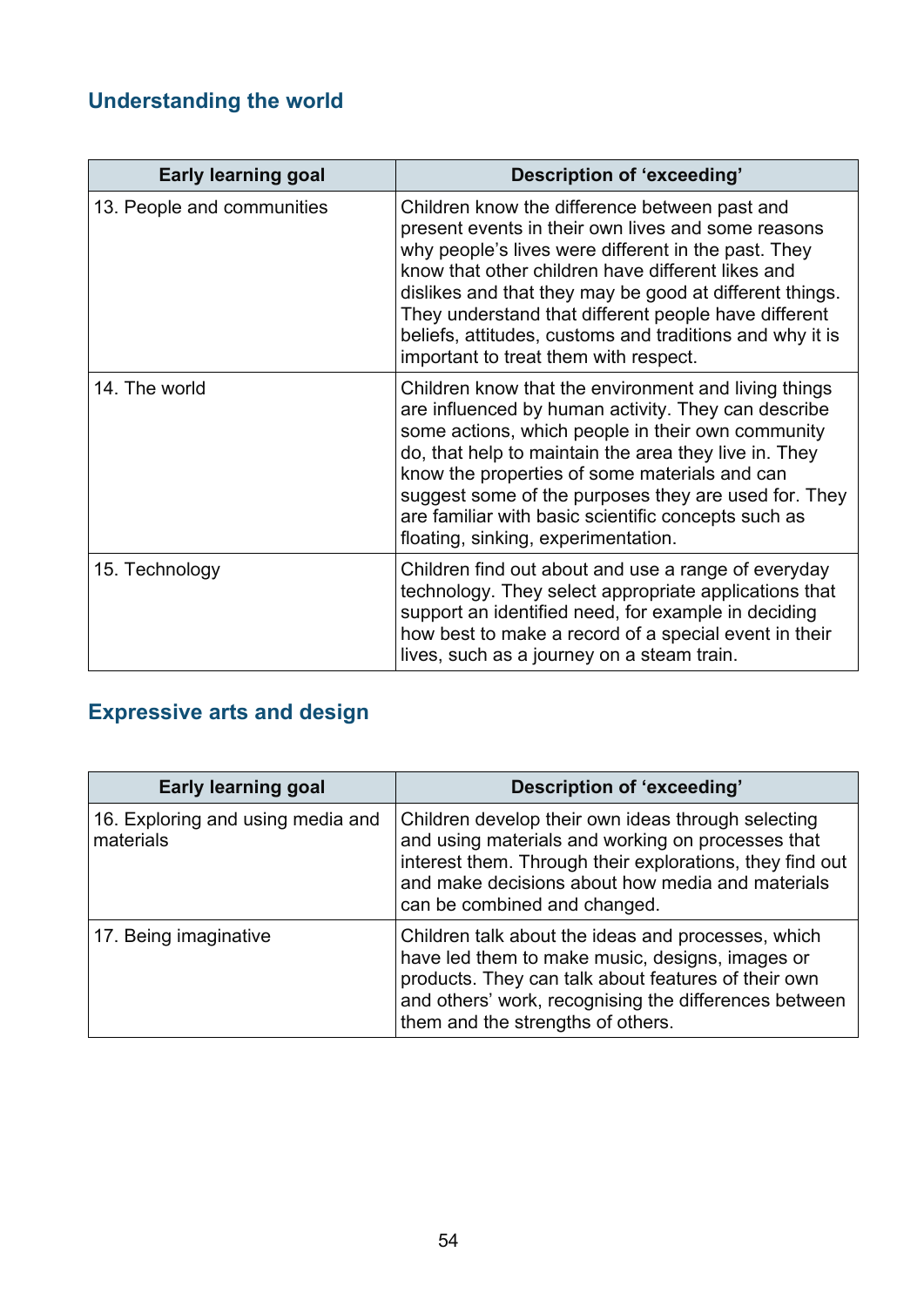## Understanding the world

| Early learning goal | Description of 'exceeding' |
|---|---|
| 13. People and communities | Children know the difference between past and present events in their own lives and some reasons why people's lives were different in the past. They know that other children have different likes and dislikes and that they may be good at different things. They understand that different people have different beliefs, attitudes, customs and traditions and why it is important to treat them with respect. |
| 14. The world | Children know that the environment and living things are influenced by human activity. They can describe some actions, which people in their own community do, that help to maintain the area they live in. They know the properties of some materials and can suggest some of the purposes they are used for. They are familiar with basic scientific concepts such as floating, sinking, experimentation. |
| 15. Technology | Children find out about and use a range of everyday technology. They select appropriate applications that support an identified need, for example in deciding how best to make a record of a special event in their lives, such as a journey on a steam train. |

## Expressive arts and design

| Early learning goal | Description of 'exceeding' |
|---|---|
| 16. Exploring and using media and materials | Children develop their own ideas through selecting and using materials and working on processes that interest them. Through their explorations, they find out and make decisions about how media and materials can be combined and changed. |
| 17. Being imaginative | Children talk about the ideas and processes, which have led them to make music, designs, images or products. They can talk about features of their own and others' work, recognising the differences between them and the strengths of others. |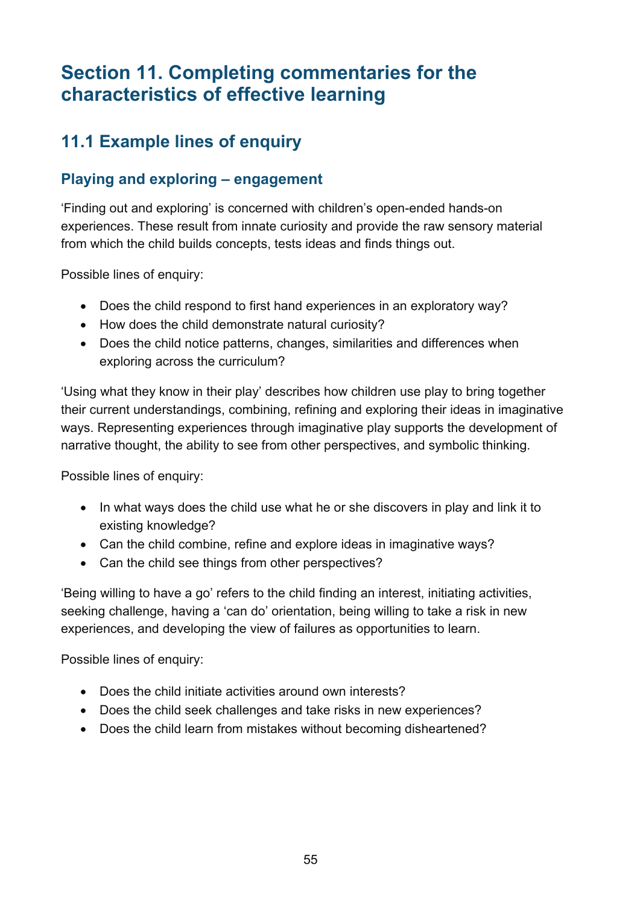# Section 11. Completing commentaries for the characteristics of effective learning

## 11.1 Example lines of enquiry

### Playing and exploring – engagement

'Finding out and exploring' is concerned with children's open-ended hands-on experiences. These result from innate curiosity and provide the raw sensory material from which the child builds concepts, tests ideas and finds things out.

Possible lines of enquiry:

- Does the child respond to first hand experiences in an exploratory way?
- How does the child demonstrate natural curiosity?
- Does the child notice patterns, changes, similarities and differences when exploring across the curriculum?

'Using what they know in their play' describes how children use play to bring together their current understandings, combining, refining and exploring their ideas in imaginative ways. Representing experiences through imaginative play supports the development of narrative thought, the ability to see from other perspectives, and symbolic thinking.

Possible lines of enquiry:

- In what ways does the child use what he or she discovers in play and link it to existing knowledge?
- Can the child combine, refine and explore ideas in imaginative ways?
- Can the child see things from other perspectives?

'Being willing to have a go' refers to the child finding an interest, initiating activities, seeking challenge, having a 'can do' orientation, being willing to take a risk in new experiences, and developing the view of failures as opportunities to learn.

Possible lines of enquiry:

- Does the child initiate activities around own interests?
- Does the child seek challenges and take risks in new experiences?
- Does the child learn from mistakes without becoming disheartened?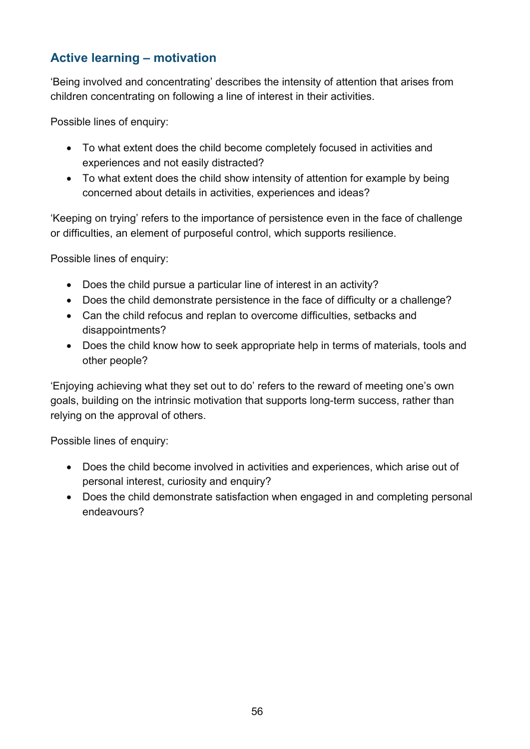## Active learning – motivation

'Being involved and concentrating' describes the intensity of attention that arises from children concentrating on following a line of interest in their activities.

Possible lines of enquiry:

- To what extent does the child become completely focused in activities and experiences and not easily distracted?
- To what extent does the child show intensity of attention for example by being concerned about details in activities, experiences and ideas?

'Keeping on trying' refers to the importance of persistence even in the face of challenge or difficulties, an element of purposeful control, which supports resilience.

Possible lines of enquiry:

- Does the child pursue a particular line of interest in an activity?
- Does the child demonstrate persistence in the face of difficulty or a challenge?
- Can the child refocus and replan to overcome difficulties, setbacks and disappointments?
- Does the child know how to seek appropriate help in terms of materials, tools and other people?

'Enjoying achieving what they set out to do' refers to the reward of meeting one's own goals, building on the intrinsic motivation that supports long-term success, rather than relying on the approval of others.

Possible lines of enquiry:

- Does the child become involved in activities and experiences, which arise out of personal interest, curiosity and enquiry?
- Does the child demonstrate satisfaction when engaged in and completing personal endeavours?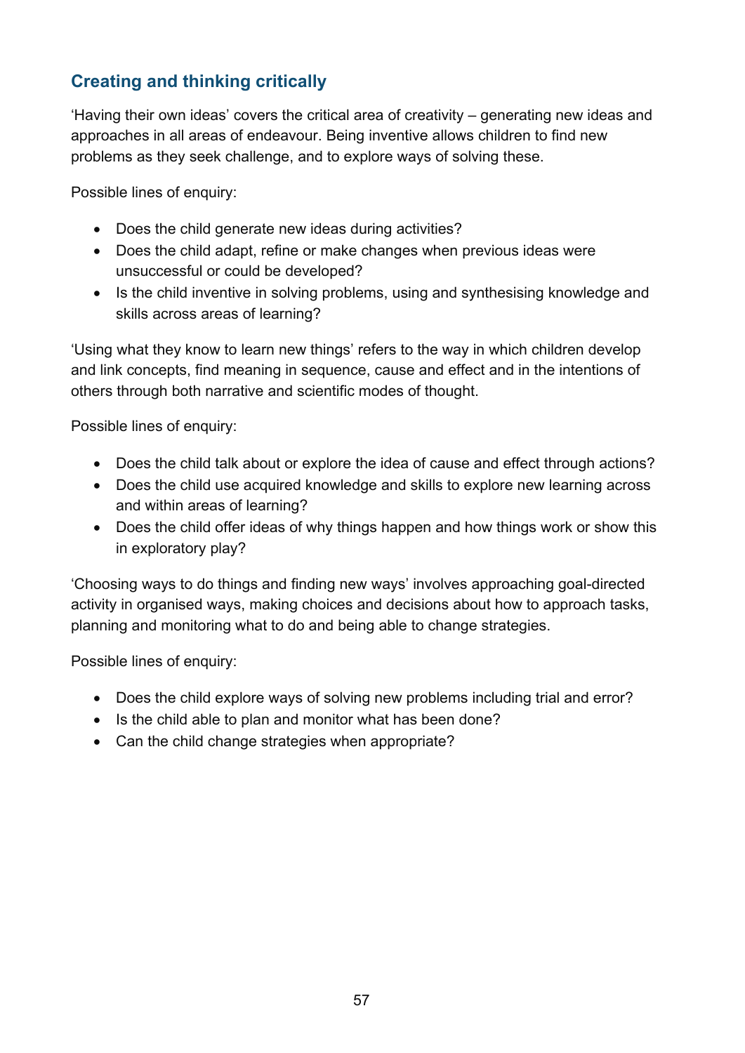## Creating and thinking critically

'Having their own ideas' covers the critical area of creativity – generating new ideas and approaches in all areas of endeavour. Being inventive allows children to find new problems as they seek challenge, and to explore ways of solving these.

Possible lines of enquiry:

- Does the child generate new ideas during activities?
- Does the child adapt, refine or make changes when previous ideas were unsuccessful or could be developed?
- Is the child inventive in solving problems, using and synthesising knowledge and skills across areas of learning?

'Using what they know to learn new things' refers to the way in which children develop and link concepts, find meaning in sequence, cause and effect and in the intentions of others through both narrative and scientific modes of thought.

Possible lines of enquiry:

- Does the child talk about or explore the idea of cause and effect through actions?
- Does the child use acquired knowledge and skills to explore new learning across and within areas of learning?
- Does the child offer ideas of why things happen and how things work or show this in exploratory play?

'Choosing ways to do things and finding new ways' involves approaching goal-directed activity in organised ways, making choices and decisions about how to approach tasks, planning and monitoring what to do and being able to change strategies.

Possible lines of enquiry:

- Does the child explore ways of solving new problems including trial and error?
- Is the child able to plan and monitor what has been done?
- Can the child change strategies when appropriate?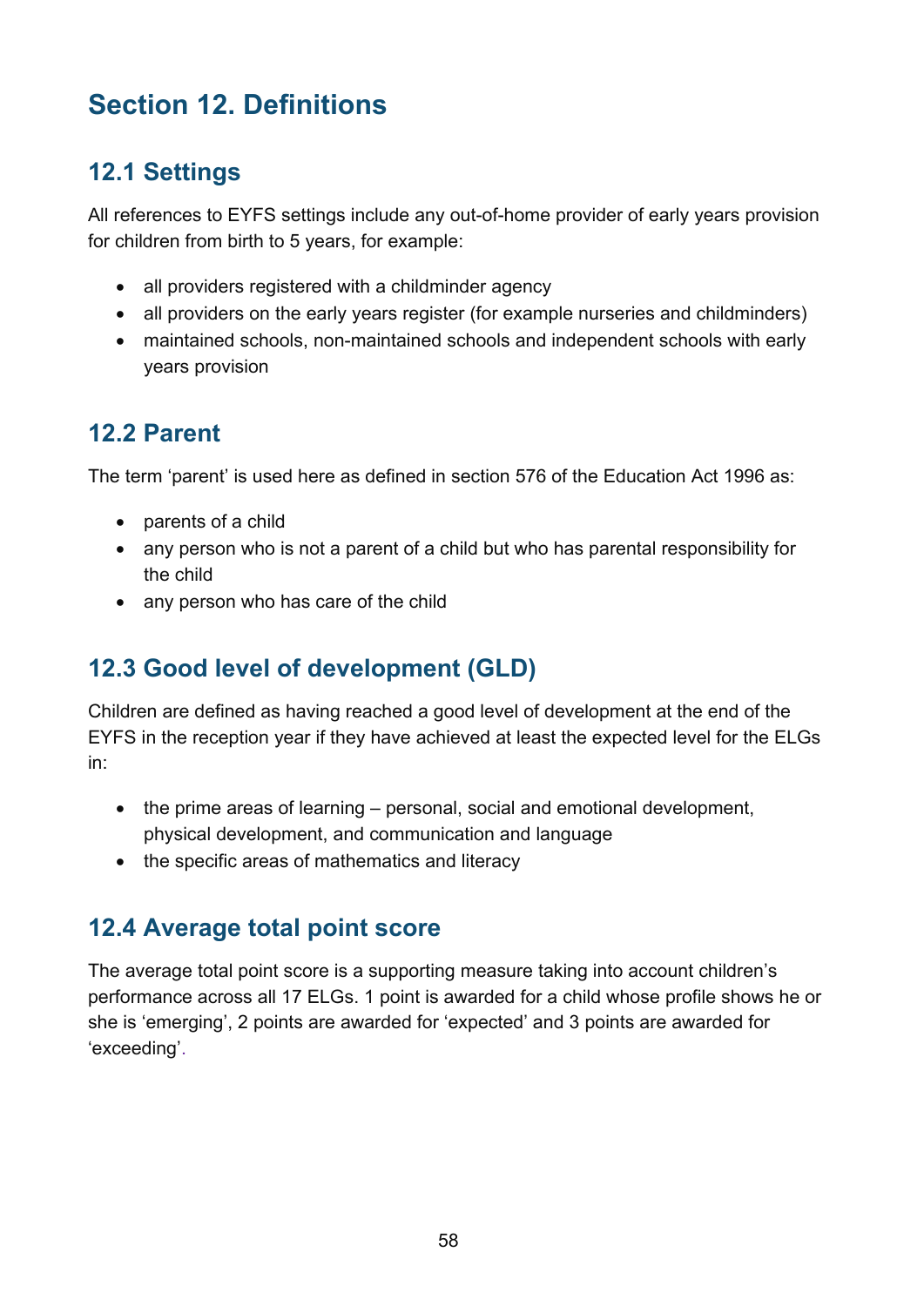# Section 12. Definitions

## 12.1 Settings

All references to EYFS settings include any out-of-home provider of early years provision for children from birth to 5 years, for example:

- all providers registered with a childminder agency
- all providers on the early years register (for example nurseries and childminders)
- maintained schools, non-maintained schools and independent schools with early years provision

## 12.2 Parent

The term 'parent' is used here as defined in section 576 of the Education Act 1996 as:

- parents of a child
- any person who is not a parent of a child but who has parental responsibility for the child
- any person who has care of the child

## 12.3 Good level of development (GLD)

Children are defined as having reached a good level of development at the end of the EYFS in the reception year if they have achieved at least the expected level for the ELGs in:

- the prime areas of learning – personal, social and emotional development, physical development, and communication and language
- the specific areas of mathematics and literacy

## 12.4 Average total point score

The average total point score is a supporting measure taking into account children's performance across all 17 ELGs. 1 point is awarded for a child whose profile shows he or she is 'emerging', 2 points are awarded for 'expected' and 3 points are awarded for 'exceeding'.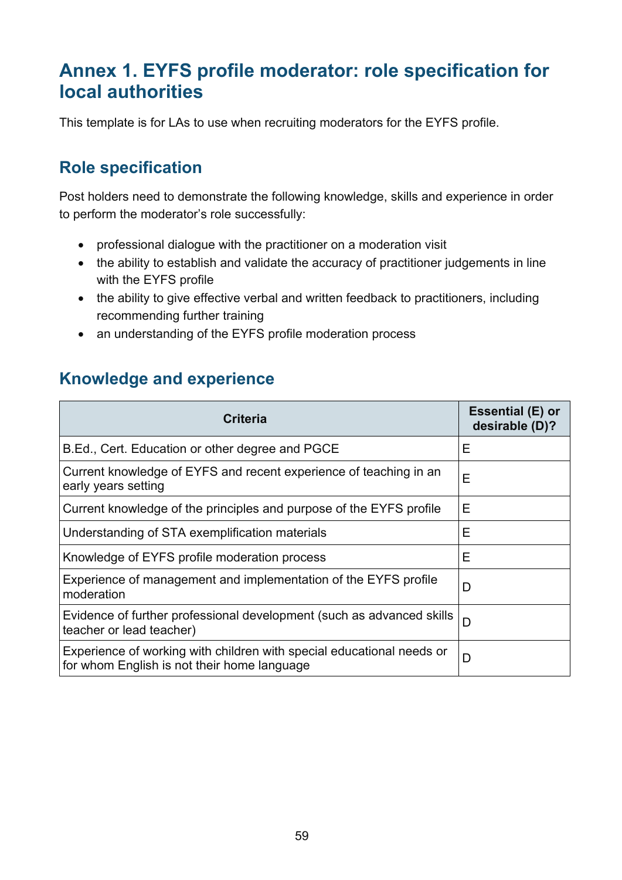# Annex 1. EYFS profile moderator: role specification for local authorities

This template is for LAs to use when recruiting moderators for the EYFS profile.

## Role specification

Post holders need to demonstrate the following knowledge, skills and experience in order to perform the moderator's role successfully:

- professional dialogue with the practitioner on a moderation visit
- the ability to establish and validate the accuracy of practitioner judgements in line with the EYFS profile
- the ability to give effective verbal and written feedback to practitioners, including recommending further training
- an understanding of the EYFS profile moderation process

## Knowledge and experience

| Criteria | Essential (E) or desirable (D)? |
|---|---|
| B.Ed., Cert. Education or other degree and PGCE | E |
| Current knowledge of EYFS and recent experience of teaching in an early years setting | E |
| Current knowledge of the principles and purpose of the EYFS profile | E |
| Understanding of STA exemplification materials | E |
| Knowledge of EYFS profile moderation process | E |
| Experience of management and implementation of the EYFS profile moderation | D |
| Evidence of further professional development (such as advanced skills teacher or lead teacher) | D |
| Experience of working with children with special educational needs or for whom English is not their home language | D |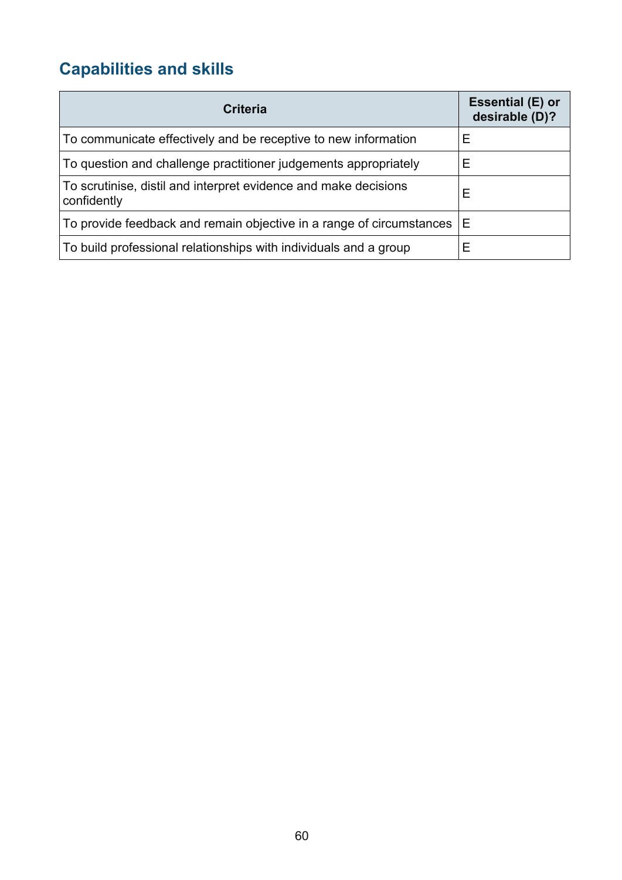## Capabilities and skills

| Criteria | Essential (E) or desirable (D)? |
|---|---|
| To communicate effectively and be receptive to new information | E |
| To question and challenge practitioner judgements appropriately | E |
| To scrutinise, distil and interpret evidence and make decisions confidently | E |
| To provide feedback and remain objective in a range of circumstances | E |
| To build professional relationships with individuals and a group | E |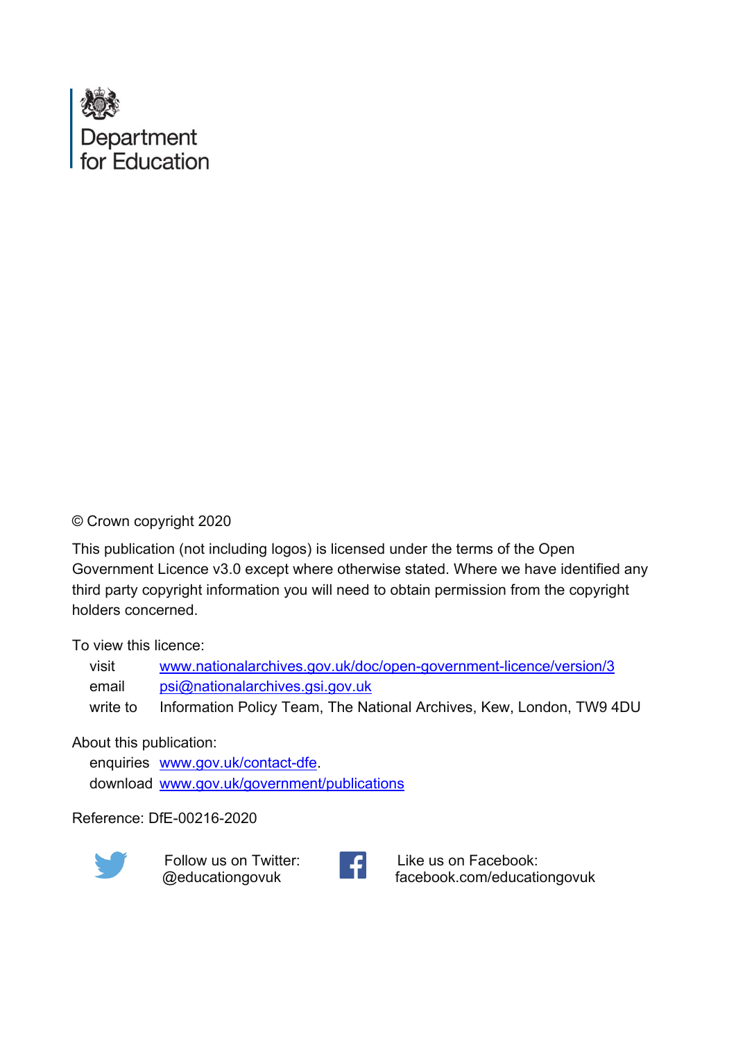Department for Education

© Crown copyright 2020

This publication (not including logos) is licensed under the terms of the Open Government Licence v3.0 except where otherwise stated. Where we have identified any third party copyright information you will need to obtain permission from the copyright holders concerned.

To view this licence:

visit www.nationalarchives.gov.uk/doc/open-government-licence/version/3
email psi@nationalarchives.gsi.gov.uk
write to Information Policy Team, The National Archives, Kew, London, TW9 4DU

About this publication:

enquiries www.gov.uk/contact-dfe.
download www.gov.uk/government/publications

Reference: DfE-00216-2020

Follow us on Twitter: @educationgovuk

Like us on Facebook: facebook.com/educationgovuk